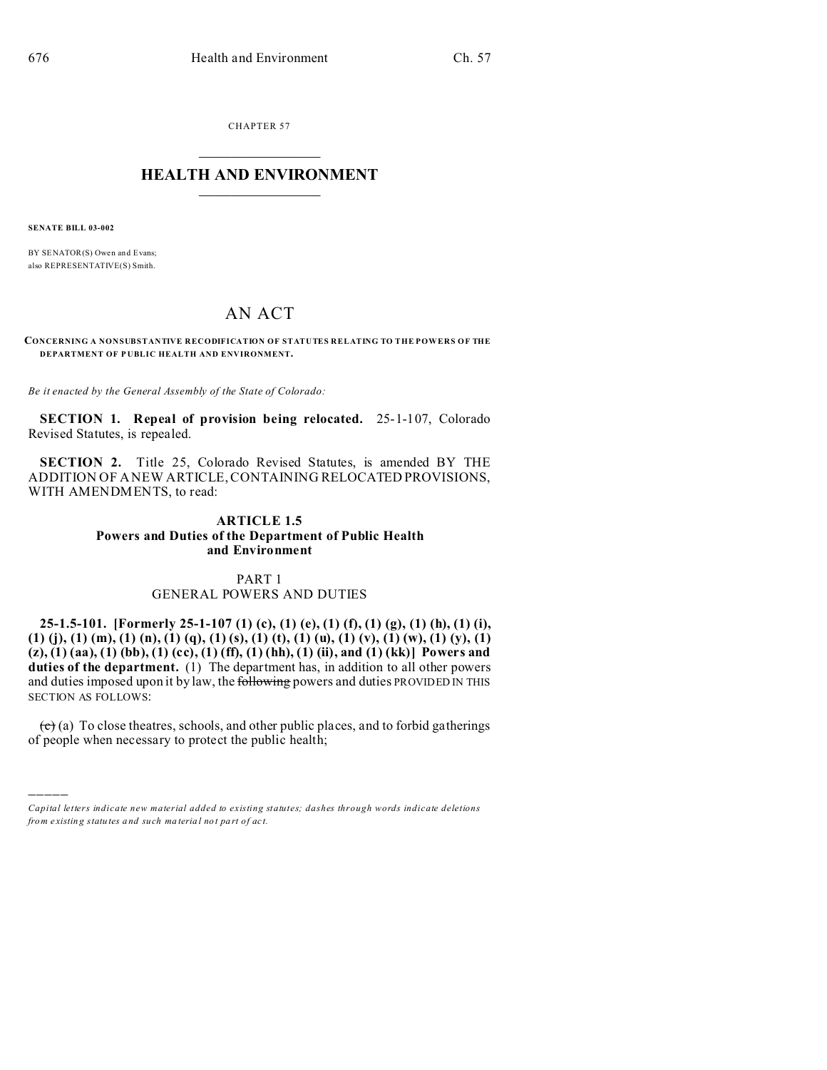CHAPTER 57

# HEALTH AND ENVIRONMENT

**SENATE BILL 03-002**

BY SENATOR(S) Owen and Evans;
also REPRESENTATIVE(S) Smith.

## AN ACT

**CONCERNING A NONSUBSTANTIVE RECODIFICATION OF STATUTES RELATING TO THE POWERS OF THE DEPARTMENT OF PUBLIC HEALTH AND ENVIRONMENT.**

*Be it enacted by the General Assembly of the State of Colorado:*

**SECTION 1. Repeal of provision being relocated.** 25-1-107, Colorado Revised Statutes, is repealed.

**SECTION 2.** Title 25, Colorado Revised Statutes, is amended BY THE ADDITION OF A NEW ARTICLE, CONTAINING RELOCATED PROVISIONS, WITH AMENDMENTS, to read:

**ARTICLE 1.5**
**Powers and Duties of the Department of Public Health and Environment**

PART 1
GENERAL POWERS AND DUTIES

**25-1.5-101. [Formerly 25-1-107 (1) (c), (1) (e), (1) (f), (1) (g), (1) (h), (1) (i), (1) (j), (1) (m), (1) (n), (1) (q), (1) (s), (1) (t), (1) (u), (1) (v), (1) (w), (1) (y), (1) (z), (1) (aa), (1) (bb), (1) (cc), (1) (ff), (1) (hh), (1) (ii), and (1) (kk)] Powers and duties of the department.** (1) The department has, in addition to all other powers and duties imposed upon it by law, the ~~following~~ powers and duties PROVIDED IN THIS SECTION AS FOLLOWS:

~~(c)~~ (a) To close theatres, schools, and other public places, and to forbid gatherings of people when necessary to protect the public health;

*Capital letters indicate new material added to existing statutes; dashes through words indicate deletions from existing statutes and such material not part of act.*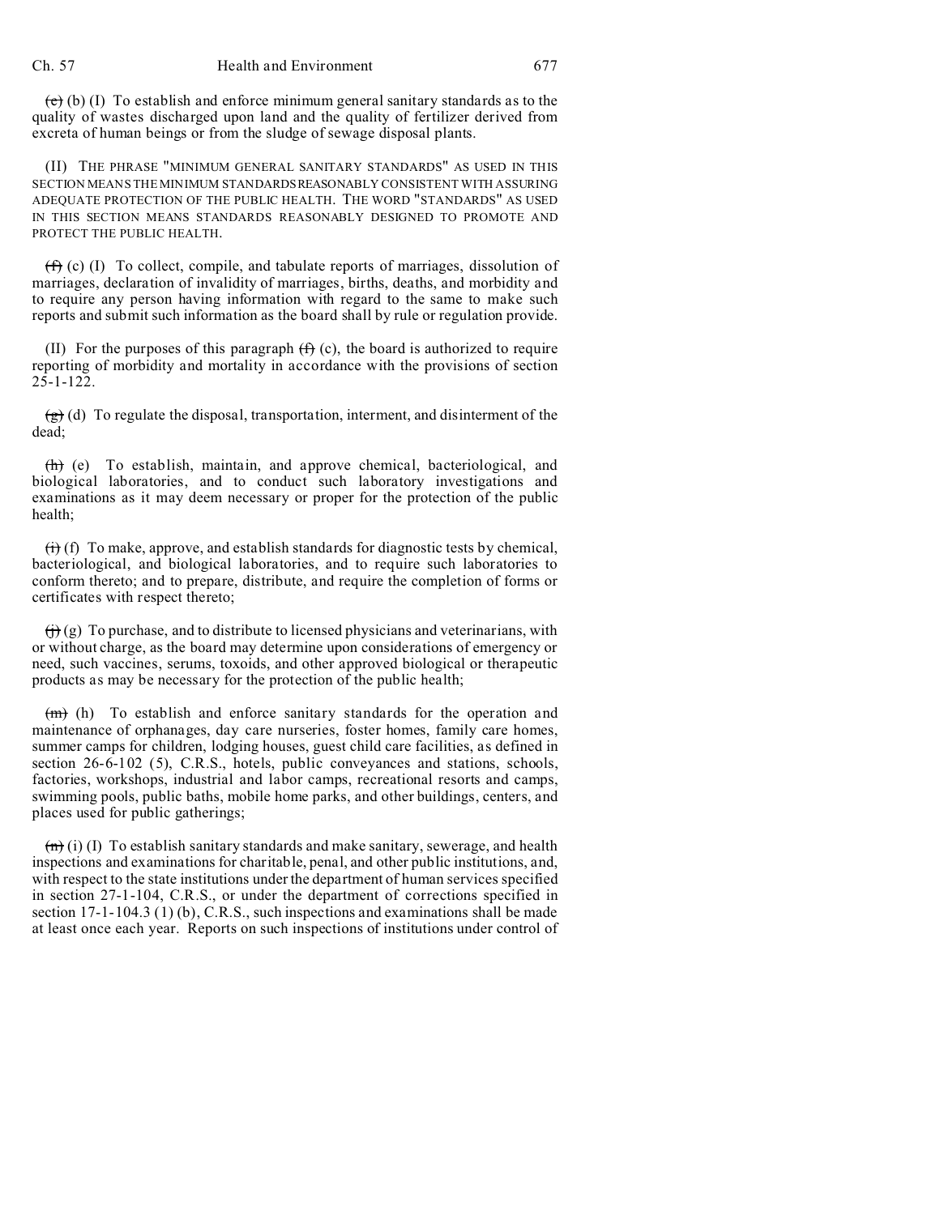~~(e)~~ (b) (I) To establish and enforce minimum general sanitary standards as to the quality of wastes discharged upon land and the quality of fertilizer derived from excreta of human beings or from the sludge of sewage disposal plants.

(II) THE PHRASE "MINIMUM GENERAL SANITARY STANDARDS" AS USED IN THIS SECTION MEANS THE MINIMUM STANDARDS REASONABLY CONSISTENT WITH ASSURING ADEQUATE PROTECTION OF THE PUBLIC HEALTH. THE WORD "STANDARDS" AS USED IN THIS SECTION MEANS STANDARDS REASONABLY DESIGNED TO PROMOTE AND PROTECT THE PUBLIC HEALTH.

~~(f)~~ (c) (I) To collect, compile, and tabulate reports of marriages, dissolution of marriages, declaration of invalidity of marriages, births, deaths, and morbidity and to require any person having information with regard to the same to make such reports and submit such information as the board shall by rule or regulation provide.

(II) For the purposes of this paragraph ~~(f)~~ (c), the board is authorized to require reporting of morbidity and mortality in accordance with the provisions of section 25-1-122.

~~(g)~~ (d) To regulate the disposal, transportation, interment, and disinterment of the dead;

~~(h)~~ (e) To establish, maintain, and approve chemical, bacteriological, and biological laboratories, and to conduct such laboratory investigations and examinations as it may deem necessary or proper for the protection of the public health;

~~(i)~~ (f) To make, approve, and establish standards for diagnostic tests by chemical, bacteriological, and biological laboratories, and to require such laboratories to conform thereto; and to prepare, distribute, and require the completion of forms or certificates with respect thereto;

~~(j)~~ (g) To purchase, and to distribute to licensed physicians and veterinarians, with or without charge, as the board may determine upon considerations of emergency or need, such vaccines, serums, toxoids, and other approved biological or therapeutic products as may be necessary for the protection of the public health;

~~(m)~~ (h) To establish and enforce sanitary standards for the operation and maintenance of orphanages, day care nurseries, foster homes, family care homes, summer camps for children, lodging houses, guest child care facilities, as defined in section 26-6-102 (5), C.R.S., hotels, public conveyances and stations, schools, factories, workshops, industrial and labor camps, recreational resorts and camps, swimming pools, public baths, mobile home parks, and other buildings, centers, and places used for public gatherings;

~~(n)~~ (i) (I) To establish sanitary standards and make sanitary, sewerage, and health inspections and examinations for charitable, penal, and other public institutions, and, with respect to the state institutions under the department of human services specified in section 27-1-104, C.R.S., or under the department of corrections specified in section 17-1-104.3 (1) (b), C.R.S., such inspections and examinations shall be made at least once each year. Reports on such inspections of institutions under control of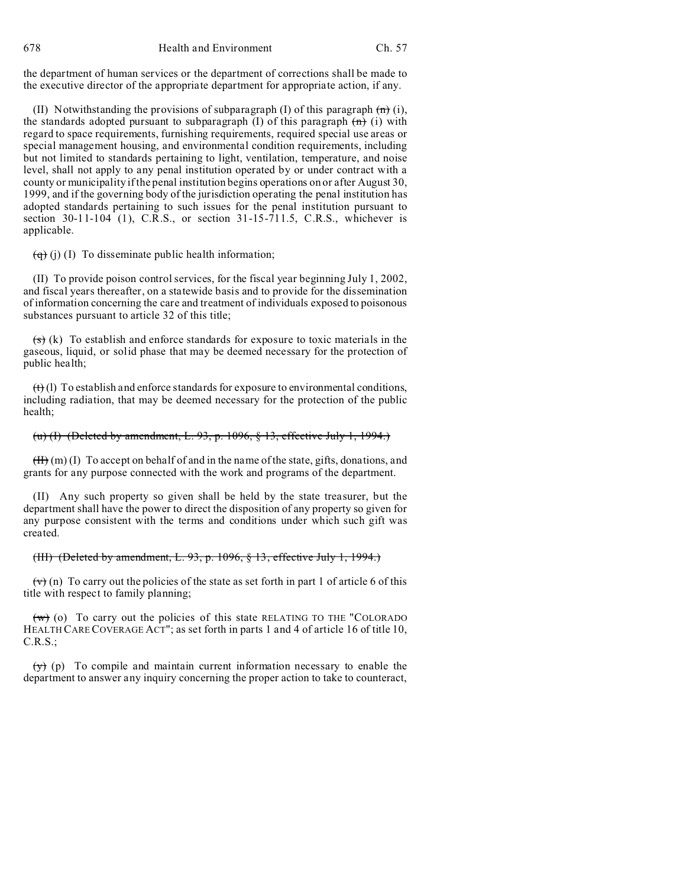the department of human services or the department of corrections shall be made to the executive director of the appropriate department for appropriate action, if any.

(II) Notwithstanding the provisions of subparagraph (I) of this paragraph ~~(n)~~ (i), the standards adopted pursuant to subparagraph (I) of this paragraph ~~(n)~~ (i) with regard to space requirements, furnishing requirements, required special use areas or special management housing, and environmental condition requirements, including but not limited to standards pertaining to light, ventilation, temperature, and noise level, shall not apply to any penal institution operated by or under contract with a county or municipality if the penal institution begins operations on or after August 30, 1999, and if the governing body of the jurisdiction operating the penal institution has adopted standards pertaining to such issues for the penal institution pursuant to section 30-11-104 (1), C.R.S., or section 31-15-711.5, C.R.S., whichever is applicable.

~~(q)~~ (j) (I) To disseminate public health information;

(II) To provide poison control services, for the fiscal year beginning July 1, 2002, and fiscal years thereafter, on a statewide basis and to provide for the dissemination of information concerning the care and treatment of individuals exposed to poisonous substances pursuant to article 32 of this title;

~~(s)~~ (k) To establish and enforce standards for exposure to toxic materials in the gaseous, liquid, or solid phase that may be deemed necessary for the protection of public health;

~~(t)~~ (l) To establish and enforce standards for exposure to environmental conditions, including radiation, that may be deemed necessary for the protection of the public health;

~~(u) (I) (Deleted by amendment, L. 93, p. 1096, § 13, effective July 1, 1994.)~~

~~(II)~~ (m) (I) To accept on behalf of and in the name of the state, gifts, donations, and grants for any purpose connected with the work and programs of the department.

(II) Any such property so given shall be held by the state treasurer, but the department shall have the power to direct the disposition of any property so given for any purpose consistent with the terms and conditions under which such gift was created.

~~(III) (Deleted by amendment, L. 93, p. 1096, § 13, effective July 1, 1994.)~~

~~(v)~~ (n) To carry out the policies of the state as set forth in part 1 of article 6 of this title with respect to family planning;

~~(w)~~ (o) To carry out the policies of this state RELATING TO THE "COLORADO HEALTH CARE COVERAGE ACT"; as set forth in parts 1 and 4 of article 16 of title 10, C.R.S.;

~~(y)~~ (p) To compile and maintain current information necessary to enable the department to answer any inquiry concerning the proper action to take to counteract,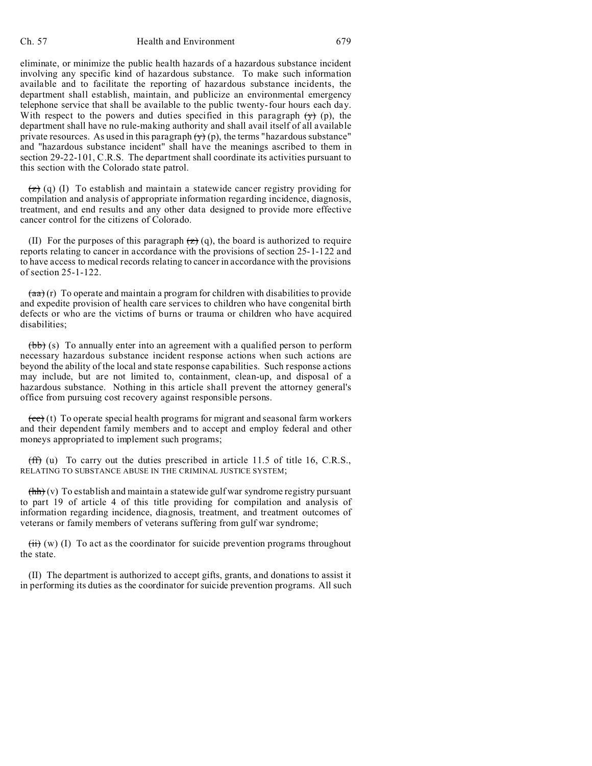eliminate, or minimize the public health hazards of a hazardous substance incident involving any specific kind of hazardous substance. To make such information available and to facilitate the reporting of hazardous substance incidents, the department shall establish, maintain, and publicize an environmental emergency telephone service that shall be available to the public twenty-four hours each day. With respect to the powers and duties specified in this paragraph ~~(y)~~ (p), the department shall have no rule-making authority and shall avail itself of all available private resources. As used in this paragraph ~~(y)~~ (p), the terms "hazardous substance" and "hazardous substance incident" shall have the meanings ascribed to them in section 29-22-101, C.R.S. The department shall coordinate its activities pursuant to this section with the Colorado state patrol.

~~(z)~~ (q) (I) To establish and maintain a statewide cancer registry providing for compilation and analysis of appropriate information regarding incidence, diagnosis, treatment, and end results and any other data designed to provide more effective cancer control for the citizens of Colorado.

(II) For the purposes of this paragraph ~~(z)~~ (q), the board is authorized to require reports relating to cancer in accordance with the provisions of section 25-1-122 and to have access to medical records relating to cancer in accordance with the provisions of section 25-1-122.

~~(aa)~~ (r) To operate and maintain a program for children with disabilities to provide and expedite provision of health care services to children who have congenital birth defects or who are the victims of burns or trauma or children who have acquired disabilities;

~~(bb)~~ (s) To annually enter into an agreement with a qualified person to perform necessary hazardous substance incident response actions when such actions are beyond the ability of the local and state response capabilities. Such response actions may include, but are not limited to, containment, clean-up, and disposal of a hazardous substance. Nothing in this article shall prevent the attorney general's office from pursuing cost recovery against responsible persons.

~~(cc)~~ (t) To operate special health programs for migrant and seasonal farm workers and their dependent family members and to accept and employ federal and other moneys appropriated to implement such programs;

~~(ff)~~ (u) To carry out the duties prescribed in article 11.5 of title 16, C.R.S., RELATING TO SUBSTANCE ABUSE IN THE CRIMINAL JUSTICE SYSTEM;

~~(hh)~~ (v) To establish and maintain a statewide gulf war syndrome registry pursuant to part 19 of article 4 of this title providing for compilation and analysis of information regarding incidence, diagnosis, treatment, and treatment outcomes of veterans or family members of veterans suffering from gulf war syndrome;

~~(ii)~~ (w) (I) To act as the coordinator for suicide prevention programs throughout the state.

(II) The department is authorized to accept gifts, grants, and donations to assist it in performing its duties as the coordinator for suicide prevention programs. All such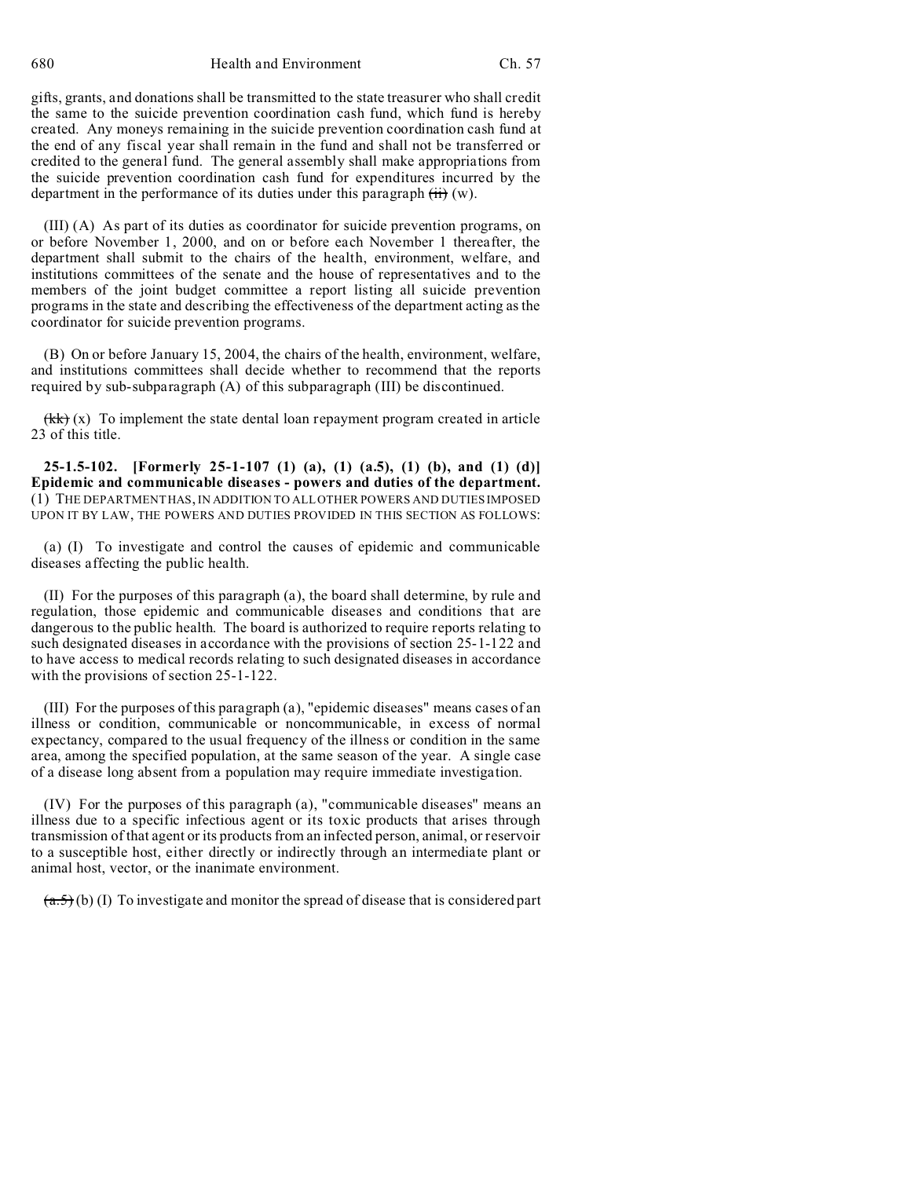gifts, grants, and donations shall be transmitted to the state treasurer who shall credit the same to the suicide prevention coordination cash fund, which fund is hereby created. Any moneys remaining in the suicide prevention coordination cash fund at the end of any fiscal year shall remain in the fund and shall not be transferred or credited to the general fund. The general assembly shall make appropriations from the suicide prevention coordination cash fund for expenditures incurred by the department in the performance of its duties under this paragraph ~~(ii)~~ (w).

(III) (A) As part of its duties as coordinator for suicide prevention programs, on or before November 1, 2000, and on or before each November 1 thereafter, the department shall submit to the chairs of the health, environment, welfare, and institutions committees of the senate and the house of representatives and to the members of the joint budget committee a report listing all suicide prevention programs in the state and describing the effectiveness of the department acting as the coordinator for suicide prevention programs.

(B) On or before January 15, 2004, the chairs of the health, environment, welfare, and institutions committees shall decide whether to recommend that the reports required by sub-subparagraph (A) of this subparagraph (III) be discontinued.

~~(kk)~~ (x) To implement the state dental loan repayment program created in article 23 of this title.

**25-1.5-102. [Formerly 25-1-107 (1) (a), (1) (a.5), (1) (b), and (1) (d)] Epidemic and communicable diseases - powers and duties of the department.** (1) THE DEPARTMENT HAS, IN ADDITION TO ALL OTHER POWERS AND DUTIES IMPOSED UPON IT BY LAW, THE POWERS AND DUTIES PROVIDED IN THIS SECTION AS FOLLOWS:

(a) (I) To investigate and control the causes of epidemic and communicable diseases affecting the public health.

(II) For the purposes of this paragraph (a), the board shall determine, by rule and regulation, those epidemic and communicable diseases and conditions that are dangerous to the public health. The board is authorized to require reports relating to such designated diseases in accordance with the provisions of section 25-1-122 and to have access to medical records relating to such designated diseases in accordance with the provisions of section 25-1-122.

(III) For the purposes of this paragraph (a), "epidemic diseases" means cases of an illness or condition, communicable or noncommunicable, in excess of normal expectancy, compared to the usual frequency of the illness or condition in the same area, among the specified population, at the same season of the year. A single case of a disease long absent from a population may require immediate investigation.

(IV) For the purposes of this paragraph (a), "communicable diseases" means an illness due to a specific infectious agent or its toxic products that arises through transmission of that agent or its products from an infected person, animal, or reservoir to a susceptible host, either directly or indirectly through an intermediate plant or animal host, vector, or the inanimate environment.

~~(a.5)~~ (b) (I) To investigate and monitor the spread of disease that is considered part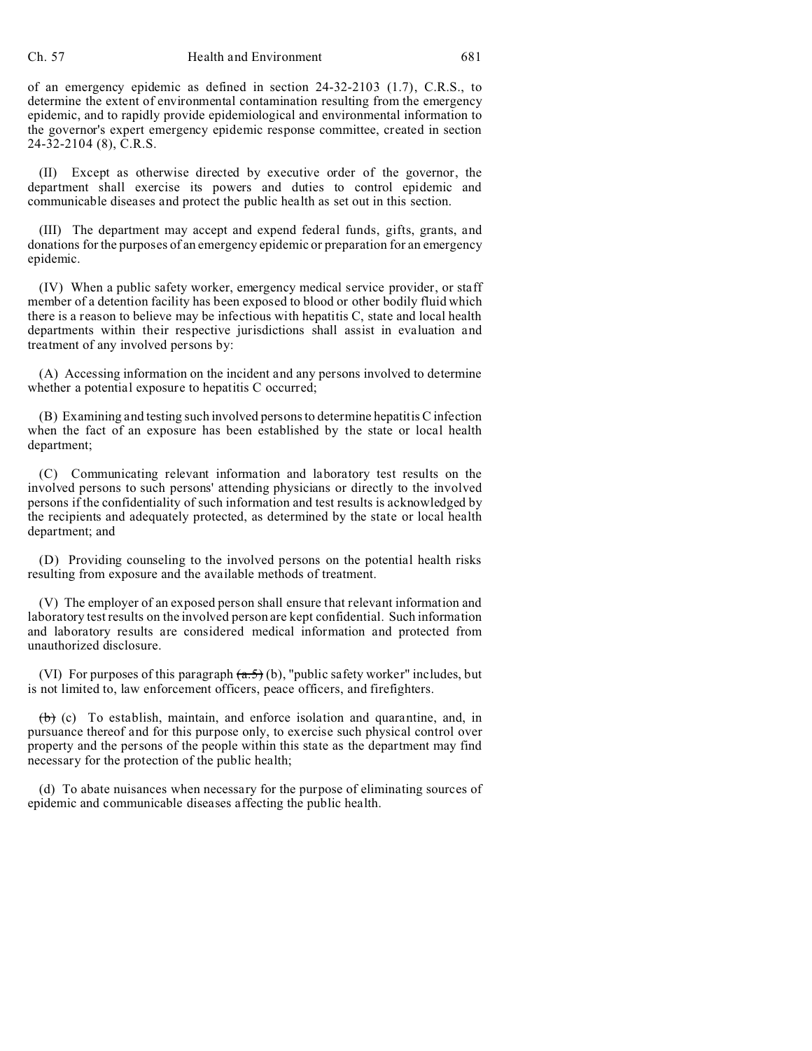of an emergency epidemic as defined in section 24-32-2103 (1.7), C.R.S., to determine the extent of environmental contamination resulting from the emergency epidemic, and to rapidly provide epidemiological and environmental information to the governor's expert emergency epidemic response committee, created in section 24-32-2104 (8), C.R.S.

(II) Except as otherwise directed by executive order of the governor, the department shall exercise its powers and duties to control epidemic and communicable diseases and protect the public health as set out in this section.

(III) The department may accept and expend federal funds, gifts, grants, and donations for the purposes of an emergency epidemic or preparation for an emergency epidemic.

(IV) When a public safety worker, emergency medical service provider, or staff member of a detention facility has been exposed to blood or other bodily fluid which there is a reason to believe may be infectious with hepatitis C, state and local health departments within their respective jurisdictions shall assist in evaluation and treatment of any involved persons by:

(A) Accessing information on the incident and any persons involved to determine whether a potential exposure to hepatitis C occurred;

(B) Examining and testing such involved persons to determine hepatitis C infection when the fact of an exposure has been established by the state or local health department;

(C) Communicating relevant information and laboratory test results on the involved persons to such persons' attending physicians or directly to the involved persons if the confidentiality of such information and test results is acknowledged by the recipients and adequately protected, as determined by the state or local health department; and

(D) Providing counseling to the involved persons on the potential health risks resulting from exposure and the available methods of treatment.

(V) The employer of an exposed person shall ensure that relevant information and laboratory test results on the involved person are kept confidential. Such information and laboratory results are considered medical information and protected from unauthorized disclosure.

(VI) For purposes of this paragraph ~~(a.5)~~ (b), "public safety worker" includes, but is not limited to, law enforcement officers, peace officers, and firefighters.

~~(b)~~ (c) To establish, maintain, and enforce isolation and quarantine, and, in pursuance thereof and for this purpose only, to exercise such physical control over property and the persons of the people within this state as the department may find necessary for the protection of the public health;

(d) To abate nuisances when necessary for the purpose of eliminating sources of epidemic and communicable diseases affecting the public health.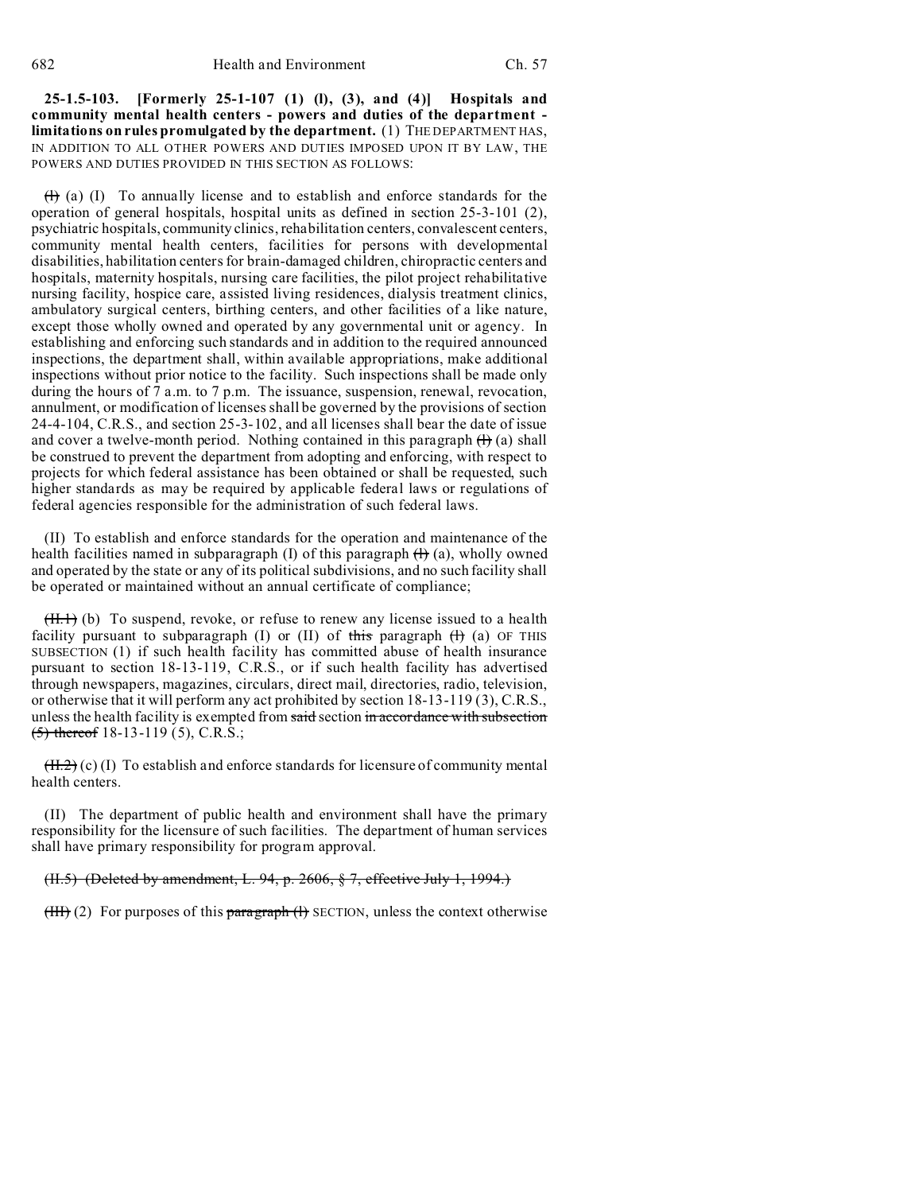**25-1.5-103. [Formerly 25-1-107 (1) (l), (3), and (4)] Hospitals and community mental health centers - powers and duties of the department - limitations on rules promulgated by the department.** (1) THE DEPARTMENT HAS, IN ADDITION TO ALL OTHER POWERS AND DUTIES IMPOSED UPON IT BY LAW, THE POWERS AND DUTIES PROVIDED IN THIS SECTION AS FOLLOWS:

~~(l)~~ (a) (I) To annually license and to establish and enforce standards for the operation of general hospitals, hospital units as defined in section 25-3-101 (2), psychiatric hospitals, community clinics, rehabilitation centers, convalescent centers, community mental health centers, facilities for persons with developmental disabilities, habilitation centers for brain-damaged children, chiropractic centers and hospitals, maternity hospitals, nursing care facilities, the pilot project rehabilitative nursing facility, hospice care, assisted living residences, dialysis treatment clinics, ambulatory surgical centers, birthing centers, and other facilities of a like nature, except those wholly owned and operated by any governmental unit or agency. In establishing and enforcing such standards and in addition to the required announced inspections, the department shall, within available appropriations, make additional inspections without prior notice to the facility. Such inspections shall be made only during the hours of 7 a.m. to 7 p.m. The issuance, suspension, renewal, revocation, annulment, or modification of licenses shall be governed by the provisions of section 24-4-104, C.R.S., and section 25-3-102, and all licenses shall bear the date of issue and cover a twelve-month period. Nothing contained in this paragraph ~~(l)~~ (a) shall be construed to prevent the department from adopting and enforcing, with respect to projects for which federal assistance has been obtained or shall be requested, such higher standards as may be required by applicable federal laws or regulations of federal agencies responsible for the administration of such federal laws.

(II) To establish and enforce standards for the operation and maintenance of the health facilities named in subparagraph (I) of this paragraph ~~(l)~~ (a), wholly owned and operated by the state or any of its political subdivisions, and no such facility shall be operated or maintained without an annual certificate of compliance;

~~(II.1)~~ (b) To suspend, revoke, or refuse to renew any license issued to a health facility pursuant to subparagraph (I) or (II) of ~~this~~ paragraph ~~(l)~~ (a) OF THIS SUBSECTION (1) if such health facility has committed abuse of health insurance pursuant to section 18-13-119, C.R.S., or if such health facility has advertised through newspapers, magazines, circulars, direct mail, directories, radio, television, or otherwise that it will perform any act prohibited by section 18-13-119 (3), C.R.S., unless the health facility is exempted from ~~said~~ section ~~in accordance with subsection (5) thereof~~ 18-13-119 (5), C.R.S.;

~~(II.2)~~ (c) (I) To establish and enforce standards for licensure of community mental health centers.

(II) The department of public health and environment shall have the primary responsibility for the licensure of such facilities. The department of human services shall have primary responsibility for program approval.

~~(II.5) (Deleted by amendment, L. 94, p. 2606, § 7, effective July 1, 1994.)~~

~~(III)~~ (2) For purposes of this ~~paragraph (l)~~ SECTION, unless the context otherwise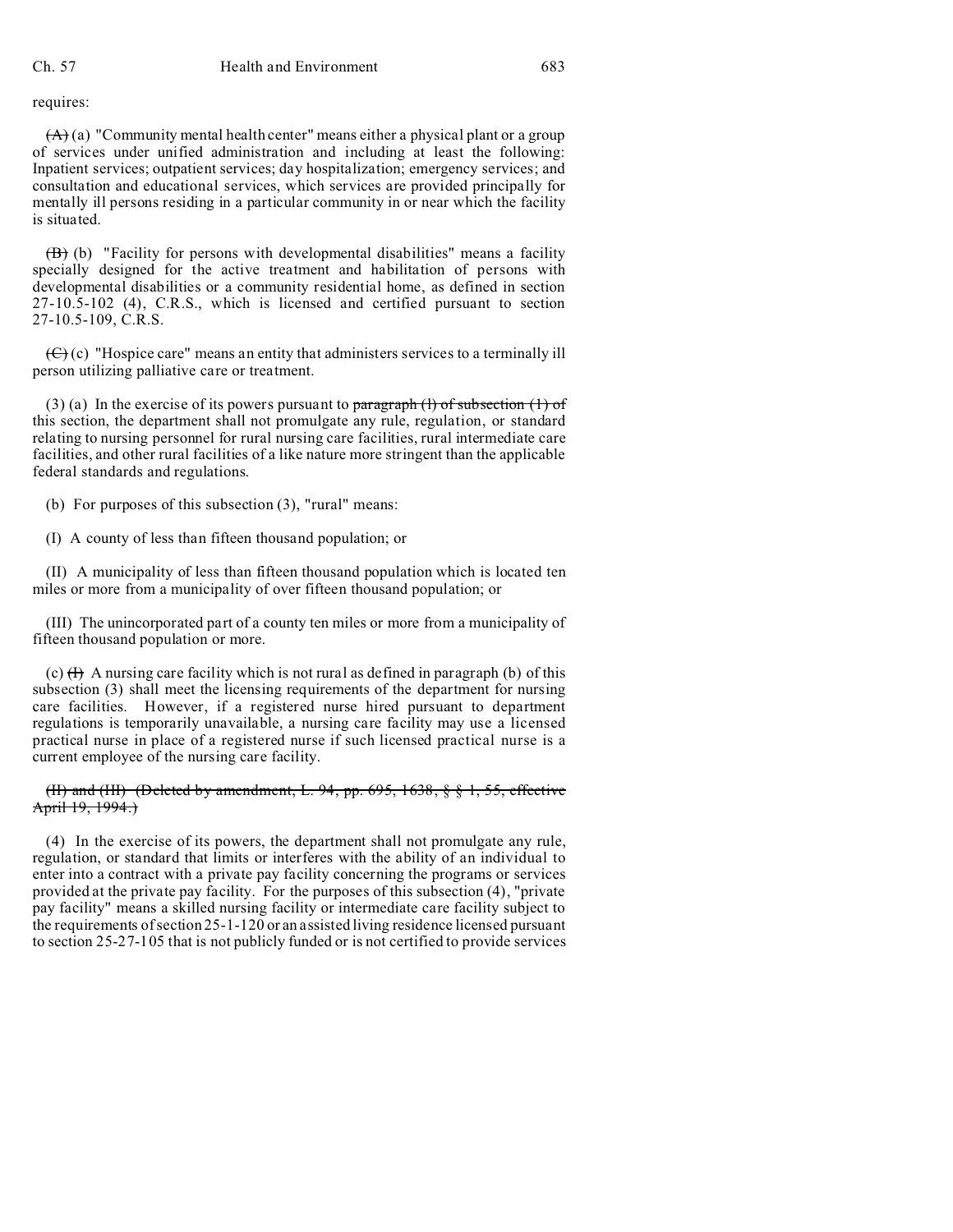requires:

~~(A)~~ (a) "Community mental health center" means either a physical plant or a group of services under unified administration and including at least the following: Inpatient services; outpatient services; day hospitalization; emergency services; and consultation and educational services, which services are provided principally for mentally ill persons residing in a particular community in or near which the facility is situated.

~~(B)~~ (b) "Facility for persons with developmental disabilities" means a facility specially designed for the active treatment and habilitation of persons with developmental disabilities or a community residential home, as defined in section 27-10.5-102 (4), C.R.S., which is licensed and certified pursuant to section 27-10.5-109, C.R.S.

~~(C)~~ (c) "Hospice care" means an entity that administers services to a terminally ill person utilizing palliative care or treatment.

(3) (a) In the exercise of its powers pursuant to ~~paragraph (l) of subsection (1) of~~ this section, the department shall not promulgate any rule, regulation, or standard relating to nursing personnel for rural nursing care facilities, rural intermediate care facilities, and other rural facilities of a like nature more stringent than the applicable federal standards and regulations.

(b) For purposes of this subsection (3), "rural" means:

(I) A county of less than fifteen thousand population; or

(II) A municipality of less than fifteen thousand population which is located ten miles or more from a municipality of over fifteen thousand population; or

(III) The unincorporated part of a county ten miles or more from a municipality of fifteen thousand population or more.

(c) ~~(I)~~ A nursing care facility which is not rural as defined in paragraph (b) of this subsection (3) shall meet the licensing requirements of the department for nursing care facilities. However, if a registered nurse hired pursuant to department regulations is temporarily unavailable, a nursing care facility may use a licensed practical nurse in place of a registered nurse if such licensed practical nurse is a current employee of the nursing care facility.

~~(II) and (III) (Deleted by amendment, L. 94, pp. 695, 1638, § § 1, 55, effective April 19, 1994.)~~

(4) In the exercise of its powers, the department shall not promulgate any rule, regulation, or standard that limits or interferes with the ability of an individual to enter into a contract with a private pay facility concerning the programs or services provided at the private pay facility. For the purposes of this subsection (4), "private pay facility" means a skilled nursing facility or intermediate care facility subject to the requirements of section 25-1-120 or an assisted living residence licensed pursuant to section 25-27-105 that is not publicly funded or is not certified to provide services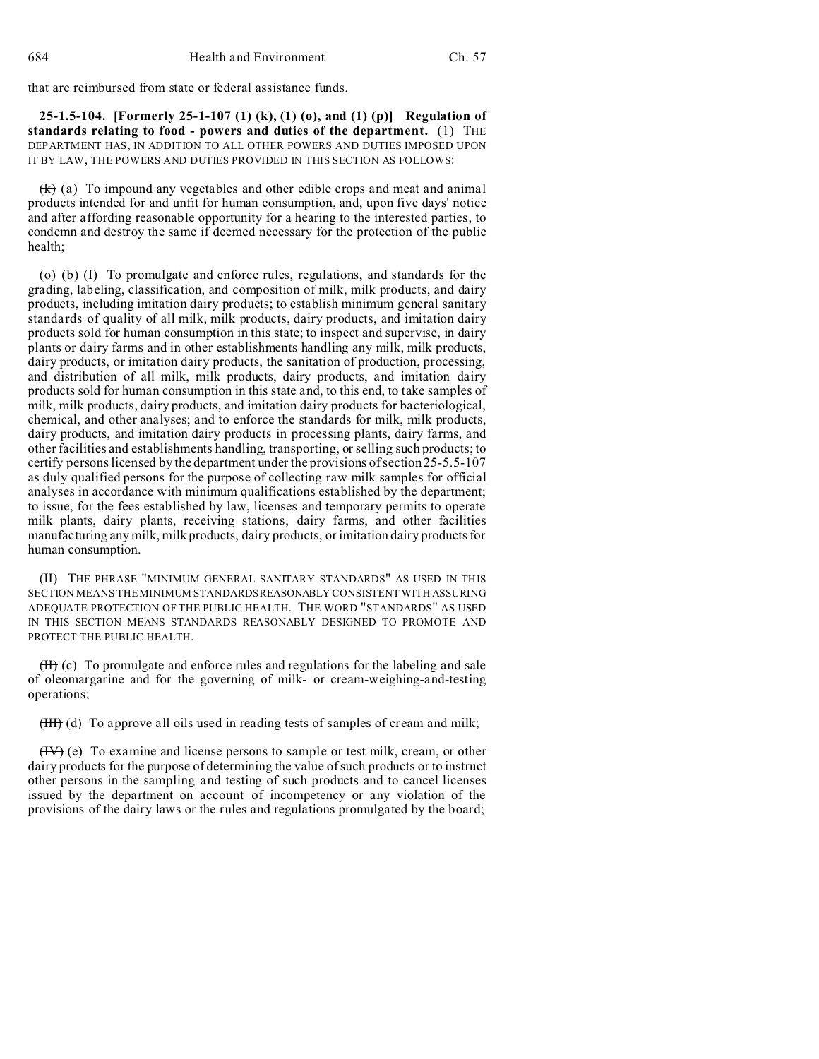that are reimbursed from state or federal assistance funds.

**25-1.5-104. [Formerly 25-1-107 (1) (k), (1) (o), and (1) (p)] Regulation of standards relating to food - powers and duties of the department.** (1) THE DEPARTMENT HAS, IN ADDITION TO ALL OTHER POWERS AND DUTIES IMPOSED UPON IT BY LAW, THE POWERS AND DUTIES PROVIDED IN THIS SECTION AS FOLLOWS:

~~(k)~~ (a) To impound any vegetables and other edible crops and meat and animal products intended for and unfit for human consumption, and, upon five days' notice and after affording reasonable opportunity for a hearing to the interested parties, to condemn and destroy the same if deemed necessary for the protection of the public health;

~~(o)~~ (b) (I) To promulgate and enforce rules, regulations, and standards for the grading, labeling, classification, and composition of milk, milk products, and dairy products, including imitation dairy products; to establish minimum general sanitary standards of quality of all milk, milk products, dairy products, and imitation dairy products sold for human consumption in this state; to inspect and supervise, in dairy plants or dairy farms and in other establishments handling any milk, milk products, dairy products, or imitation dairy products, the sanitation of production, processing, and distribution of all milk, milk products, dairy products, and imitation dairy products sold for human consumption in this state and, to this end, to take samples of milk, milk products, dairy products, and imitation dairy products for bacteriological, chemical, and other analyses; and to enforce the standards for milk, milk products, dairy products, and imitation dairy products in processing plants, dairy farms, and other facilities and establishments handling, transporting, or selling such products; to certify persons licensed by the department under the provisions of section 25-5.5-107 as duly qualified persons for the purpose of collecting raw milk samples for official analyses in accordance with minimum qualifications established by the department; to issue, for the fees established by law, licenses and temporary permits to operate milk plants, dairy plants, receiving stations, dairy farms, and other facilities manufacturing any milk, milk products, dairy products, or imitation dairy products for human consumption.

(II) THE PHRASE "MINIMUM GENERAL SANITARY STANDARDS" AS USED IN THIS SECTION MEANS THE MINIMUM STANDARDS REASONABLY CONSISTENT WITH ASSURING ADEQUATE PROTECTION OF THE PUBLIC HEALTH. THE WORD "STANDARDS" AS USED IN THIS SECTION MEANS STANDARDS REASONABLY DESIGNED TO PROMOTE AND PROTECT THE PUBLIC HEALTH.

~~(II)~~ (c) To promulgate and enforce rules and regulations for the labeling and sale of oleomargarine and for the governing of milk- or cream-weighing-and-testing operations;

~~(III)~~ (d) To approve all oils used in reading tests of samples of cream and milk;

~~(IV)~~ (e) To examine and license persons to sample or test milk, cream, or other dairy products for the purpose of determining the value of such products or to instruct other persons in the sampling and testing of such products and to cancel licenses issued by the department on account of incompetency or any violation of the provisions of the dairy laws or the rules and regulations promulgated by the board;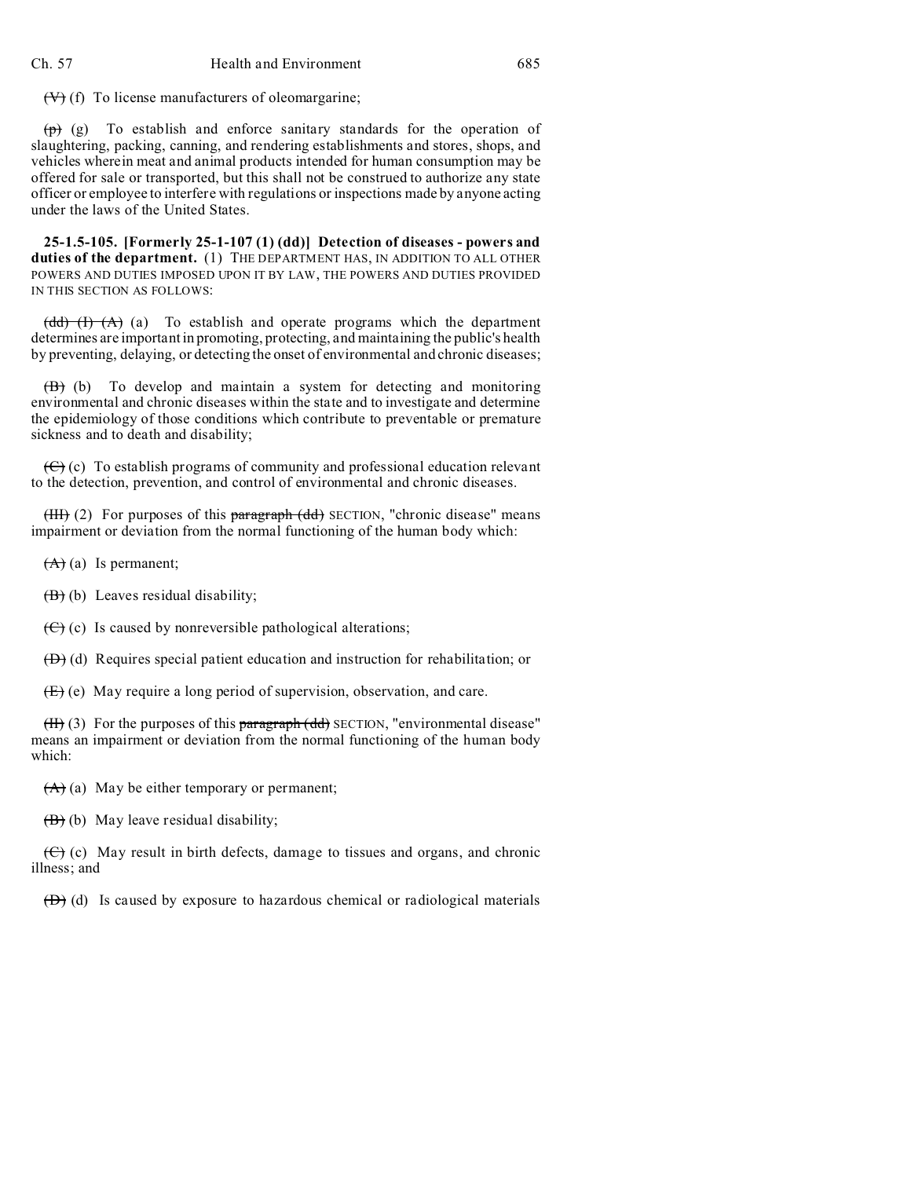~~(V)~~ (f) To license manufacturers of oleomargarine;

~~(p)~~ (g) To establish and enforce sanitary standards for the operation of slaughtering, packing, canning, and rendering establishments and stores, shops, and vehicles wherein meat and animal products intended for human consumption may be offered for sale or transported, but this shall not be construed to authorize any state officer or employee to interfere with regulations or inspections made by anyone acting under the laws of the United States.

**25-1.5-105. [Formerly 25-1-107 (1) (dd)] Detection of diseases - powers and duties of the department.** (1) THE DEPARTMENT HAS, IN ADDITION TO ALL OTHER POWERS AND DUTIES IMPOSED UPON IT BY LAW, THE POWERS AND DUTIES PROVIDED IN THIS SECTION AS FOLLOWS:

~~(dd) (I) (A)~~ (a) To establish and operate programs which the department determines are important in promoting, protecting, and maintaining the public's health by preventing, delaying, or detecting the onset of environmental and chronic diseases;

~~(B)~~ (b) To develop and maintain a system for detecting and monitoring environmental and chronic diseases within the state and to investigate and determine the epidemiology of those conditions which contribute to preventable or premature sickness and to death and disability;

~~(C)~~ (c) To establish programs of community and professional education relevant to the detection, prevention, and control of environmental and chronic diseases.

~~(III)~~ (2) For purposes of this ~~paragraph (dd)~~ SECTION, "chronic disease" means impairment or deviation from the normal functioning of the human body which:

~~(A)~~ (a) Is permanent;

~~(B)~~ (b) Leaves residual disability;

~~(C)~~ (c) Is caused by nonreversible pathological alterations;

~~(D)~~ (d) Requires special patient education and instruction for rehabilitation; or

~~(E)~~ (e) May require a long period of supervision, observation, and care.

~~(II)~~ (3) For the purposes of this ~~paragraph (dd)~~ SECTION, "environmental disease" means an impairment or deviation from the normal functioning of the human body which:

~~(A)~~ (a) May be either temporary or permanent;

~~(B)~~ (b) May leave residual disability;

~~(C)~~ (c) May result in birth defects, damage to tissues and organs, and chronic illness; and

~~(D)~~ (d) Is caused by exposure to hazardous chemical or radiological materials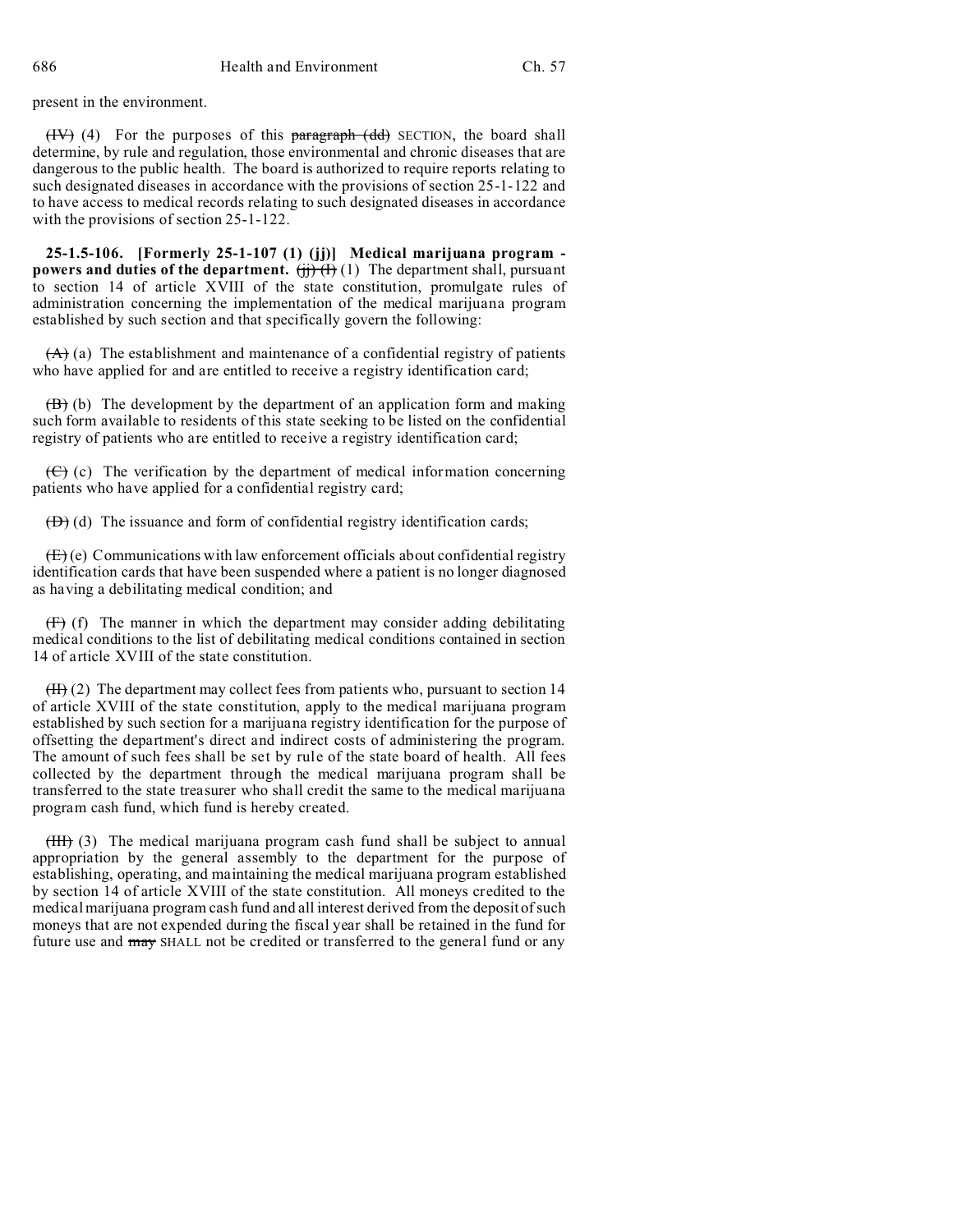present in the environment.

~~(IV)~~ (4) For the purposes of this ~~paragraph (dd)~~ SECTION, the board shall determine, by rule and regulation, those environmental and chronic diseases that are dangerous to the public health. The board is authorized to require reports relating to such designated diseases in accordance with the provisions of section 25-1-122 and to have access to medical records relating to such designated diseases in accordance with the provisions of section 25-1-122.

**25-1.5-106. [Formerly 25-1-107 (1) (jj)] Medical marijuana program - powers and duties of the department.** ~~(jj) (I)~~ (1) The department shall, pursuant to section 14 of article XVIII of the state constitution, promulgate rules of administration concerning the implementation of the medical marijuana program established by such section and that specifically govern the following:

~~(A)~~ (a) The establishment and maintenance of a confidential registry of patients who have applied for and are entitled to receive a registry identification card;

~~(B)~~ (b) The development by the department of an application form and making such form available to residents of this state seeking to be listed on the confidential registry of patients who are entitled to receive a registry identification card;

~~(C)~~ (c) The verification by the department of medical information concerning patients who have applied for a confidential registry card;

~~(D)~~ (d) The issuance and form of confidential registry identification cards;

~~(E)~~ (e) Communications with law enforcement officials about confidential registry identification cards that have been suspended where a patient is no longer diagnosed as having a debilitating medical condition; and

~~(F)~~ (f) The manner in which the department may consider adding debilitating medical conditions to the list of debilitating medical conditions contained in section 14 of article XVIII of the state constitution.

~~(II)~~ (2) The department may collect fees from patients who, pursuant to section 14 of article XVIII of the state constitution, apply to the medical marijuana program established by such section for a marijuana registry identification for the purpose of offsetting the department's direct and indirect costs of administering the program. The amount of such fees shall be set by rule of the state board of health. All fees collected by the department through the medical marijuana program shall be transferred to the state treasurer who shall credit the same to the medical marijuana program cash fund, which fund is hereby created.

~~(III)~~ (3) The medical marijuana program cash fund shall be subject to annual appropriation by the general assembly to the department for the purpose of establishing, operating, and maintaining the medical marijuana program established by section 14 of article XVIII of the state constitution. All moneys credited to the medical marijuana program cash fund and all interest derived from the deposit of such moneys that are not expended during the fiscal year shall be retained in the fund for future use and ~~may~~ SHALL not be credited or transferred to the general fund or any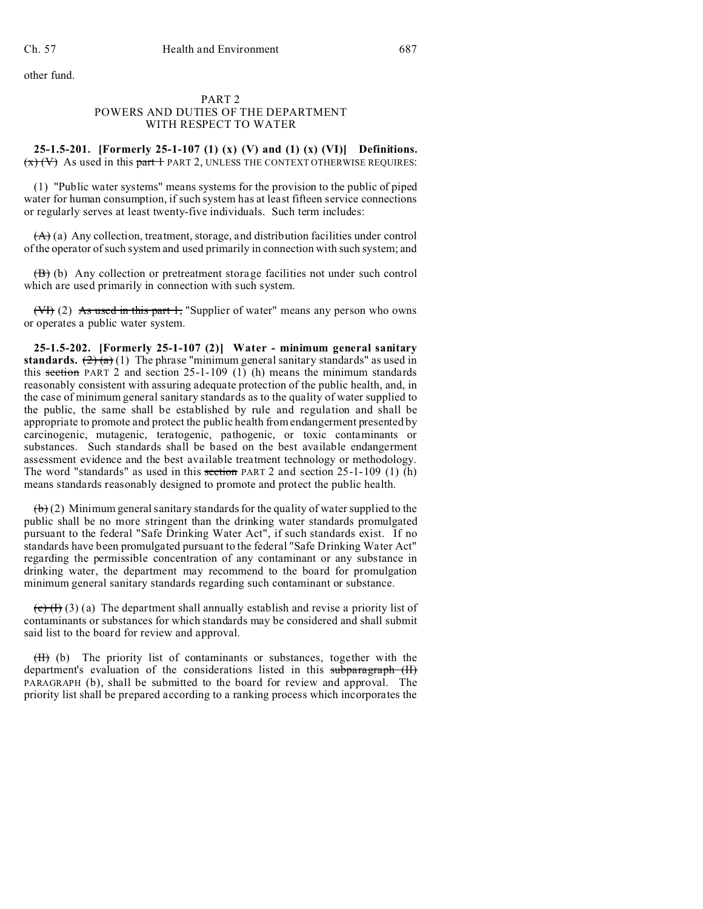other fund.

PART 2
POWERS AND DUTIES OF THE DEPARTMENT
WITH RESPECT TO WATER

**25-1.5-201. [Formerly 25-1-107 (1) (x) (V) and (1) (x) (VI)] Definitions.** ~~(x) (V)~~ As used in this ~~part 1~~ PART 2, UNLESS THE CONTEXT OTHERWISE REQUIRES:

(1) "Public water systems" means systems for the provision to the public of piped water for human consumption, if such system has at least fifteen service connections or regularly serves at least twenty-five individuals. Such term includes:

~~(A)~~ (a) Any collection, treatment, storage, and distribution facilities under control of the operator of such system and used primarily in connection with such system; and

~~(B)~~ (b) Any collection or pretreatment storage facilities not under such control which are used primarily in connection with such system.

~~(VI)~~ (2) ~~As used in this part 1,~~ "Supplier of water" means any person who owns or operates a public water system.

**25-1.5-202. [Formerly 25-1-107 (2)] Water - minimum general sanitary standards.** ~~(2) (a)~~ (1) The phrase "minimum general sanitary standards" as used in this ~~section~~ PART 2 and section 25-1-109 (1) (h) means the minimum standards reasonably consistent with assuring adequate protection of the public health, and, in the case of minimum general sanitary standards as to the quality of water supplied to the public, the same shall be established by rule and regulation and shall be appropriate to promote and protect the public health from endangerment presented by carcinogenic, mutagenic, teratogenic, pathogenic, or toxic contaminants or substances. Such standards shall be based on the best available endangerment assessment evidence and the best available treatment technology or methodology. The word "standards" as used in this ~~section~~ PART 2 and section 25-1-109 (1) (h) means standards reasonably designed to promote and protect the public health.

~~(b)~~ (2) Minimum general sanitary standards for the quality of water supplied to the public shall be no more stringent than the drinking water standards promulgated pursuant to the federal "Safe Drinking Water Act", if such standards exist. If no standards have been promulgated pursuant to the federal "Safe Drinking Water Act" regarding the permissible concentration of any contaminant or any substance in drinking water, the department may recommend to the board for promulgation minimum general sanitary standards regarding such contaminant or substance.

~~(c) (I)~~ (3) (a) The department shall annually establish and revise a priority list of contaminants or substances for which standards may be considered and shall submit said list to the board for review and approval.

~~(II)~~ (b) The priority list of contaminants or substances, together with the department's evaluation of the considerations listed in this ~~subparagraph (II)~~ PARAGRAPH (b), shall be submitted to the board for review and approval. The priority list shall be prepared according to a ranking process which incorporates the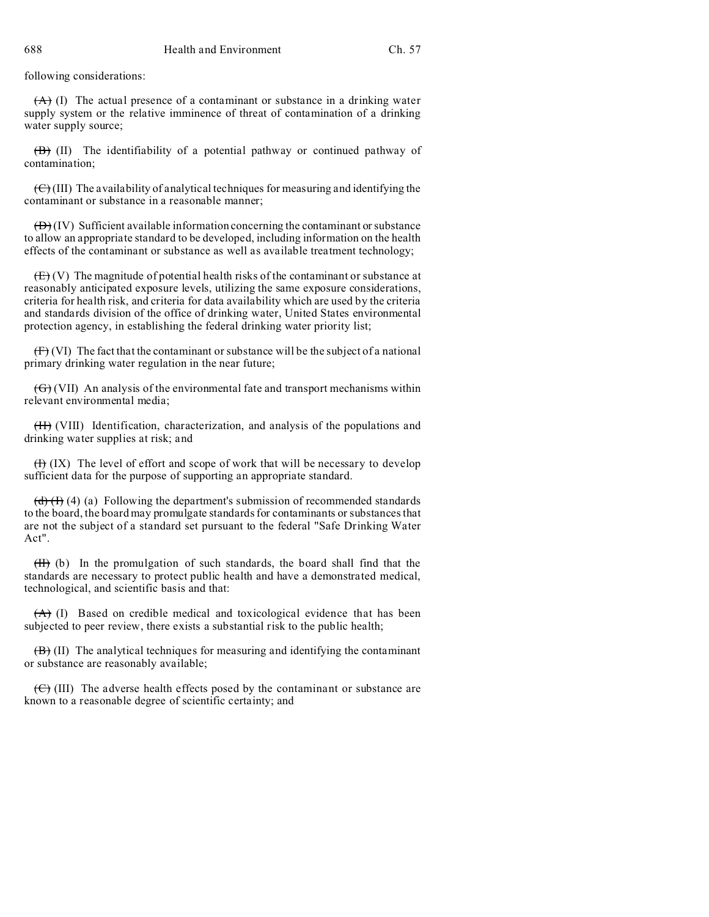following considerations:

~~(A)~~ (I) The actual presence of a contaminant or substance in a drinking water supply system or the relative imminence of threat of contamination of a drinking water supply source;

~~(B)~~ (II) The identifiability of a potential pathway or continued pathway of contamination;

~~(C)~~ (III) The availability of analytical techniques for measuring and identifying the contaminant or substance in a reasonable manner;

~~(D)~~ (IV) Sufficient available information concerning the contaminant or substance to allow an appropriate standard to be developed, including information on the health effects of the contaminant or substance as well as available treatment technology;

~~(E)~~ (V) The magnitude of potential health risks of the contaminant or substance at reasonably anticipated exposure levels, utilizing the same exposure considerations, criteria for health risk, and criteria for data availability which are used by the criteria and standards division of the office of drinking water, United States environmental protection agency, in establishing the federal drinking water priority list;

~~(F)~~ (VI) The fact that the contaminant or substance will be the subject of a national primary drinking water regulation in the near future;

~~(G)~~ (VII) An analysis of the environmental fate and transport mechanisms within relevant environmental media;

~~(H)~~ (VIII) Identification, characterization, and analysis of the populations and drinking water supplies at risk; and

~~(I)~~ (IX) The level of effort and scope of work that will be necessary to develop sufficient data for the purpose of supporting an appropriate standard.

~~(d) (I)~~ (4) (a) Following the department's submission of recommended standards to the board, the board may promulgate standards for contaminants or substances that are not the subject of a standard set pursuant to the federal "Safe Drinking Water Act".

~~(II)~~ (b) In the promulgation of such standards, the board shall find that the standards are necessary to protect public health and have a demonstrated medical, technological, and scientific basis and that:

~~(A)~~ (I) Based on credible medical and toxicological evidence that has been subjected to peer review, there exists a substantial risk to the public health;

~~(B)~~ (II) The analytical techniques for measuring and identifying the contaminant or substance are reasonably available;

~~(C)~~ (III) The adverse health effects posed by the contaminant or substance are known to a reasonable degree of scientific certainty; and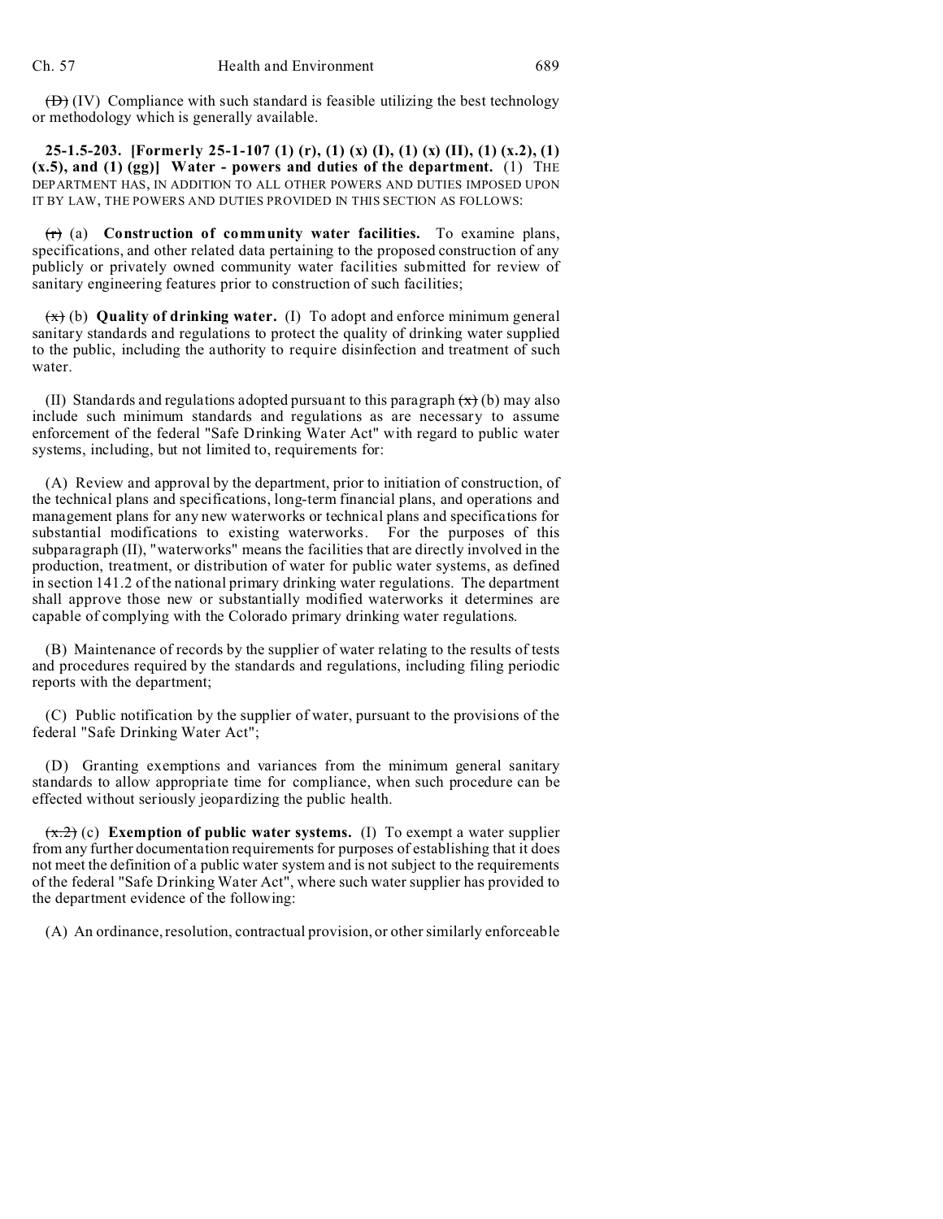~~(D)~~ (IV) Compliance with such standard is feasible utilizing the best technology or methodology which is generally available.

**25-1.5-203. [Formerly 25-1-107 (1) (r), (1) (x) (I), (1) (x) (II), (1) (x.2), (1) (x.5), and (1) (gg)] Water - powers and duties of the department.** (1) THE DEPARTMENT HAS, IN ADDITION TO ALL OTHER POWERS AND DUTIES IMPOSED UPON IT BY LAW, THE POWERS AND DUTIES PROVIDED IN THIS SECTION AS FOLLOWS:

~~(r)~~ (a) **Construction of community water facilities.** To examine plans, specifications, and other related data pertaining to the proposed construction of any publicly or privately owned community water facilities submitted for review of sanitary engineering features prior to construction of such facilities;

~~(x)~~ (b) **Quality of drinking water.** (I) To adopt and enforce minimum general sanitary standards and regulations to protect the quality of drinking water supplied to the public, including the authority to require disinfection and treatment of such water.

(II) Standards and regulations adopted pursuant to this paragraph ~~(x)~~ (b) may also include such minimum standards and regulations as are necessary to assume enforcement of the federal "Safe Drinking Water Act" with regard to public water systems, including, but not limited to, requirements for:

(A) Review and approval by the department, prior to initiation of construction, of the technical plans and specifications, long-term financial plans, and operations and management plans for any new waterworks or technical plans and specifications for substantial modifications to existing waterworks. For the purposes of this subparagraph (II), "waterworks" means the facilities that are directly involved in the production, treatment, or distribution of water for public water systems, as defined in section 141.2 of the national primary drinking water regulations. The department shall approve those new or substantially modified waterworks it determines are capable of complying with the Colorado primary drinking water regulations.

(B) Maintenance of records by the supplier of water relating to the results of tests and procedures required by the standards and regulations, including filing periodic reports with the department;

(C) Public notification by the supplier of water, pursuant to the provisions of the federal "Safe Drinking Water Act";

(D) Granting exemptions and variances from the minimum general sanitary standards to allow appropriate time for compliance, when such procedure can be effected without seriously jeopardizing the public health.

~~(x.2)~~ (c) **Exemption of public water systems.** (I) To exempt a water supplier from any further documentation requirements for purposes of establishing that it does not meet the definition of a public water system and is not subject to the requirements of the federal "Safe Drinking Water Act", where such water supplier has provided to the department evidence of the following:

(A) An ordinance, resolution, contractual provision, or other similarly enforceable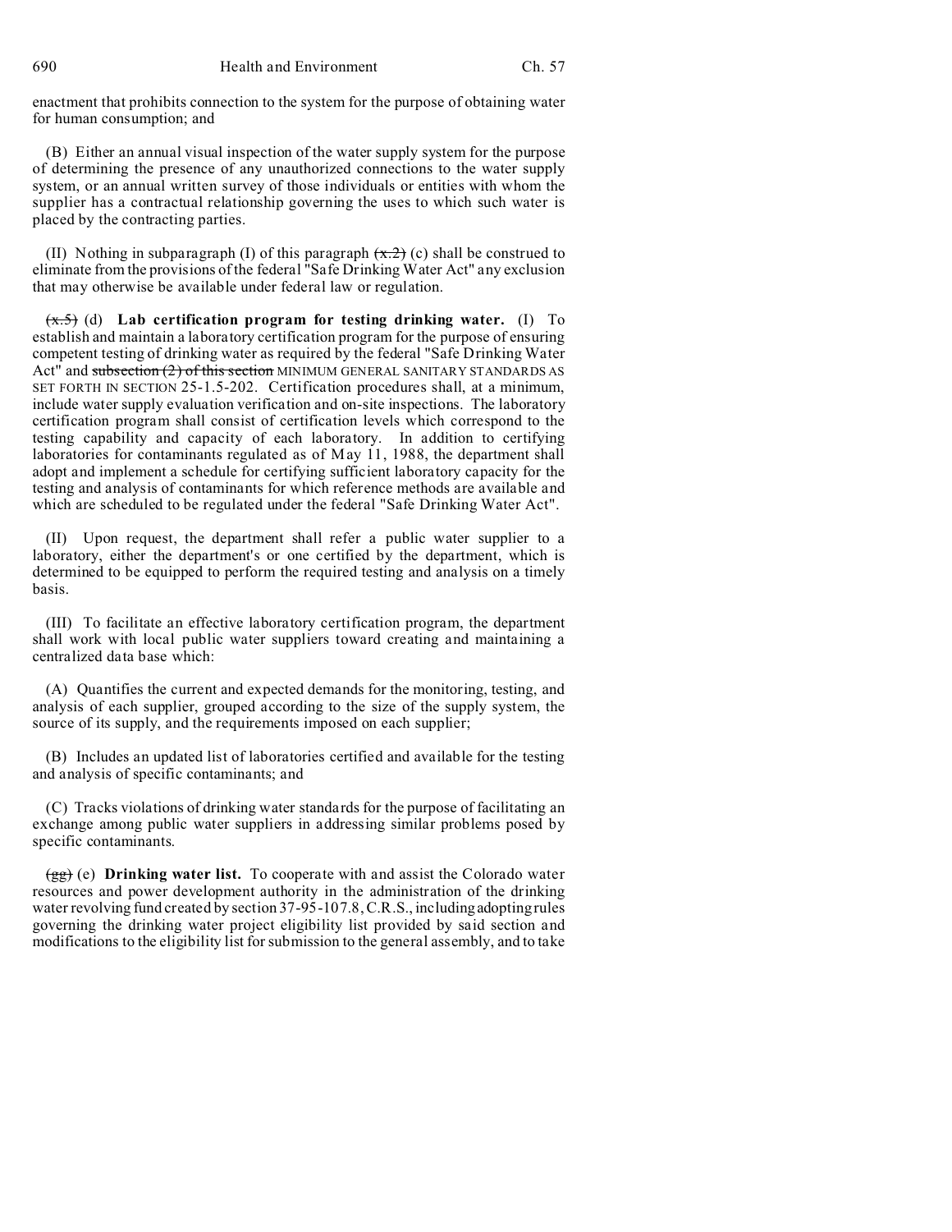enactment that prohibits connection to the system for the purpose of obtaining water for human consumption; and

(B) Either an annual visual inspection of the water supply system for the purpose of determining the presence of any unauthorized connections to the water supply system, or an annual written survey of those individuals or entities with whom the supplier has a contractual relationship governing the uses to which such water is placed by the contracting parties.

(II) Nothing in subparagraph (I) of this paragraph ~~(x.2)~~ (c) shall be construed to eliminate from the provisions of the federal "Safe Drinking Water Act" any exclusion that may otherwise be available under federal law or regulation.

~~(x.5)~~ (d) **Lab certification program for testing drinking water.** (I) To establish and maintain a laboratory certification program for the purpose of ensuring competent testing of drinking water as required by the federal "Safe Drinking Water Act" and ~~subsection (2) of this section~~ MINIMUM GENERAL SANITARY STANDARDS AS SET FORTH IN SECTION 25-1.5-202. Certification procedures shall, at a minimum, include water supply evaluation verification and on-site inspections. The laboratory certification program shall consist of certification levels which correspond to the testing capability and capacity of each laboratory. In addition to certifying laboratories for contaminants regulated as of May 11, 1988, the department shall adopt and implement a schedule for certifying sufficient laboratory capacity for the testing and analysis of contaminants for which reference methods are available and which are scheduled to be regulated under the federal "Safe Drinking Water Act".

(II) Upon request, the department shall refer a public water supplier to a laboratory, either the department's or one certified by the department, which is determined to be equipped to perform the required testing and analysis on a timely basis.

(III) To facilitate an effective laboratory certification program, the department shall work with local public water suppliers toward creating and maintaining a centralized data base which:

(A) Quantifies the current and expected demands for the monitoring, testing, and analysis of each supplier, grouped according to the size of the supply system, the source of its supply, and the requirements imposed on each supplier;

(B) Includes an updated list of laboratories certified and available for the testing and analysis of specific contaminants; and

(C) Tracks violations of drinking water standards for the purpose of facilitating an exchange among public water suppliers in addressing similar problems posed by specific contaminants.

~~(gg)~~ (e) **Drinking water list.** To cooperate with and assist the Colorado water resources and power development authority in the administration of the drinking water revolving fund created by section 37-95-107.8, C.R.S., including adopting rules governing the drinking water project eligibility list provided by said section and modifications to the eligibility list for submission to the general assembly, and to take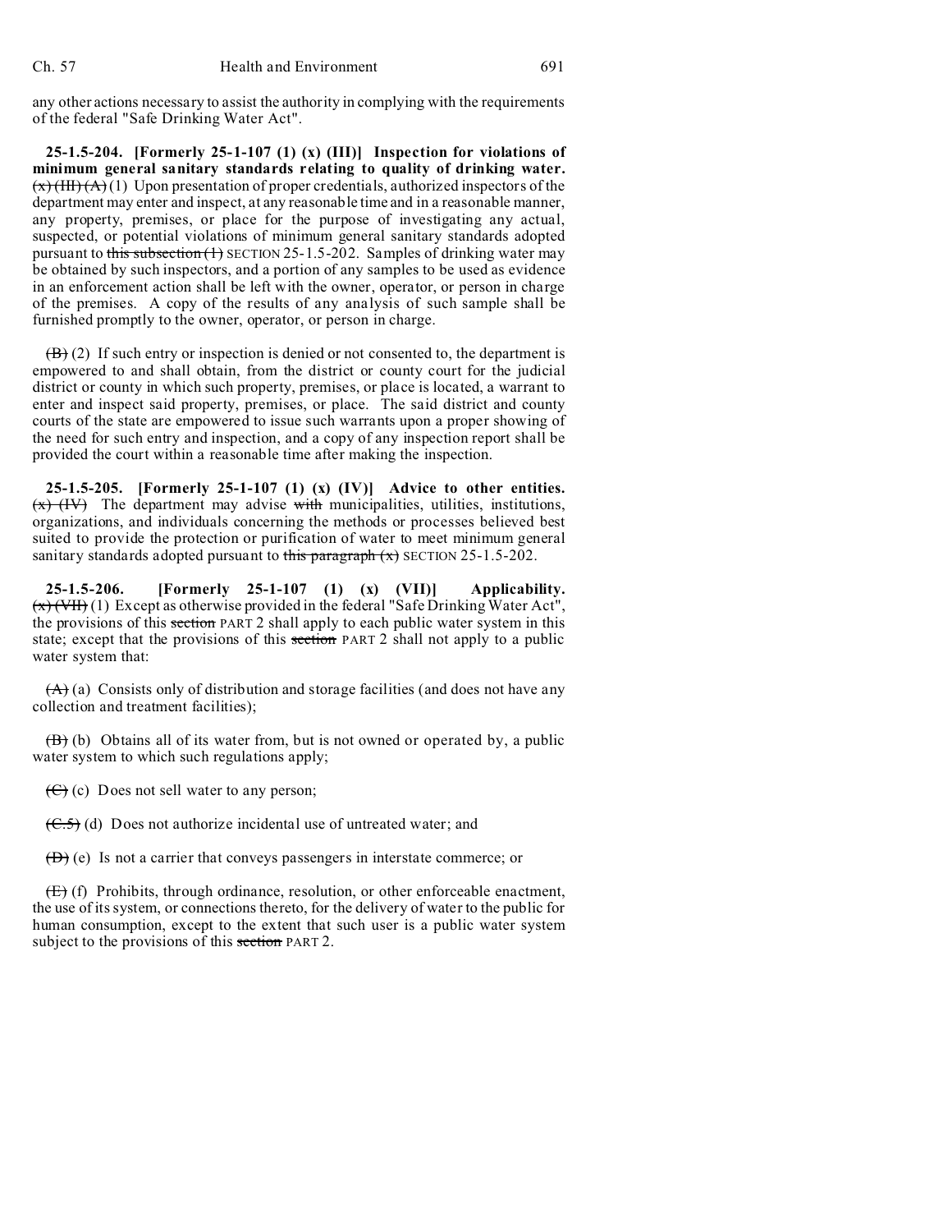any other actions necessary to assist the authority in complying with the requirements of the federal "Safe Drinking Water Act".

**25-1.5-204. [Formerly 25-1-107 (1) (x) (III)] Inspection for violations of minimum general sanitary standards relating to quality of drinking water.** ~~(x) (III) (A)~~ (1) Upon presentation of proper credentials, authorized inspectors of the department may enter and inspect, at any reasonable time and in a reasonable manner, any property, premises, or place for the purpose of investigating any actual, suspected, or potential violations of minimum general sanitary standards adopted pursuant to ~~this subsection (1)~~ SECTION 25-1.5-202. Samples of drinking water may be obtained by such inspectors, and a portion of any samples to be used as evidence in an enforcement action shall be left with the owner, operator, or person in charge of the premises. A copy of the results of any analysis of such sample shall be furnished promptly to the owner, operator, or person in charge.

~~(B)~~ (2) If such entry or inspection is denied or not consented to, the department is empowered to and shall obtain, from the district or county court for the judicial district or county in which such property, premises, or place is located, a warrant to enter and inspect said property, premises, or place. The said district and county courts of the state are empowered to issue such warrants upon a proper showing of the need for such entry and inspection, and a copy of any inspection report shall be provided the court within a reasonable time after making the inspection.

**25-1.5-205. [Formerly 25-1-107 (1) (x) (IV)] Advice to other entities.** ~~(x) (IV)~~ The department may advise ~~with~~ municipalities, utilities, institutions, organizations, and individuals concerning the methods or processes believed best suited to provide the protection or purification of water to meet minimum general sanitary standards adopted pursuant to ~~this paragraph (x)~~ SECTION 25-1.5-202.

**25-1.5-206. [Formerly 25-1-107 (1) (x) (VII)] Applicability.** ~~(x) (VII)~~ (1) Except as otherwise provided in the federal "Safe Drinking Water Act", the provisions of this ~~section~~ PART 2 shall apply to each public water system in this state; except that the provisions of this ~~section~~ PART 2 shall not apply to a public water system that:

~~(A)~~ (a) Consists only of distribution and storage facilities (and does not have any collection and treatment facilities);

~~(B)~~ (b) Obtains all of its water from, but is not owned or operated by, a public water system to which such regulations apply;

~~(C)~~ (c) Does not sell water to any person;

~~(C.5)~~ (d) Does not authorize incidental use of untreated water; and

~~(D)~~ (e) Is not a carrier that conveys passengers in interstate commerce; or

~~(E)~~ (f) Prohibits, through ordinance, resolution, or other enforceable enactment, the use of its system, or connections thereto, for the delivery of water to the public for human consumption, except to the extent that such user is a public water system subject to the provisions of this ~~section~~ PART 2.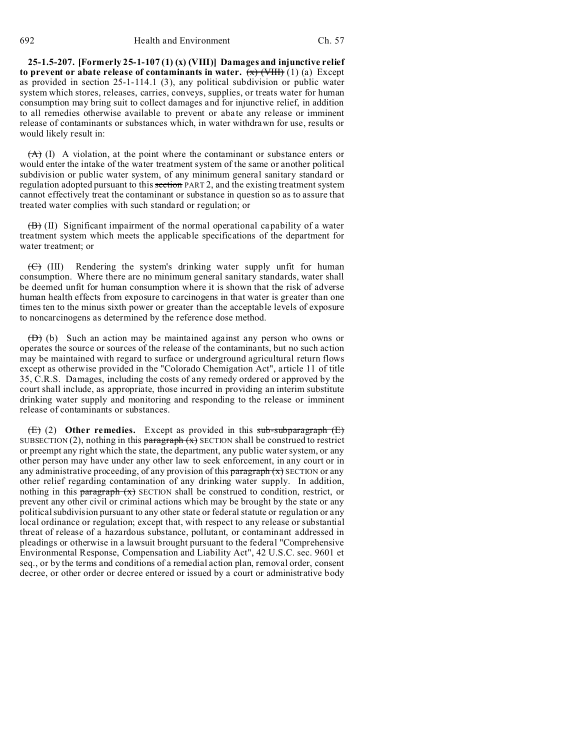**25-1.5-207. [Formerly 25-1-107 (1) (x) (VIII)] Damages and injunctive relief to prevent or abate release of contaminants in water.** ~~(x) (VIII)~~ (1) (a) Except as provided in section 25-1-114.1 (3), any political subdivision or public water system which stores, releases, carries, conveys, supplies, or treats water for human consumption may bring suit to collect damages and for injunctive relief, in addition to all remedies otherwise available to prevent or abate any release or imminent release of contaminants or substances which, in water withdrawn for use, results or would likely result in:

~~(A)~~ (I) A violation, at the point where the contaminant or substance enters or would enter the intake of the water treatment system of the same or another political subdivision or public water system, of any minimum general sanitary standard or regulation adopted pursuant to this ~~section~~ PART 2, and the existing treatment system cannot effectively treat the contaminant or substance in question so as to assure that treated water complies with such standard or regulation; or

~~(B)~~ (II) Significant impairment of the normal operational capability of a water treatment system which meets the applicable specifications of the department for water treatment; or

~~(C)~~ (III) Rendering the system's drinking water supply unfit for human consumption. Where there are no minimum general sanitary standards, water shall be deemed unfit for human consumption where it is shown that the risk of adverse human health effects from exposure to carcinogens in that water is greater than one times ten to the minus sixth power or greater than the acceptable levels of exposure to noncarcinogens as determined by the reference dose method.

~~(D)~~ (b) Such an action may be maintained against any person who owns or operates the source or sources of the release of the contaminants, but no such action may be maintained with regard to surface or underground agricultural return flows except as otherwise provided in the "Colorado Chemigation Act", article 11 of title 35, C.R.S. Damages, including the costs of any remedy ordered or approved by the court shall include, as appropriate, those incurred in providing an interim substitute drinking water supply and monitoring and responding to the release or imminent release of contaminants or substances.

~~(E)~~ (2) **Other remedies.** Except as provided in this ~~sub-subparagraph (E)~~ SUBSECTION (2), nothing in this ~~paragraph (x)~~ SECTION shall be construed to restrict or preempt any right which the state, the department, any public water system, or any other person may have under any other law to seek enforcement, in any court or in any administrative proceeding, of any provision of this ~~paragraph (x)~~ SECTION or any other relief regarding contamination of any drinking water supply. In addition, nothing in this ~~paragraph (x)~~ SECTION shall be construed to condition, restrict, or prevent any other civil or criminal actions which may be brought by the state or any political subdivision pursuant to any other state or federal statute or regulation or any local ordinance or regulation; except that, with respect to any release or substantial threat of release of a hazardous substance, pollutant, or contaminant addressed in pleadings or otherwise in a lawsuit brought pursuant to the federal "Comprehensive Environmental Response, Compensation and Liability Act", 42 U.S.C. sec. 9601 et seq., or by the terms and conditions of a remedial action plan, removal order, consent decree, or other order or decree entered or issued by a court or administrative body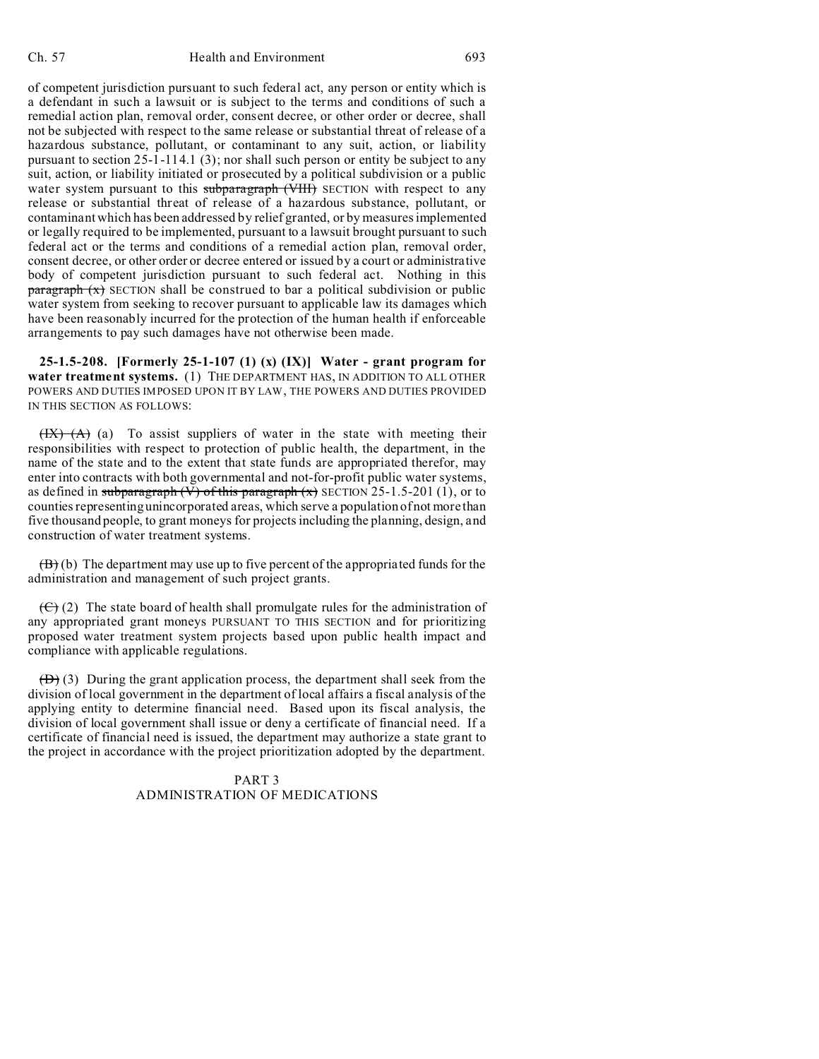of competent jurisdiction pursuant to such federal act, any person or entity which is a defendant in such a lawsuit or is subject to the terms and conditions of such a remedial action plan, removal order, consent decree, or other order or decree, shall not be subjected with respect to the same release or substantial threat of release of a hazardous substance, pollutant, or contaminant to any suit, action, or liability pursuant to section 25-1-114.1 (3); nor shall such person or entity be subject to any suit, action, or liability initiated or prosecuted by a political subdivision or a public water system pursuant to this ~~subparagraph (VIII)~~ SECTION with respect to any release or substantial threat of release of a hazardous substance, pollutant, or contaminant which has been addressed by relief granted, or by measures implemented or legally required to be implemented, pursuant to a lawsuit brought pursuant to such federal act or the terms and conditions of a remedial action plan, removal order, consent decree, or other order or decree entered or issued by a court or administrative body of competent jurisdiction pursuant to such federal act. Nothing in this ~~paragraph (x)~~ SECTION shall be construed to bar a political subdivision or public water system from seeking to recover pursuant to applicable law its damages which have been reasonably incurred for the protection of the human health if enforceable arrangements to pay such damages have not otherwise been made.

**25-1.5-208. [Formerly 25-1-107 (1) (x) (IX)] Water - grant program for water treatment systems.** (1) THE DEPARTMENT HAS, IN ADDITION TO ALL OTHER POWERS AND DUTIES IMPOSED UPON IT BY LAW, THE POWERS AND DUTIES PROVIDED IN THIS SECTION AS FOLLOWS:

~~(IX) (A)~~ (a) To assist suppliers of water in the state with meeting their responsibilities with respect to protection of public health, the department, in the name of the state and to the extent that state funds are appropriated therefor, may enter into contracts with both governmental and not-for-profit public water systems, as defined in ~~subparagraph (V) of this paragraph (x)~~ SECTION 25-1.5-201 (1), or to counties representing unincorporated areas, which serve a population of not more than five thousand people, to grant moneys for projects including the planning, design, and construction of water treatment systems.

~~(B)~~ (b) The department may use up to five percent of the appropriated funds for the administration and management of such project grants.

~~(C)~~ (2) The state board of health shall promulgate rules for the administration of any appropriated grant moneys PURSUANT TO THIS SECTION and for prioritizing proposed water treatment system projects based upon public health impact and compliance with applicable regulations.

~~(D)~~ (3) During the grant application process, the department shall seek from the division of local government in the department of local affairs a fiscal analysis of the applying entity to determine financial need. Based upon its fiscal analysis, the division of local government shall issue or deny a certificate of financial need. If a certificate of financial need is issued, the department may authorize a state grant to the project in accordance with the project prioritization adopted by the department.

PART 3
ADMINISTRATION OF MEDICATIONS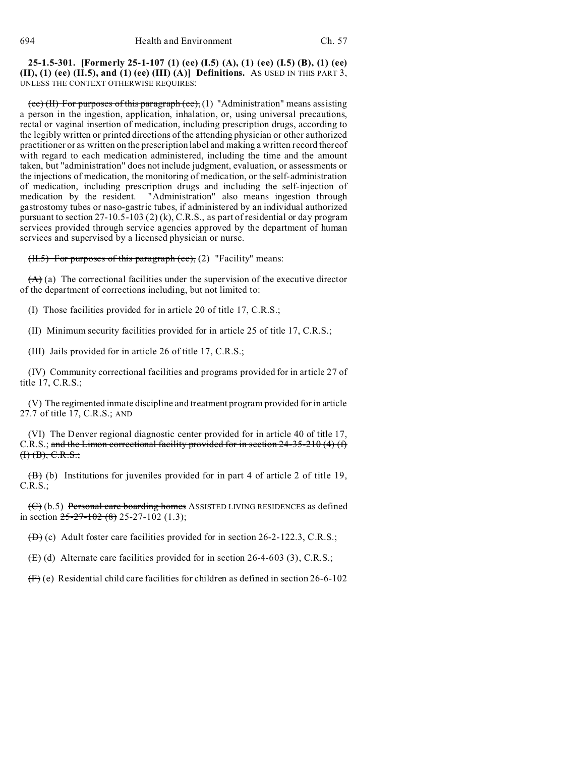**25-1.5-301. [Formerly 25-1-107 (1) (ee) (I.5) (A), (1) (ee) (I.5) (B), (1) (ee) (II), (1) (ee) (II.5), and (1) (ee) (III) (A)] Definitions.** AS USED IN THIS PART 3, UNLESS THE CONTEXT OTHERWISE REQUIRES:

~~(ee) (II) For purposes of this paragraph (ee),~~ (1) "Administration" means assisting a person in the ingestion, application, inhalation, or, using universal precautions, rectal or vaginal insertion of medication, including prescription drugs, according to the legibly written or printed directions of the attending physician or other authorized practitioner or as written on the prescription label and making a written record thereof with regard to each medication administered, including the time and the amount taken, but "administration" does not include judgment, evaluation, or assessments or the injections of medication, the monitoring of medication, or the self-administration of medication, including prescription drugs and including the self-injection of medication by the resident. "Administration" also means ingestion through gastrostomy tubes or naso-gastric tubes, if administered by an individual authorized pursuant to section 27-10.5-103 (2) (k), C.R.S., as part of residential or day program services provided through service agencies approved by the department of human services and supervised by a licensed physician or nurse.

~~(II.5) For purposes of this paragraph (ee),~~ (2) "Facility" means:

~~(A)~~ (a) The correctional facilities under the supervision of the executive director of the department of corrections including, but not limited to:

(I) Those facilities provided for in article 20 of title 17, C.R.S.;

(II) Minimum security facilities provided for in article 25 of title 17, C.R.S.;

(III) Jails provided for in article 26 of title 17, C.R.S.;

(IV) Community correctional facilities and programs provided for in article 27 of title 17, C.R.S.;

(V) The regimented inmate discipline and treatment program provided for in article 27.7 of title 17, C.R.S.; AND

(VI) The Denver regional diagnostic center provided for in article 40 of title 17, C.R.S.; ~~and the Limon correctional facility provided for in section 24-35-210 (4) (f) (I) (B), C.R.S.;~~

~~(B)~~ (b) Institutions for juveniles provided for in part 4 of article 2 of title 19, C.R.S.;

~~(C)~~ (b.5) ~~Personal care boarding homes~~ ASSISTED LIVING RESIDENCES as defined in section ~~25-27-102 (8)~~ 25-27-102 (1.3);

~~(D)~~ (c) Adult foster care facilities provided for in section 26-2-122.3, C.R.S.;

~~(E)~~ (d) Alternate care facilities provided for in section 26-4-603 (3), C.R.S.;

~~(F)~~ (e) Residential child care facilities for children as defined in section 26-6-102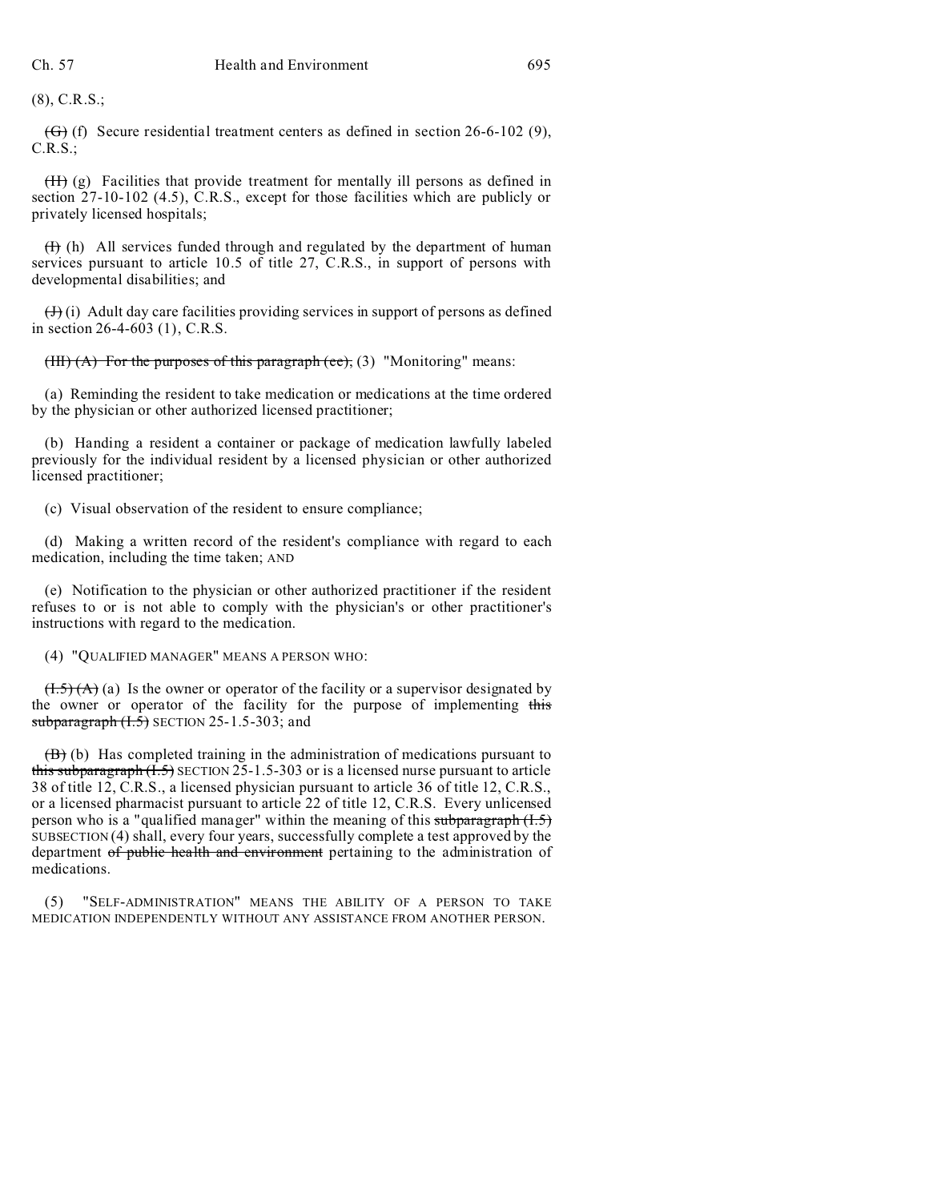(8), C.R.S.;

~~(G)~~ (f) Secure residential treatment centers as defined in section 26-6-102 (9), C.R.S.;

~~(H)~~ (g) Facilities that provide treatment for mentally ill persons as defined in section 27-10-102 (4.5), C.R.S., except for those facilities which are publicly or privately licensed hospitals;

~~(I)~~ (h) All services funded through and regulated by the department of human services pursuant to article 10.5 of title 27, C.R.S., in support of persons with developmental disabilities; and

~~(J)~~ (i) Adult day care facilities providing services in support of persons as defined in section 26-4-603 (1), C.R.S.

~~(III) (A) For the purposes of this paragraph (cc),~~ (3) "Monitoring" means:

(a) Reminding the resident to take medication or medications at the time ordered by the physician or other authorized licensed practitioner;

(b) Handing a resident a container or package of medication lawfully labeled previously for the individual resident by a licensed physician or other authorized licensed practitioner;

(c) Visual observation of the resident to ensure compliance;

(d) Making a written record of the resident's compliance with regard to each medication, including the time taken; AND

(e) Notification to the physician or other authorized practitioner if the resident refuses to or is not able to comply with the physician's or other practitioner's instructions with regard to the medication.

(4) "QUALIFIED MANAGER" MEANS A PERSON WHO:

~~(I.5) (A)~~ (a) Is the owner or operator of the facility or a supervisor designated by the owner or operator of the facility for the purpose of implementing ~~this subparagraph (I.5)~~ SECTION 25-1.5-303; and

~~(B)~~ (b) Has completed training in the administration of medications pursuant to ~~this subparagraph (I.5)~~ SECTION 25-1.5-303 or is a licensed nurse pursuant to article 38 of title 12, C.R.S., a licensed physician pursuant to article 36 of title 12, C.R.S., or a licensed pharmacist pursuant to article 22 of title 12, C.R.S. Every unlicensed person who is a "qualified manager" within the meaning of this ~~subparagraph (I.5)~~ SUBSECTION (4) shall, every four years, successfully complete a test approved by the department ~~of public health and environment~~ pertaining to the administration of medications.

(5) "SELF-ADMINISTRATION" MEANS THE ABILITY OF A PERSON TO TAKE MEDICATION INDEPENDENTLY WITHOUT ANY ASSISTANCE FROM ANOTHER PERSON.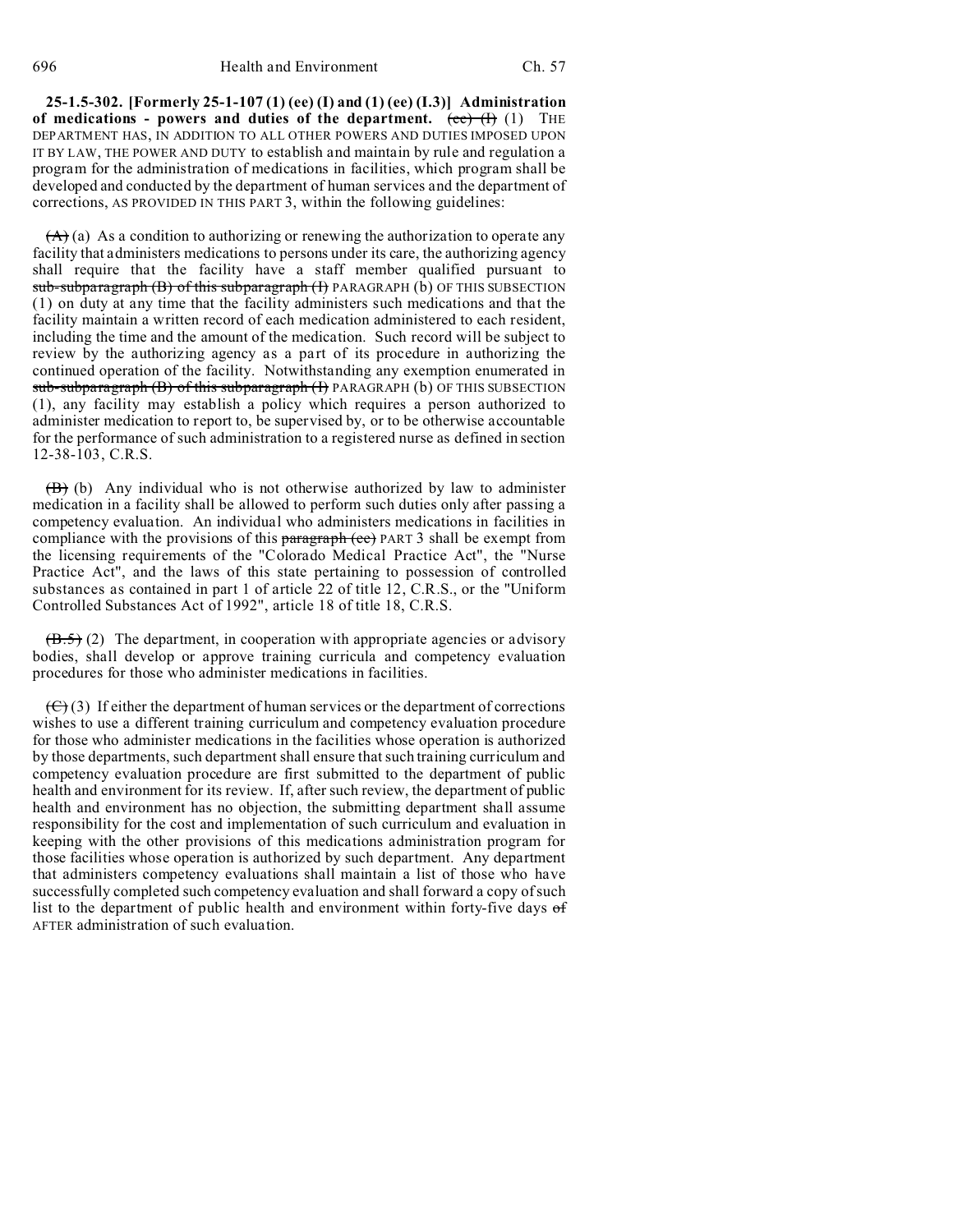**25-1.5-302. [Formerly 25-1-107 (1) (ee) (I) and (1) (ee) (I.3)] Administration of medications - powers and duties of the department.** ~~(ee) (I)~~ (1) THE DEPARTMENT HAS, IN ADDITION TO ALL OTHER POWERS AND DUTIES IMPOSED UPON IT BY LAW, THE POWER AND DUTY to establish and maintain by rule and regulation a program for the administration of medications in facilities, which program shall be developed and conducted by the department of human services and the department of corrections, AS PROVIDED IN THIS PART 3, within the following guidelines:

~~(A)~~ (a) As a condition to authorizing or renewing the authorization to operate any facility that administers medications to persons under its care, the authorizing agency shall require that the facility have a staff member qualified pursuant to ~~sub-subparagraph (B) of this subparagraph (I)~~ PARAGRAPH (b) OF THIS SUBSECTION (1) on duty at any time that the facility administers such medications and that the facility maintain a written record of each medication administered to each resident, including the time and the amount of the medication. Such record will be subject to review by the authorizing agency as a part of its procedure in authorizing the continued operation of the facility. Notwithstanding any exemption enumerated in ~~sub-subparagraph (B) of this subparagraph (I)~~ PARAGRAPH (b) OF THIS SUBSECTION (1), any facility may establish a policy which requires a person authorized to administer medication to report to, be supervised by, or to be otherwise accountable for the performance of such administration to a registered nurse as defined in section 12-38-103, C.R.S.

~~(B)~~ (b) Any individual who is not otherwise authorized by law to administer medication in a facility shall be allowed to perform such duties only after passing a competency evaluation. An individual who administers medications in facilities in compliance with the provisions of this ~~paragraph (ee)~~ PART 3 shall be exempt from the licensing requirements of the "Colorado Medical Practice Act", the "Nurse Practice Act", and the laws of this state pertaining to possession of controlled substances as contained in part 1 of article 22 of title 12, C.R.S., or the "Uniform Controlled Substances Act of 1992", article 18 of title 18, C.R.S.

~~(B.5)~~ (2) The department, in cooperation with appropriate agencies or advisory bodies, shall develop or approve training curricula and competency evaluation procedures for those who administer medications in facilities.

~~(C)~~ (3) If either the department of human services or the department of corrections wishes to use a different training curriculum and competency evaluation procedure for those who administer medications in the facilities whose operation is authorized by those departments, such department shall ensure that such training curriculum and competency evaluation procedure are first submitted to the department of public health and environment for its review. If, after such review, the department of public health and environment has no objection, the submitting department shall assume responsibility for the cost and implementation of such curriculum and evaluation in keeping with the other provisions of this medications administration program for those facilities whose operation is authorized by such department. Any department that administers competency evaluations shall maintain a list of those who have successfully completed such competency evaluation and shall forward a copy of such list to the department of public health and environment within forty-five days ~~of~~ AFTER administration of such evaluation.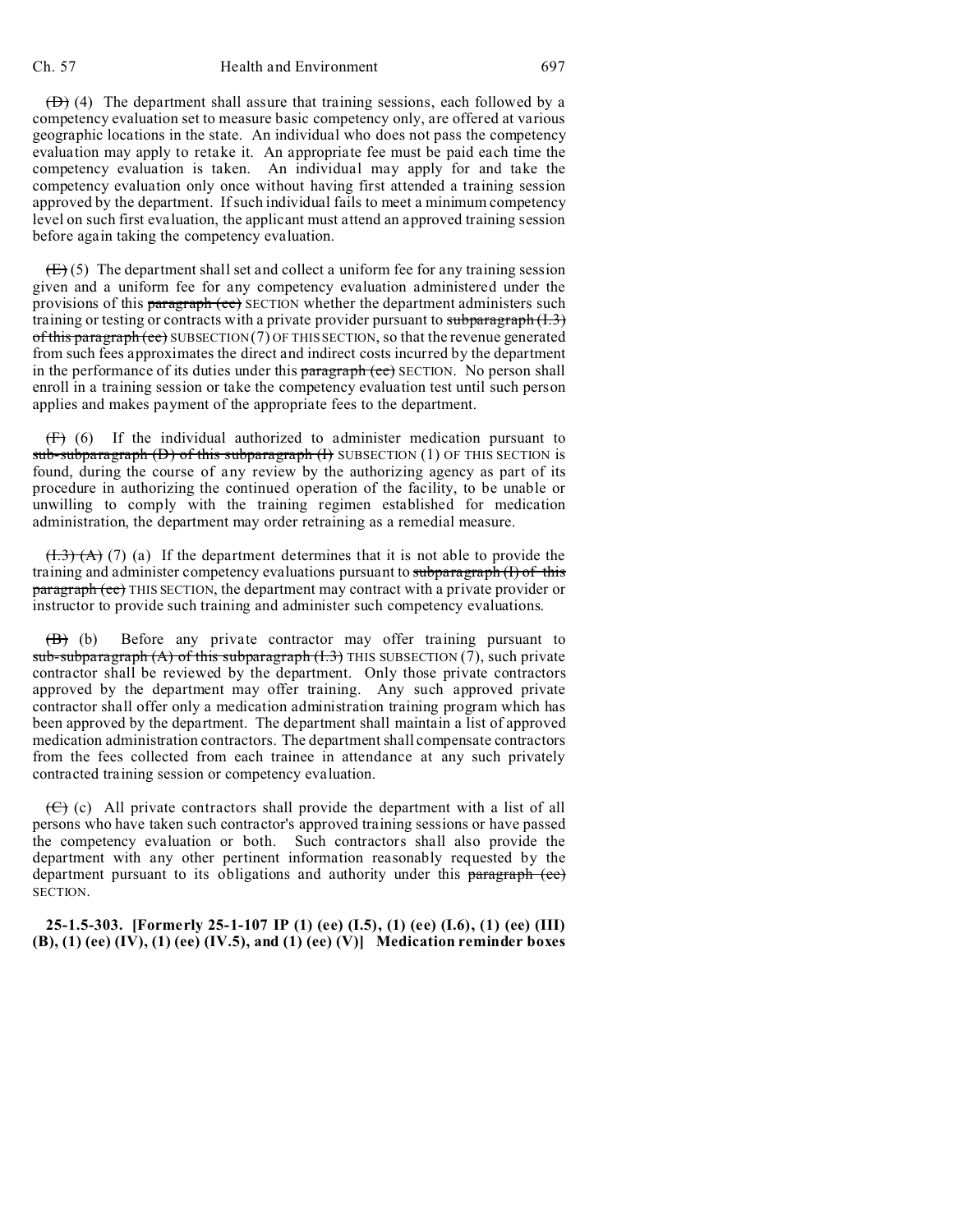~~(D)~~ (4) The department shall assure that training sessions, each followed by a competency evaluation set to measure basic competency only, are offered at various geographic locations in the state. An individual who does not pass the competency evaluation may apply to retake it. An appropriate fee must be paid each time the competency evaluation is taken. An individual may apply for and take the competency evaluation only once without having first attended a training session approved by the department. If such individual fails to meet a minimum competency level on such first evaluation, the applicant must attend an approved training session before again taking the competency evaluation.

~~(E)~~ (5) The department shall set and collect a uniform fee for any training session given and a uniform fee for any competency evaluation administered under the provisions of this ~~paragraph (ee)~~ SECTION whether the department administers such training or testing or contracts with a private provider pursuant to ~~subparagraph (I.3) of this paragraph (ee)~~ SUBSECTION (7) OF THIS SECTION, so that the revenue generated from such fees approximates the direct and indirect costs incurred by the department in the performance of its duties under this ~~paragraph (ee)~~ SECTION. No person shall enroll in a training session or take the competency evaluation test until such person applies and makes payment of the appropriate fees to the department.

~~(F)~~ (6) If the individual authorized to administer medication pursuant to ~~sub-subparagraph (D) of this subparagraph (I)~~ SUBSECTION (1) OF THIS SECTION is found, during the course of any review by the authorizing agency as part of its procedure in authorizing the continued operation of the facility, to be unable or unwilling to comply with the training regimen established for medication administration, the department may order retraining as a remedial measure.

~~(I.3) (A)~~ (7) (a) If the department determines that it is not able to provide the training and administer competency evaluations pursuant to ~~subparagraph (I) of this paragraph (ee)~~ THIS SECTION, the department may contract with a private provider or instructor to provide such training and administer such competency evaluations.

~~(B)~~ (b) Before any private contractor may offer training pursuant to ~~sub-subparagraph (A) of this subparagraph (I.3)~~ THIS SUBSECTION (7), such private contractor shall be reviewed by the department. Only those private contractors approved by the department may offer training. Any such approved private contractor shall offer only a medication administration training program which has been approved by the department. The department shall maintain a list of approved medication administration contractors. The department shall compensate contractors from the fees collected from each trainee in attendance at any such privately contracted training session or competency evaluation.

~~(C)~~ (c) All private contractors shall provide the department with a list of all persons who have taken such contractor's approved training sessions or have passed the competency evaluation or both. Such contractors shall also provide the department with any other pertinent information reasonably requested by the department pursuant to its obligations and authority under this ~~paragraph (ee)~~ SECTION.

**25-1.5-303. [Formerly 25-1-107 IP (1) (ee) (I.5), (1) (ee) (I.6), (1) (ee) (III) (B), (1) (ee) (IV), (1) (ee) (IV.5), and (1) (ee) (V)] Medication reminder boxes**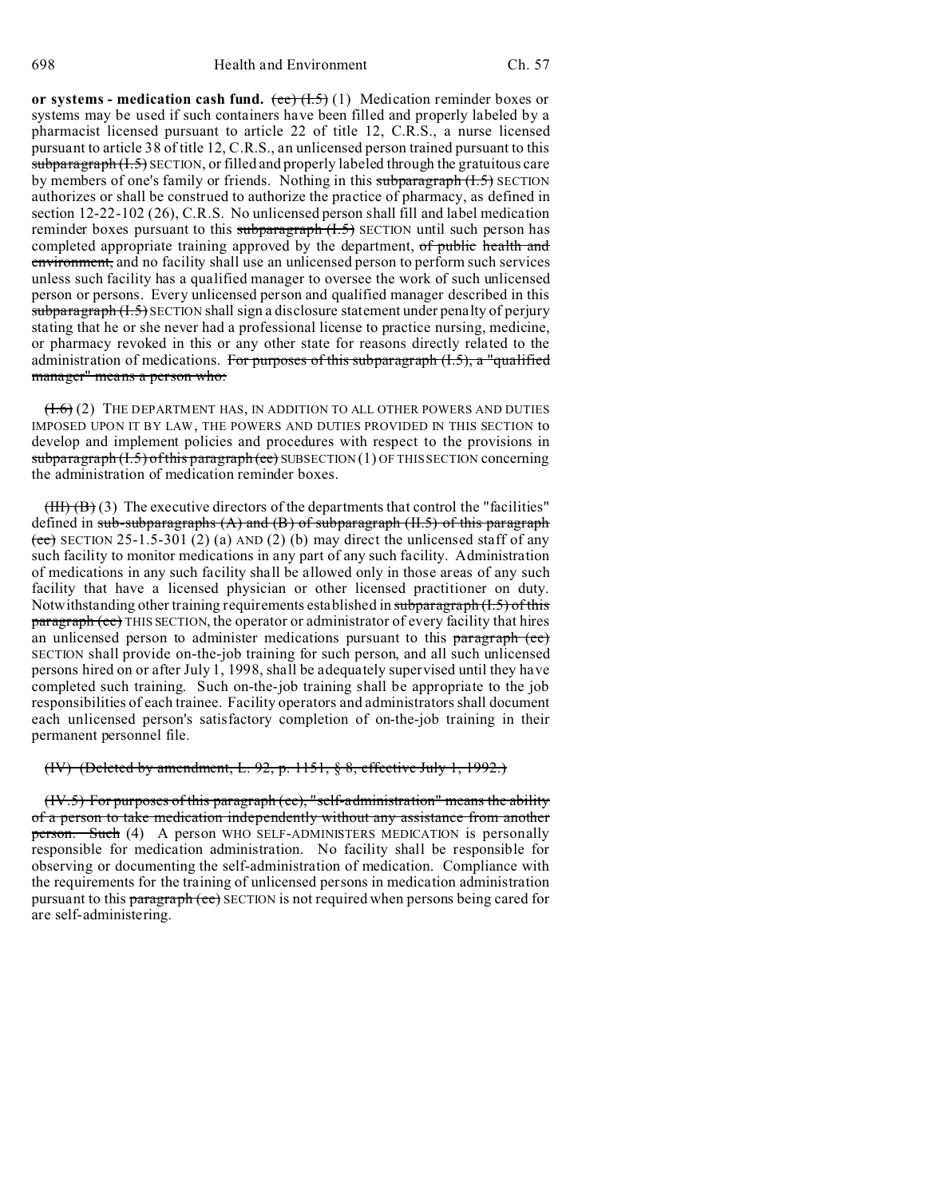**or systems - medication cash fund.** (ee) (I.5) (1) Medication reminder boxes or systems may be used if such containers have been filled and properly labeled by a pharmacist licensed pursuant to article 22 of title 12, C.R.S., a nurse licensed pursuant to article 38 of title 12, C.R.S., an unlicensed person trained pursuant to this subparagraph (I.5) SECTION, or filled and properly labeled through the gratuitous care by members of one's family or friends. Nothing in this subparagraph (I.5) SECTION authorizes or shall be construed to authorize the practice of pharmacy, as defined in section 12-22-102 (26), C.R.S. No unlicensed person shall fill and label medication reminder boxes pursuant to this subparagraph (I.5) SECTION until such person has completed appropriate training approved by the department, of public health and environment, and no facility shall use an unlicensed person to perform such services unless such facility has a qualified manager to oversee the work of such unlicensed person or persons. Every unlicensed person and qualified manager described in this subparagraph (I.5) SECTION shall sign a disclosure statement under penalty of perjury stating that he or she never had a professional license to practice nursing, medicine, or pharmacy revoked in this or any other state for reasons directly related to the administration of medications. For purposes of this subparagraph (I.5), a "qualified manager" means a person who:

(I.6) (2) THE DEPARTMENT HAS, IN ADDITION TO ALL OTHER POWERS AND DUTIES IMPOSED UPON IT BY LAW, THE POWERS AND DUTIES PROVIDED IN THIS SECTION to develop and implement policies and procedures with respect to the provisions in subparagraph (I.5) of this paragraph (ee) SUBSECTION (1) OF THIS SECTION concerning the administration of medication reminder boxes.

(III) (B) (3) The executive directors of the departments that control the "facilities" defined in sub-subparagraphs (A) and (B) of subparagraph (II.5) of this paragraph (ee) SECTION 25-1.5-301 (2) (a) AND (2) (b) may direct the unlicensed staff of any such facility to monitor medications in any part of any such facility. Administration of medications in any such facility shall be allowed only in those areas of any such facility that have a licensed physician or other licensed practitioner on duty. Notwithstanding other training requirements established in subparagraph (I.5) of this paragraph (ee) THIS SECTION, the operator or administrator of every facility that hires an unlicensed person to administer medications pursuant to this paragraph (ee) SECTION shall provide on-the-job training for such person, and all such unlicensed persons hired on or after July 1, 1998, shall be adequately supervised until they have completed such training. Such on-the-job training shall be appropriate to the job responsibilities of each trainee. Facility operators and administrators shall document each unlicensed person's satisfactory completion of on-the-job training in their permanent personnel file.

(IV) (Deleted by amendment, L. 92, p. 1151, § 8, effective July 1, 1992.)

(IV.5) For purposes of this paragraph (ee), "self-administration" means the ability of a person to take medication independently without any assistance from another person. Such (4) A person WHO SELF-ADMINISTERS MEDICATION is personally responsible for medication administration. No facility shall be responsible for observing or documenting the self-administration of medication. Compliance with the requirements for the training of unlicensed persons in medication administration pursuant to this paragraph (ee) SECTION is not required when persons being cared for are self-administering.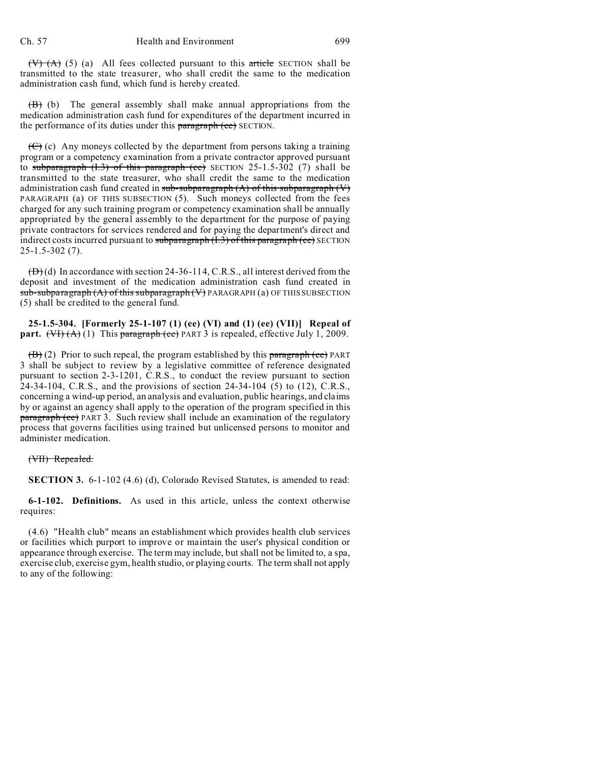~~(V) (A)~~ (5) (a) All fees collected pursuant to this ~~article~~ SECTION shall be transmitted to the state treasurer, who shall credit the same to the medication administration cash fund, which fund is hereby created.

~~(B)~~ (b) The general assembly shall make annual appropriations from the medication administration cash fund for expenditures of the department incurred in the performance of its duties under this ~~paragraph (ee)~~ SECTION.

~~(C)~~ (c) Any moneys collected by the department from persons taking a training program or a competency examination from a private contractor approved pursuant to ~~subparagraph (I.3) of this paragraph (ee)~~ SECTION 25-1.5-302 (7) shall be transmitted to the state treasurer, who shall credit the same to the medication administration cash fund created in ~~sub-subparagraph (A) of this subparagraph (V)~~ PARAGRAPH (a) OF THIS SUBSECTION (5). Such moneys collected from the fees charged for any such training program or competency examination shall be annually appropriated by the general assembly to the department for the purpose of paying private contractors for services rendered and for paying the department's direct and indirect costs incurred pursuant to ~~subparagraph (I.3) of this paragraph (ee)~~ SECTION 25-1.5-302 (7).

~~(D)~~ (d) In accordance with section 24-36-114, C.R.S., all interest derived from the deposit and investment of the medication administration cash fund created in ~~sub-subparagraph (A) of this subparagraph (V)~~ PARAGRAPH (a) OF THIS SUBSECTION (5) shall be credited to the general fund.

**25-1.5-304. [Formerly 25-1-107 (1) (ee) (VI) and (1) (ee) (VII)] Repeal of part.** ~~(VI) (A)~~ (1) This ~~paragraph (ee)~~ PART 3 is repealed, effective July 1, 2009.

~~(B)~~ (2) Prior to such repeal, the program established by this ~~paragraph (ee)~~ PART 3 shall be subject to review by a legislative committee of reference designated pursuant to section 2-3-1201, C.R.S., to conduct the review pursuant to section 24-34-104, C.R.S., and the provisions of section 24-34-104 (5) to (12), C.R.S., concerning a wind-up period, an analysis and evaluation, public hearings, and claims by or against an agency shall apply to the operation of the program specified in this ~~paragraph (ee)~~ PART 3. Such review shall include an examination of the regulatory process that governs facilities using trained but unlicensed persons to monitor and administer medication.

~~(VII) Repealed.~~

**SECTION 3.** 6-1-102 (4.6) (d), Colorado Revised Statutes, is amended to read:

**6-1-102. Definitions.** As used in this article, unless the context otherwise requires:

(4.6) "Health club" means an establishment which provides health club services or facilities which purport to improve or maintain the user's physical condition or appearance through exercise. The term may include, but shall not be limited to, a spa, exercise club, exercise gym, health studio, or playing courts. The term shall not apply to any of the following: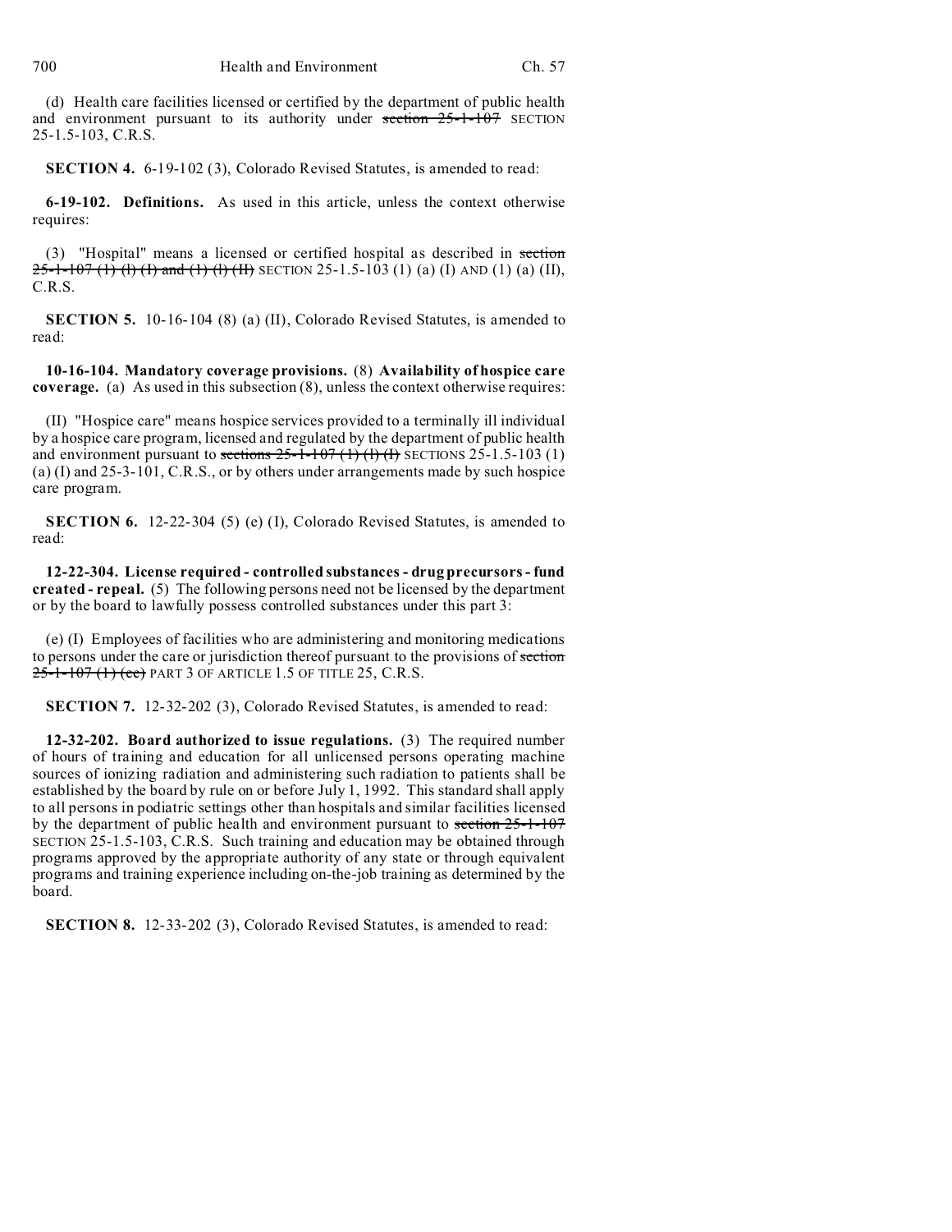(d) Health care facilities licensed or certified by the department of public health and environment pursuant to its authority under ~~section 25-1-107~~ SECTION 25-1.5-103, C.R.S.

**SECTION 4.** 6-19-102 (3), Colorado Revised Statutes, is amended to read:

**6-19-102. Definitions.** As used in this article, unless the context otherwise requires:

(3) "Hospital" means a licensed or certified hospital as described in ~~section 25-1-107 (1) (l) (I) and (1) (l) (II)~~ SECTION 25-1.5-103 (1) (a) (I) AND (1) (a) (II), C.R.S.

**SECTION 5.** 10-16-104 (8) (a) (II), Colorado Revised Statutes, is amended to read:

**10-16-104. Mandatory coverage provisions.** (8) **Availability of hospice care coverage.** (a) As used in this subsection (8), unless the context otherwise requires:

(II) "Hospice care" means hospice services provided to a terminally ill individual by a hospice care program, licensed and regulated by the department of public health and environment pursuant to ~~sections 25-1-107 (1) (l) (I)~~ SECTIONS 25-1.5-103 (1) (a) (I) and 25-3-101, C.R.S., or by others under arrangements made by such hospice care program.

**SECTION 6.** 12-22-304 (5) (e) (I), Colorado Revised Statutes, is amended to read:

**12-22-304. License required - controlled substances - drug precursors - fund created - repeal.** (5) The following persons need not be licensed by the department or by the board to lawfully possess controlled substances under this part 3:

(e) (I) Employees of facilities who are administering and monitoring medications to persons under the care or jurisdiction thereof pursuant to the provisions of ~~section 25-1-107 (1) (ee)~~ PART 3 OF ARTICLE 1.5 OF TITLE 25, C.R.S.

**SECTION 7.** 12-32-202 (3), Colorado Revised Statutes, is amended to read:

**12-32-202. Board authorized to issue regulations.** (3) The required number of hours of training and education for all unlicensed persons operating machine sources of ionizing radiation and administering such radiation to patients shall be established by the board by rule on or before July 1, 1992. This standard shall apply to all persons in podiatric settings other than hospitals and similar facilities licensed by the department of public health and environment pursuant to ~~section 25-1-107~~ SECTION 25-1.5-103, C.R.S. Such training and education may be obtained through programs approved by the appropriate authority of any state or through equivalent programs and training experience including on-the-job training as determined by the board.

**SECTION 8.** 12-33-202 (3), Colorado Revised Statutes, is amended to read: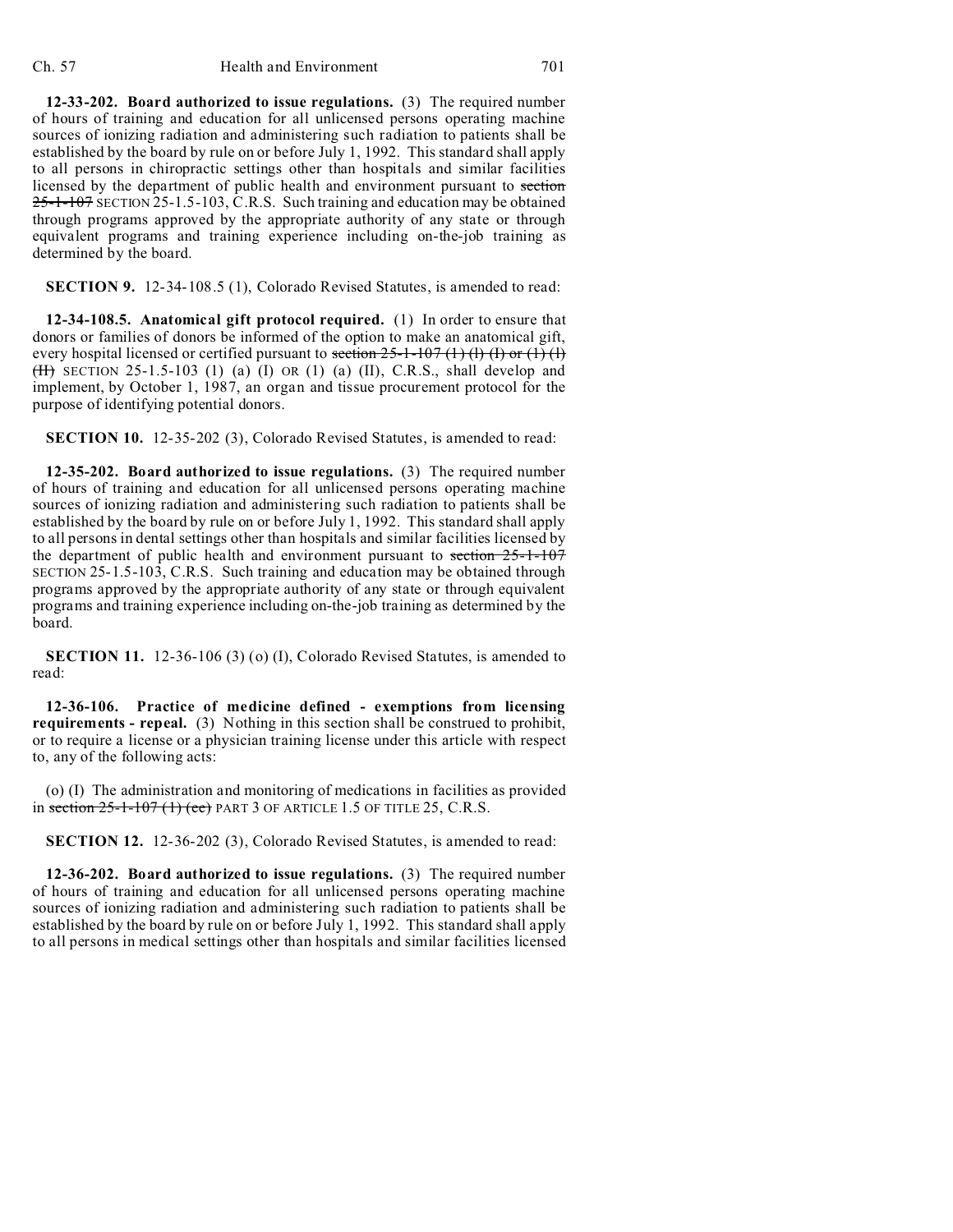**12-33-202. Board authorized to issue regulations.** (3) The required number of hours of training and education for all unlicensed persons operating machine sources of ionizing radiation and administering such radiation to patients shall be established by the board by rule on or before July 1, 1992. This standard shall apply to all persons in chiropractic settings other than hospitals and similar facilities licensed by the department of public health and environment pursuant to ~~section 25-1-107~~ SECTION 25-1.5-103, C.R.S. Such training and education may be obtained through programs approved by the appropriate authority of any state or through equivalent programs and training experience including on-the-job training as determined by the board.

**SECTION 9.** 12-34-108.5 (1), Colorado Revised Statutes, is amended to read:

**12-34-108.5. Anatomical gift protocol required.** (1) In order to ensure that donors or families of donors be informed of the option to make an anatomical gift, every hospital licensed or certified pursuant to ~~section 25-1-107 (1) (l) (I) or (1) (l) (II)~~ SECTION 25-1.5-103 (1) (a) (I) OR (1) (a) (II), C.R.S., shall develop and implement, by October 1, 1987, an organ and tissue procurement protocol for the purpose of identifying potential donors.

**SECTION 10.** 12-35-202 (3), Colorado Revised Statutes, is amended to read:

**12-35-202. Board authorized to issue regulations.** (3) The required number of hours of training and education for all unlicensed persons operating machine sources of ionizing radiation and administering such radiation to patients shall be established by the board by rule on or before July 1, 1992. This standard shall apply to all persons in dental settings other than hospitals and similar facilities licensed by the department of public health and environment pursuant to ~~section 25-1-107~~ SECTION 25-1.5-103, C.R.S. Such training and education may be obtained through programs approved by the appropriate authority of any state or through equivalent programs and training experience including on-the-job training as determined by the board.

**SECTION 11.** 12-36-106 (3) (o) (I), Colorado Revised Statutes, is amended to read:

**12-36-106. Practice of medicine defined - exemptions from licensing requirements - repeal.** (3) Nothing in this section shall be construed to prohibit, or to require a license or a physician training license under this article with respect to, any of the following acts:

(o) (I) The administration and monitoring of medications in facilities as provided in ~~section 25-1-107 (1) (ee)~~ PART 3 OF ARTICLE 1.5 OF TITLE 25, C.R.S.

**SECTION 12.** 12-36-202 (3), Colorado Revised Statutes, is amended to read:

**12-36-202. Board authorized to issue regulations.** (3) The required number of hours of training and education for all unlicensed persons operating machine sources of ionizing radiation and administering such radiation to patients shall be established by the board by rule on or before July 1, 1992. This standard shall apply to all persons in medical settings other than hospitals and similar facilities licensed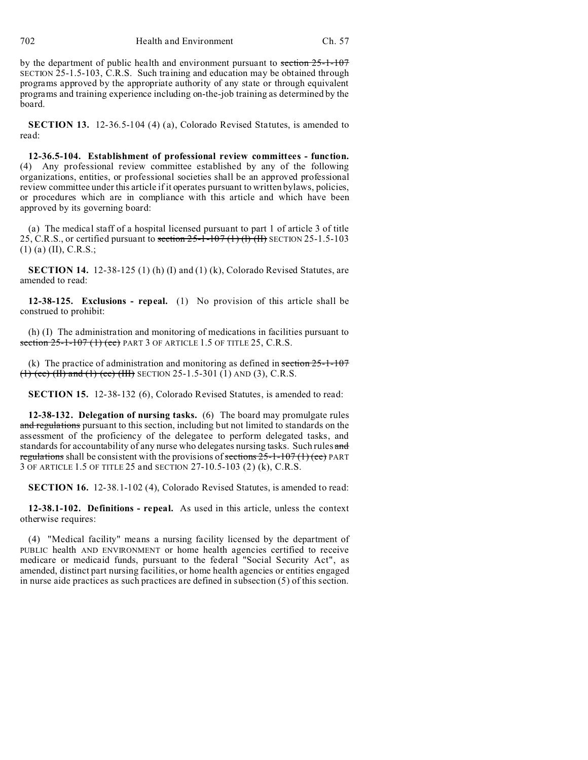by the department of public health and environment pursuant to ~~section 25-1-107~~ SECTION 25-1.5-103, C.R.S. Such training and education may be obtained through programs approved by the appropriate authority of any state or through equivalent programs and training experience including on-the-job training as determined by the board.

**SECTION 13.** 12-36.5-104 (4) (a), Colorado Revised Statutes, is amended to read:

**12-36.5-104. Establishment of professional review committees - function.** (4) Any professional review committee established by any of the following organizations, entities, or professional societies shall be an approved professional review committee under this article if it operates pursuant to written bylaws, policies, or procedures which are in compliance with this article and which have been approved by its governing board:

(a) The medical staff of a hospital licensed pursuant to part 1 of article 3 of title 25, C.R.S., or certified pursuant to ~~section 25-1-107 (1) (l) (II)~~ SECTION 25-1.5-103 (1) (a) (II), C.R.S.;

**SECTION 14.** 12-38-125 (1) (h) (I) and (1) (k), Colorado Revised Statutes, are amended to read:

**12-38-125. Exclusions - repeal.** (1) No provision of this article shall be construed to prohibit:

(h) (I) The administration and monitoring of medications in facilities pursuant to ~~section 25-1-107 (1) (ee)~~ PART 3 OF ARTICLE 1.5 OF TITLE 25, C.R.S.

(k) The practice of administration and monitoring as defined in ~~section 25-1-107 (1) (ee) (II) and (1) (ee) (III)~~ SECTION 25-1.5-301 (1) AND (3), C.R.S.

**SECTION 15.** 12-38-132 (6), Colorado Revised Statutes, is amended to read:

**12-38-132. Delegation of nursing tasks.** (6) The board may promulgate rules ~~and regulations~~ pursuant to this section, including but not limited to standards on the assessment of the proficiency of the delegatee to perform delegated tasks, and standards for accountability of any nurse who delegates nursing tasks. Such rules ~~and regulations~~ shall be consistent with the provisions of ~~sections 25-1-107 (1) (ee)~~ PART 3 OF ARTICLE 1.5 OF TITLE 25 and SECTION 27-10.5-103 (2) (k), C.R.S.

**SECTION 16.** 12-38.1-102 (4), Colorado Revised Statutes, is amended to read:

**12-38.1-102. Definitions - repeal.** As used in this article, unless the context otherwise requires:

(4) "Medical facility" means a nursing facility licensed by the department of PUBLIC health AND ENVIRONMENT or home health agencies certified to receive medicare or medicaid funds, pursuant to the federal "Social Security Act", as amended, distinct part nursing facilities, or home health agencies or entities engaged in nurse aide practices as such practices are defined in subsection (5) of this section.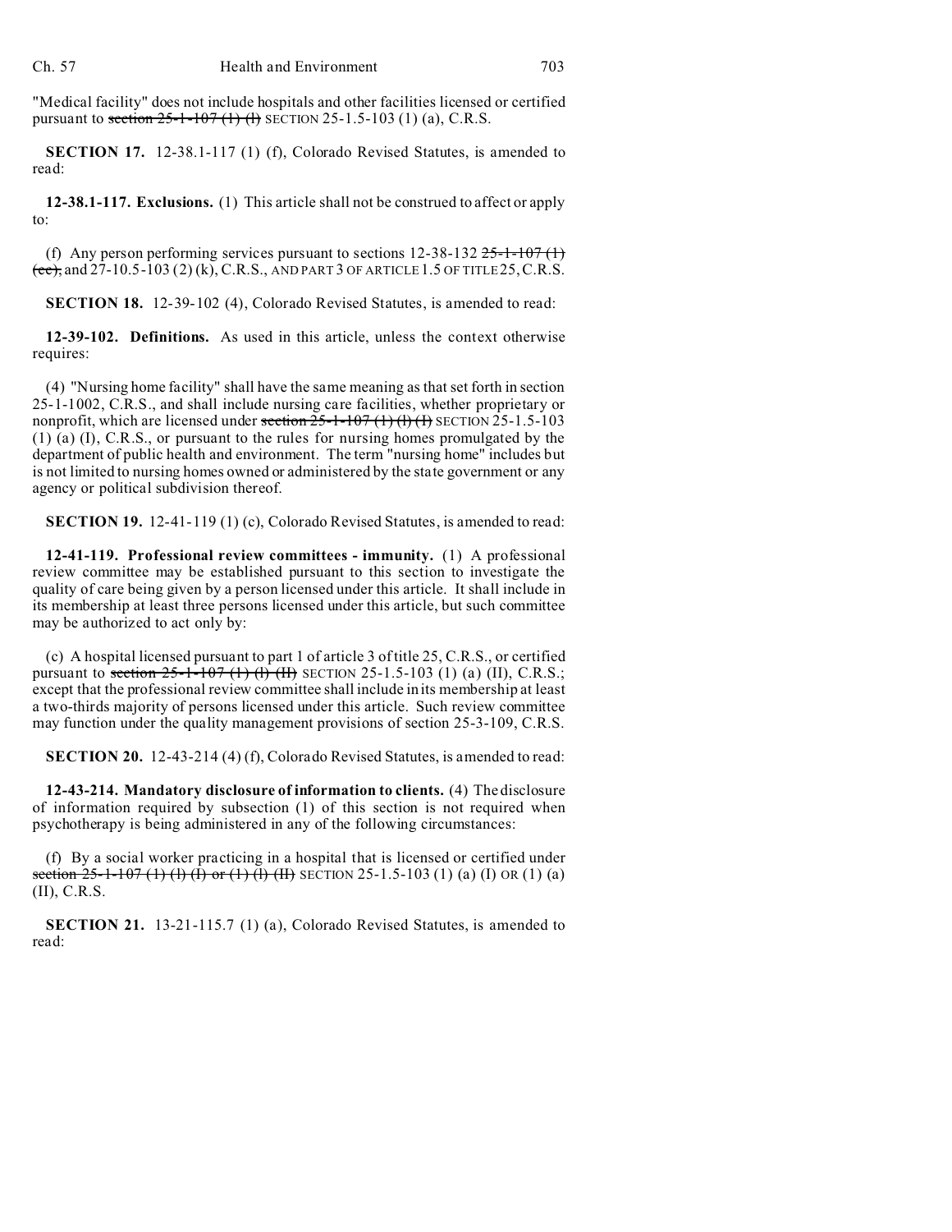"Medical facility" does not include hospitals and other facilities licensed or certified pursuant to ~~section 25-1-107 (1) (l)~~ SECTION 25-1.5-103 (1) (a), C.R.S.

**SECTION 17.** 12-38.1-117 (1) (f), Colorado Revised Statutes, is amended to read:

**12-38.1-117. Exclusions.** (1) This article shall not be construed to affect or apply to:

(f) Any person performing services pursuant to sections 12-38-132 ~~25-1-107 (1) (ee),~~ and 27-10.5-103 (2) (k), C.R.S., AND PART 3 OF ARTICLE 1.5 OF TITLE 25, C.R.S.

**SECTION 18.** 12-39-102 (4), Colorado Revised Statutes, is amended to read:

**12-39-102. Definitions.** As used in this article, unless the context otherwise requires:

(4) "Nursing home facility" shall have the same meaning as that set forth in section 25-1-1002, C.R.S., and shall include nursing care facilities, whether proprietary or nonprofit, which are licensed under ~~section 25-1-107 (1) (l) (I)~~ SECTION 25-1.5-103 (1) (a) (I), C.R.S., or pursuant to the rules for nursing homes promulgated by the department of public health and environment. The term "nursing home" includes but is not limited to nursing homes owned or administered by the state government or any agency or political subdivision thereof.

**SECTION 19.** 12-41-119 (1) (c), Colorado Revised Statutes, is amended to read:

**12-41-119. Professional review committees - immunity.** (1) A professional review committee may be established pursuant to this section to investigate the quality of care being given by a person licensed under this article. It shall include in its membership at least three persons licensed under this article, but such committee may be authorized to act only by:

(c) A hospital licensed pursuant to part 1 of article 3 of title 25, C.R.S., or certified pursuant to ~~section 25-1-107 (1) (l) (II)~~ SECTION 25-1.5-103 (1) (a) (II), C.R.S.; except that the professional review committee shall include in its membership at least a two-thirds majority of persons licensed under this article. Such review committee may function under the quality management provisions of section 25-3-109, C.R.S.

**SECTION 20.** 12-43-214 (4) (f), Colorado Revised Statutes, is amended to read:

**12-43-214. Mandatory disclosure of information to clients.** (4) The disclosure of information required by subsection (1) of this section is not required when psychotherapy is being administered in any of the following circumstances:

(f) By a social worker practicing in a hospital that is licensed or certified under ~~section 25-1-107 (1) (l) (I) or (1) (l) (II)~~ SECTION 25-1.5-103 (1) (a) (I) OR (1) (a) (II), C.R.S.

**SECTION 21.** 13-21-115.7 (1) (a), Colorado Revised Statutes, is amended to read: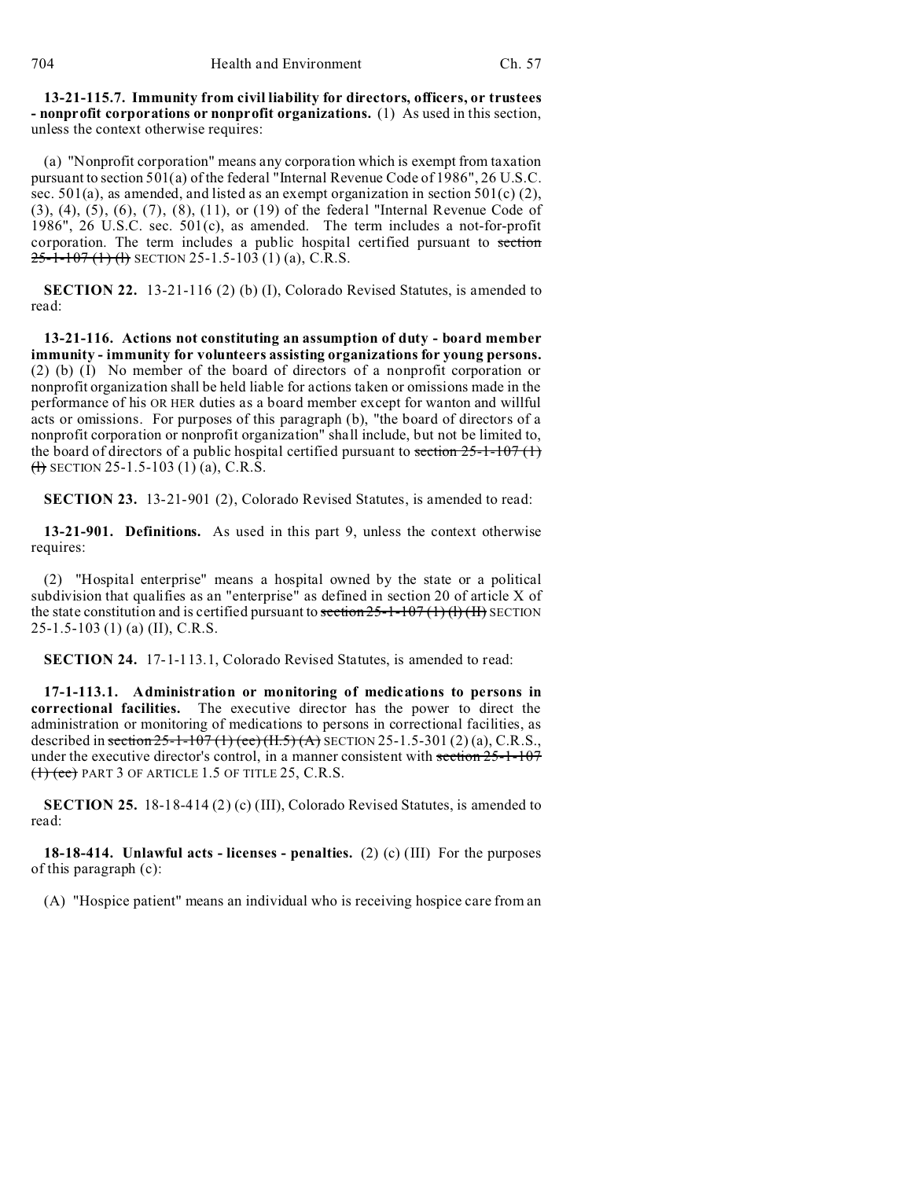**13-21-115.7. Immunity from civil liability for directors, officers, or trustees - nonprofit corporations or nonprofit organizations.** (1) As used in this section, unless the context otherwise requires:

(a) "Nonprofit corporation" means any corporation which is exempt from taxation pursuant to section 501(a) of the federal "Internal Revenue Code of 1986", 26 U.S.C. sec. 501(a), as amended, and listed as an exempt organization in section 501(c) (2), (3), (4), (5), (6), (7), (8), (11), or (19) of the federal "Internal Revenue Code of 1986", 26 U.S.C. sec. 501(c), as amended. The term includes a not-for-profit corporation. The term includes a public hospital certified pursuant to ~~section 25-1-107 (1) (l)~~ SECTION 25-1.5-103 (1) (a), C.R.S.

**SECTION 22.** 13-21-116 (2) (b) (I), Colorado Revised Statutes, is amended to read:

**13-21-116. Actions not constituting an assumption of duty - board member immunity - immunity for volunteers assisting organizations for young persons.** (2) (b) (I) No member of the board of directors of a nonprofit corporation or nonprofit organization shall be held liable for actions taken or omissions made in the performance of his OR HER duties as a board member except for wanton and willful acts or omissions. For purposes of this paragraph (b), "the board of directors of a nonprofit corporation or nonprofit organization" shall include, but not be limited to, the board of directors of a public hospital certified pursuant to ~~section 25-1-107 (1) (l)~~ SECTION 25-1.5-103 (1) (a), C.R.S.

**SECTION 23.** 13-21-901 (2), Colorado Revised Statutes, is amended to read:

**13-21-901. Definitions.** As used in this part 9, unless the context otherwise requires:

(2) "Hospital enterprise" means a hospital owned by the state or a political subdivision that qualifies as an "enterprise" as defined in section 20 of article X of the state constitution and is certified pursuant to ~~section 25-1-107 (1) (l) (II)~~ SECTION 25-1.5-103 (1) (a) (II), C.R.S.

**SECTION 24.** 17-1-113.1, Colorado Revised Statutes, is amended to read:

**17-1-113.1. Administration or monitoring of medications to persons in correctional facilities.** The executive director has the power to direct the administration or monitoring of medications to persons in correctional facilities, as described in ~~section 25-1-107 (1) (ee) (II.5) (A)~~ SECTION 25-1.5-301 (2) (a), C.R.S., under the executive director's control, in a manner consistent with ~~section 25-1-107 (1) (ee)~~ PART 3 OF ARTICLE 1.5 OF TITLE 25, C.R.S.

**SECTION 25.** 18-18-414 (2) (c) (III), Colorado Revised Statutes, is amended to read:

**18-18-414. Unlawful acts - licenses - penalties.** (2) (c) (III) For the purposes of this paragraph (c):

(A) "Hospice patient" means an individual who is receiving hospice care from an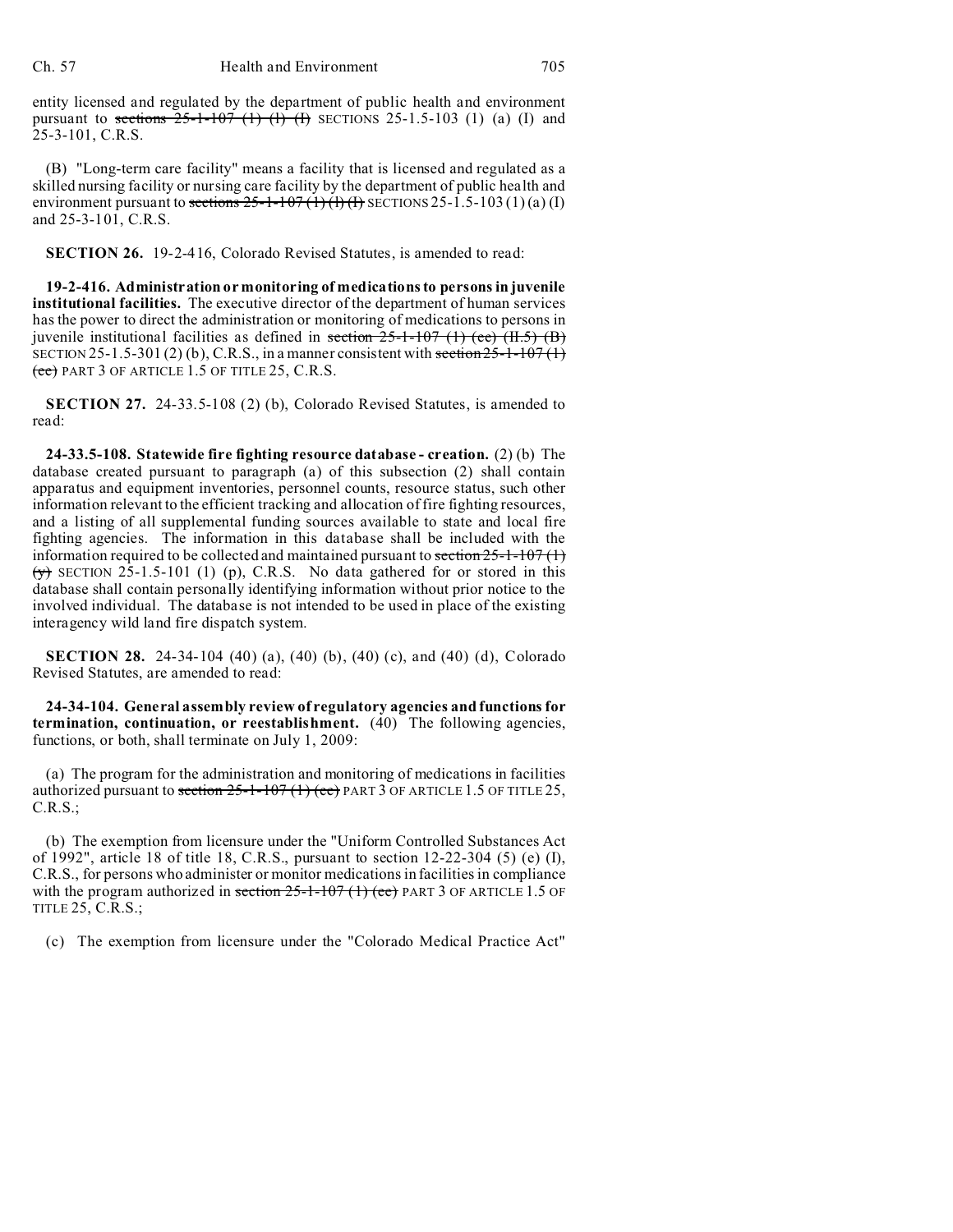entity licensed and regulated by the department of public health and environment pursuant to ~~sections 25-1-107 (1) (l) (I)~~ SECTIONS 25-1.5-103 (1) (a) (I) and 25-3-101, C.R.S.

(B) "Long-term care facility" means a facility that is licensed and regulated as a skilled nursing facility or nursing care facility by the department of public health and environment pursuant to ~~sections 25-1-107 (1) (l) (I)~~ SECTIONS 25-1.5-103 (1) (a) (I) and 25-3-101, C.R.S.

**SECTION 26.** 19-2-416, Colorado Revised Statutes, is amended to read:

**19-2-416. Administration or monitoring of medications to persons in juvenile institutional facilities.** The executive director of the department of human services has the power to direct the administration or monitoring of medications to persons in juvenile institutional facilities as defined in ~~section 25-1-107 (1) (ee) (II.5) (B)~~ SECTION 25-1.5-301 (2) (b), C.R.S., in a manner consistent with ~~section 25-1-107 (1) (ee)~~ PART 3 OF ARTICLE 1.5 OF TITLE 25, C.R.S.

**SECTION 27.** 24-33.5-108 (2) (b), Colorado Revised Statutes, is amended to read:

**24-33.5-108. Statewide fire fighting resource database - creation.** (2) (b) The database created pursuant to paragraph (a) of this subsection (2) shall contain apparatus and equipment inventories, personnel counts, resource status, such other information relevant to the efficient tracking and allocation of fire fighting resources, and a listing of all supplemental funding sources available to state and local fire fighting agencies. The information in this database shall be included with the information required to be collected and maintained pursuant to ~~section 25-1-107 (1) (y)~~ SECTION 25-1.5-101 (1) (p), C.R.S. No data gathered for or stored in this database shall contain personally identifying information without prior notice to the involved individual. The database is not intended to be used in place of the existing interagency wild land fire dispatch system.

**SECTION 28.** 24-34-104 (40) (a), (40) (b), (40) (c), and (40) (d), Colorado Revised Statutes, are amended to read:

**24-34-104. General assembly review of regulatory agencies and functions for termination, continuation, or reestablishment.** (40) The following agencies, functions, or both, shall terminate on July 1, 2009:

(a) The program for the administration and monitoring of medications in facilities authorized pursuant to ~~section 25-1-107 (1) (ee)~~ PART 3 OF ARTICLE 1.5 OF TITLE 25, C.R.S.;

(b) The exemption from licensure under the "Uniform Controlled Substances Act of 1992", article 18 of title 18, C.R.S., pursuant to section 12-22-304 (5) (e) (I), C.R.S., for persons who administer or monitor medications in facilities in compliance with the program authorized in ~~section 25-1-107 (1) (ee)~~ PART 3 OF ARTICLE 1.5 OF TITLE 25, C.R.S.;

(c) The exemption from licensure under the "Colorado Medical Practice Act"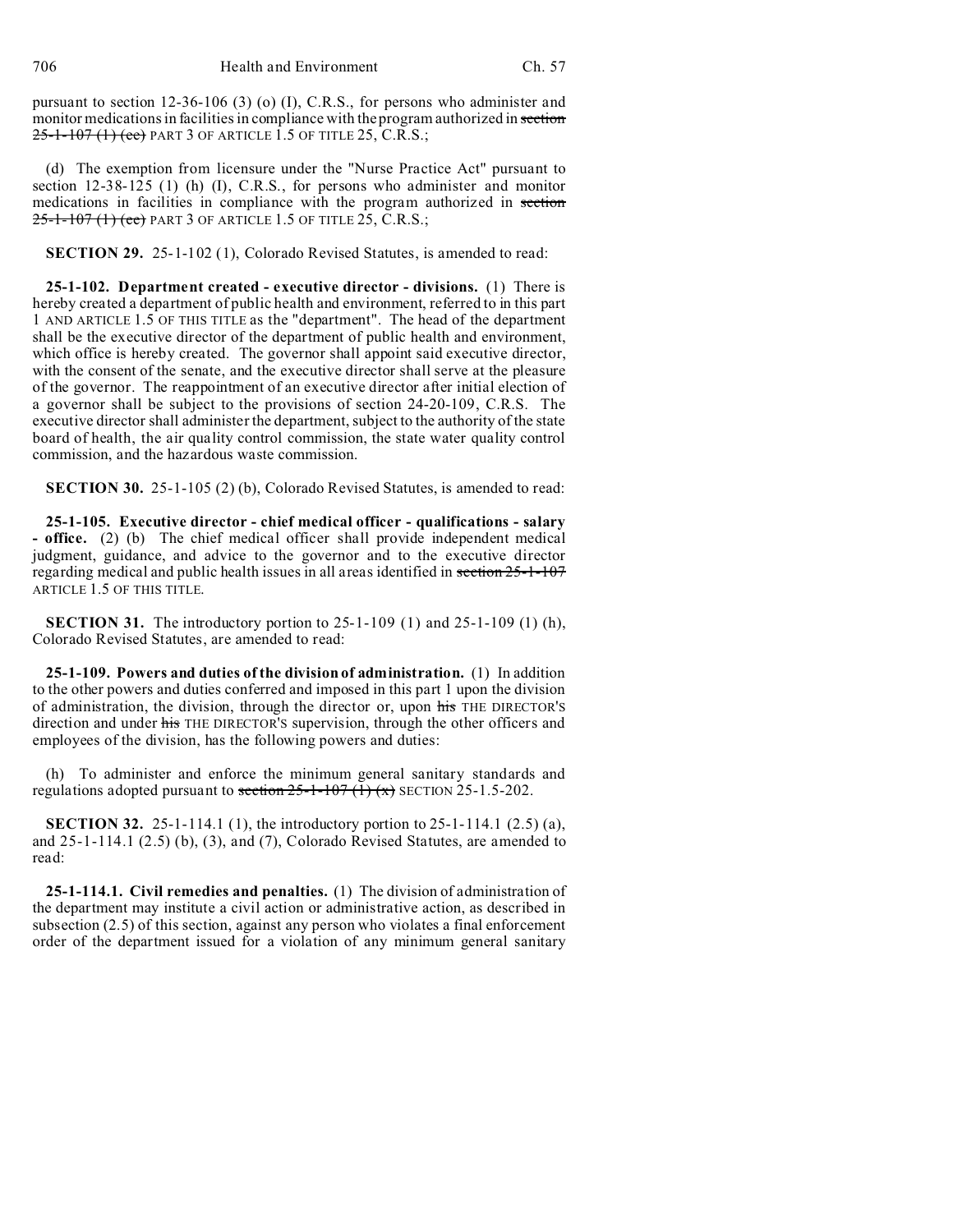pursuant to section 12-36-106 (3) (o) (I), C.R.S., for persons who administer and monitor medications in facilities in compliance with the program authorized in ~~section 25-1-107 (1) (ee)~~ PART 3 OF ARTICLE 1.5 OF TITLE 25, C.R.S.;

(d) The exemption from licensure under the "Nurse Practice Act" pursuant to section 12-38-125 (1) (h) (I), C.R.S., for persons who administer and monitor medications in facilities in compliance with the program authorized in ~~section 25-1-107 (1) (ee)~~ PART 3 OF ARTICLE 1.5 OF TITLE 25, C.R.S.;

**SECTION 29.** 25-1-102 (1), Colorado Revised Statutes, is amended to read:

**25-1-102. Department created - executive director - divisions.** (1) There is hereby created a department of public health and environment, referred to in this part 1 AND ARTICLE 1.5 OF THIS TITLE as the "department". The head of the department shall be the executive director of the department of public health and environment, which office is hereby created. The governor shall appoint said executive director, with the consent of the senate, and the executive director shall serve at the pleasure of the governor. The reappointment of an executive director after initial election of a governor shall be subject to the provisions of section 24-20-109, C.R.S. The executive director shall administer the department, subject to the authority of the state board of health, the air quality control commission, the state water quality control commission, and the hazardous waste commission.

**SECTION 30.** 25-1-105 (2) (b), Colorado Revised Statutes, is amended to read:

**25-1-105. Executive director - chief medical officer - qualifications - salary - office.** (2) (b) The chief medical officer shall provide independent medical judgment, guidance, and advice to the governor and to the executive director regarding medical and public health issues in all areas identified in ~~section 25-1-107~~ ARTICLE 1.5 OF THIS TITLE.

**SECTION 31.** The introductory portion to 25-1-109 (1) and 25-1-109 (1) (h), Colorado Revised Statutes, are amended to read:

**25-1-109. Powers and duties of the division of administration.** (1) In addition to the other powers and duties conferred and imposed in this part 1 upon the division of administration, the division, through the director or, upon ~~his~~ THE DIRECTOR'S direction and under ~~his~~ THE DIRECTOR'S supervision, through the other officers and employees of the division, has the following powers and duties:

(h) To administer and enforce the minimum general sanitary standards and regulations adopted pursuant to ~~section 25-1-107 (1) (x)~~ SECTION 25-1.5-202.

**SECTION 32.** 25-1-114.1 (1), the introductory portion to 25-1-114.1 (2.5) (a), and 25-1-114.1 (2.5) (b), (3), and (7), Colorado Revised Statutes, are amended to read:

**25-1-114.1. Civil remedies and penalties.** (1) The division of administration of the department may institute a civil action or administrative action, as described in subsection (2.5) of this section, against any person who violates a final enforcement order of the department issued for a violation of any minimum general sanitary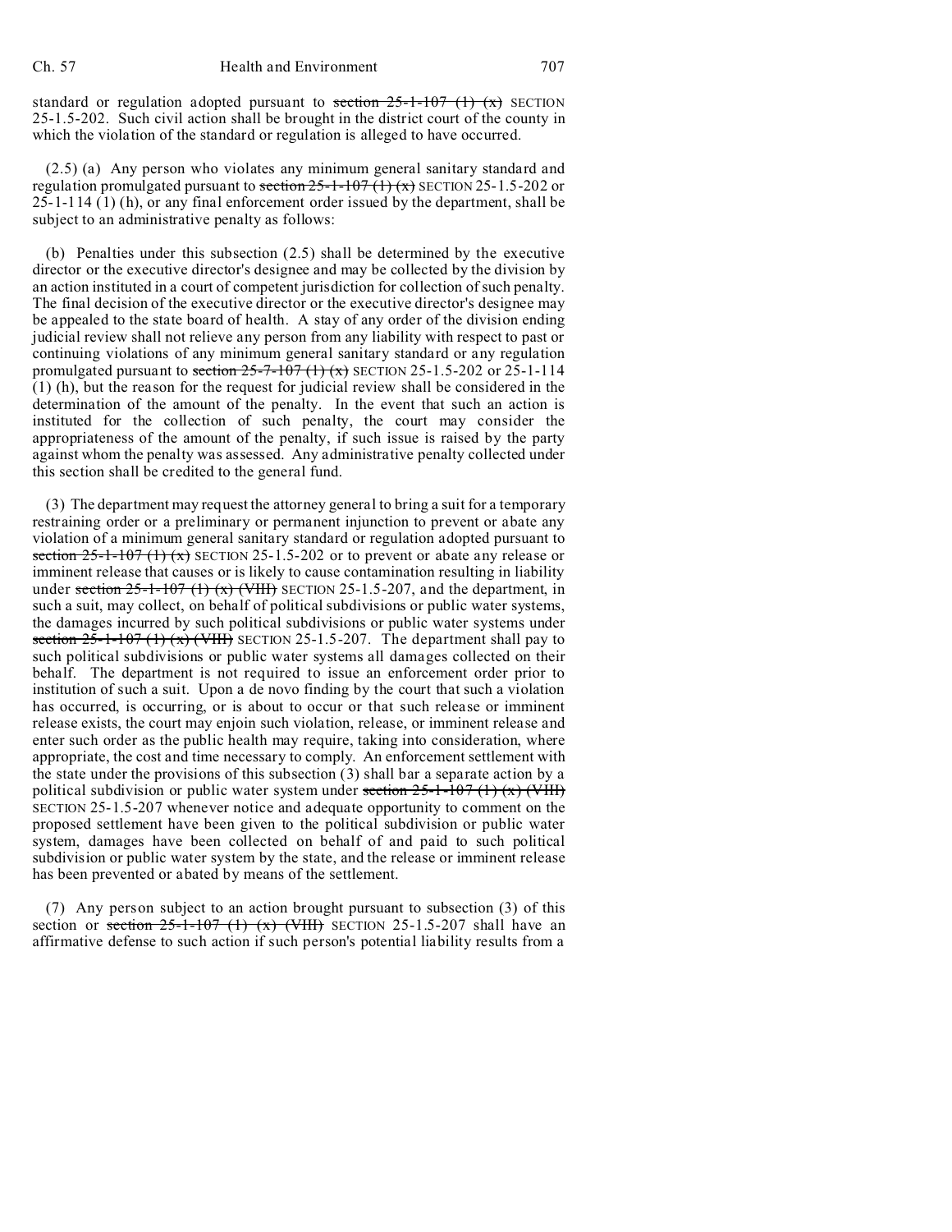standard or regulation adopted pursuant to ~~section 25-1-107 (1) (x)~~ SECTION 25-1.5-202. Such civil action shall be brought in the district court of the county in which the violation of the standard or regulation is alleged to have occurred.

(2.5) (a) Any person who violates any minimum general sanitary standard and regulation promulgated pursuant to ~~section 25-1-107 (1) (x)~~ SECTION 25-1.5-202 or 25-1-114 (1) (h), or any final enforcement order issued by the department, shall be subject to an administrative penalty as follows:

(b) Penalties under this subsection (2.5) shall be determined by the executive director or the executive director's designee and may be collected by the division by an action instituted in a court of competent jurisdiction for collection of such penalty. The final decision of the executive director or the executive director's designee may be appealed to the state board of health. A stay of any order of the division ending judicial review shall not relieve any person from any liability with respect to past or continuing violations of any minimum general sanitary standard or any regulation promulgated pursuant to ~~section 25-7-107 (1) (x)~~ SECTION 25-1.5-202 or 25-1-114 (1) (h), but the reason for the request for judicial review shall be considered in the determination of the amount of the penalty. In the event that such an action is instituted for the collection of such penalty, the court may consider the appropriateness of the amount of the penalty, if such issue is raised by the party against whom the penalty was assessed. Any administrative penalty collected under this section shall be credited to the general fund.

(3) The department may request the attorney general to bring a suit for a temporary restraining order or a preliminary or permanent injunction to prevent or abate any violation of a minimum general sanitary standard or regulation adopted pursuant to ~~section 25-1-107 (1) (x)~~ SECTION 25-1.5-202 or to prevent or abate any release or imminent release that causes or is likely to cause contamination resulting in liability under ~~section 25-1-107 (1) (x) (VIII)~~ SECTION 25-1.5-207, and the department, in such a suit, may collect, on behalf of political subdivisions or public water systems, the damages incurred by such political subdivisions or public water systems under ~~section 25-1-107 (1) (x) (VIII)~~ SECTION 25-1.5-207. The department shall pay to such political subdivisions or public water systems all damages collected on their behalf. The department is not required to issue an enforcement order prior to institution of such a suit. Upon a de novo finding by the court that such a violation has occurred, is occurring, or is about to occur or that such release or imminent release exists, the court may enjoin such violation, release, or imminent release and enter such order as the public health may require, taking into consideration, where appropriate, the cost and time necessary to comply. An enforcement settlement with the state under the provisions of this subsection (3) shall bar a separate action by a political subdivision or public water system under ~~section 25-1-107 (1) (x) (VIII)~~ SECTION 25-1.5-207 whenever notice and adequate opportunity to comment on the proposed settlement have been given to the political subdivision or public water system, damages have been collected on behalf of and paid to such political subdivision or public water system by the state, and the release or imminent release has been prevented or abated by means of the settlement.

(7) Any person subject to an action brought pursuant to subsection (3) of this section or ~~section 25-1-107 (1) (x) (VIII)~~ SECTION 25-1.5-207 shall have an affirmative defense to such action if such person's potential liability results from a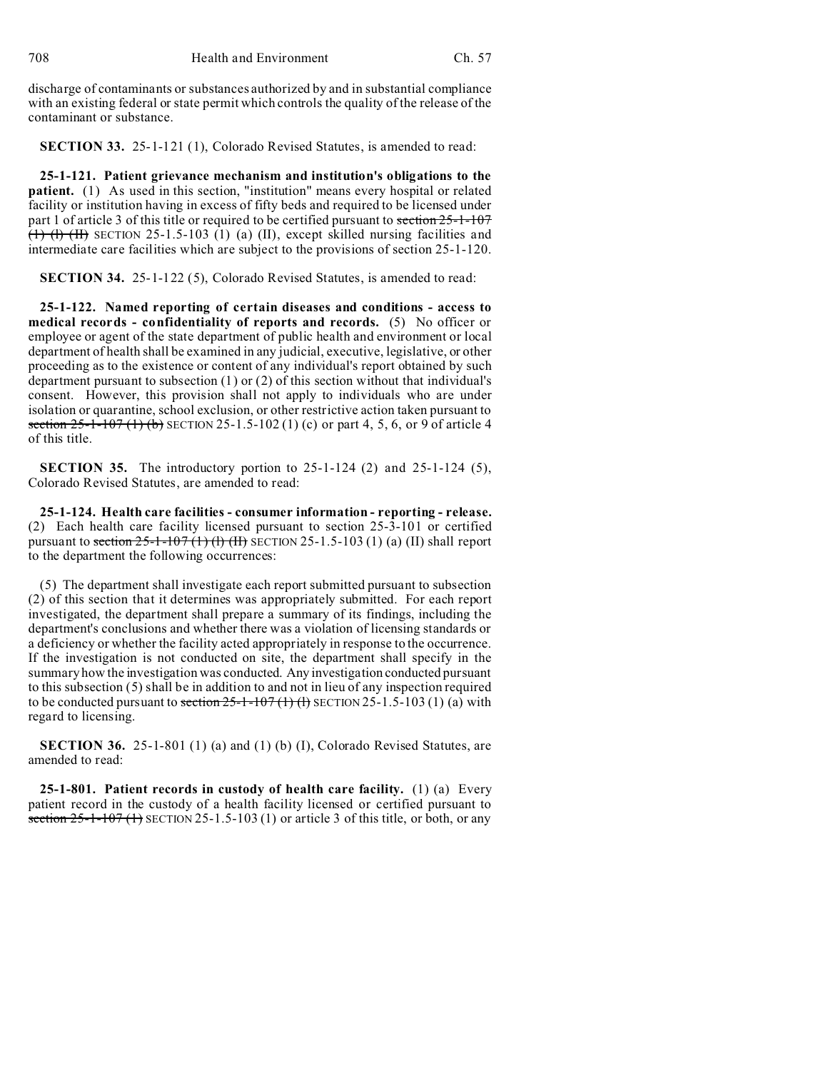discharge of contaminants or substances authorized by and in substantial compliance with an existing federal or state permit which controls the quality of the release of the contaminant or substance.

**SECTION 33.** 25-1-121 (1), Colorado Revised Statutes, is amended to read:

**25-1-121. Patient grievance mechanism and institution's obligations to the patient.** (1) As used in this section, "institution" means every hospital or related facility or institution having in excess of fifty beds and required to be licensed under part 1 of article 3 of this title or required to be certified pursuant to ~~section 25-1-107 (1) (l) (II)~~ SECTION 25-1.5-103 (1) (a) (II), except skilled nursing facilities and intermediate care facilities which are subject to the provisions of section 25-1-120.

**SECTION 34.** 25-1-122 (5), Colorado Revised Statutes, is amended to read:

**25-1-122. Named reporting of certain diseases and conditions - access to medical records - confidentiality of reports and records.** (5) No officer or employee or agent of the state department of public health and environment or local department of health shall be examined in any judicial, executive, legislative, or other proceeding as to the existence or content of any individual's report obtained by such department pursuant to subsection (1) or (2) of this section without that individual's consent. However, this provision shall not apply to individuals who are under isolation or quarantine, school exclusion, or other restrictive action taken pursuant to ~~section 25-1-107 (1) (b)~~ SECTION 25-1.5-102 (1) (c) or part 4, 5, 6, or 9 of article 4 of this title.

**SECTION 35.** The introductory portion to 25-1-124 (2) and 25-1-124 (5), Colorado Revised Statutes, are amended to read:

**25-1-124. Health care facilities - consumer information - reporting - release.** (2) Each health care facility licensed pursuant to section 25-3-101 or certified pursuant to ~~section 25-1-107 (1) (l) (II)~~ SECTION 25-1.5-103 (1) (a) (II) shall report to the department the following occurrences:

(5) The department shall investigate each report submitted pursuant to subsection (2) of this section that it determines was appropriately submitted. For each report investigated, the department shall prepare a summary of its findings, including the department's conclusions and whether there was a violation of licensing standards or a deficiency or whether the facility acted appropriately in response to the occurrence. If the investigation is not conducted on site, the department shall specify in the summary how the investigation was conducted. Any investigation conducted pursuant to this subsection (5) shall be in addition to and not in lieu of any inspection required to be conducted pursuant to ~~section 25-1-107 (1) (l)~~ SECTION 25-1.5-103 (1) (a) with regard to licensing.

**SECTION 36.** 25-1-801 (1) (a) and (1) (b) (I), Colorado Revised Statutes, are amended to read:

**25-1-801. Patient records in custody of health care facility.** (1) (a) Every patient record in the custody of a health facility licensed or certified pursuant to ~~section 25-1-107 (1)~~ SECTION 25-1.5-103 (1) or article 3 of this title, or both, or any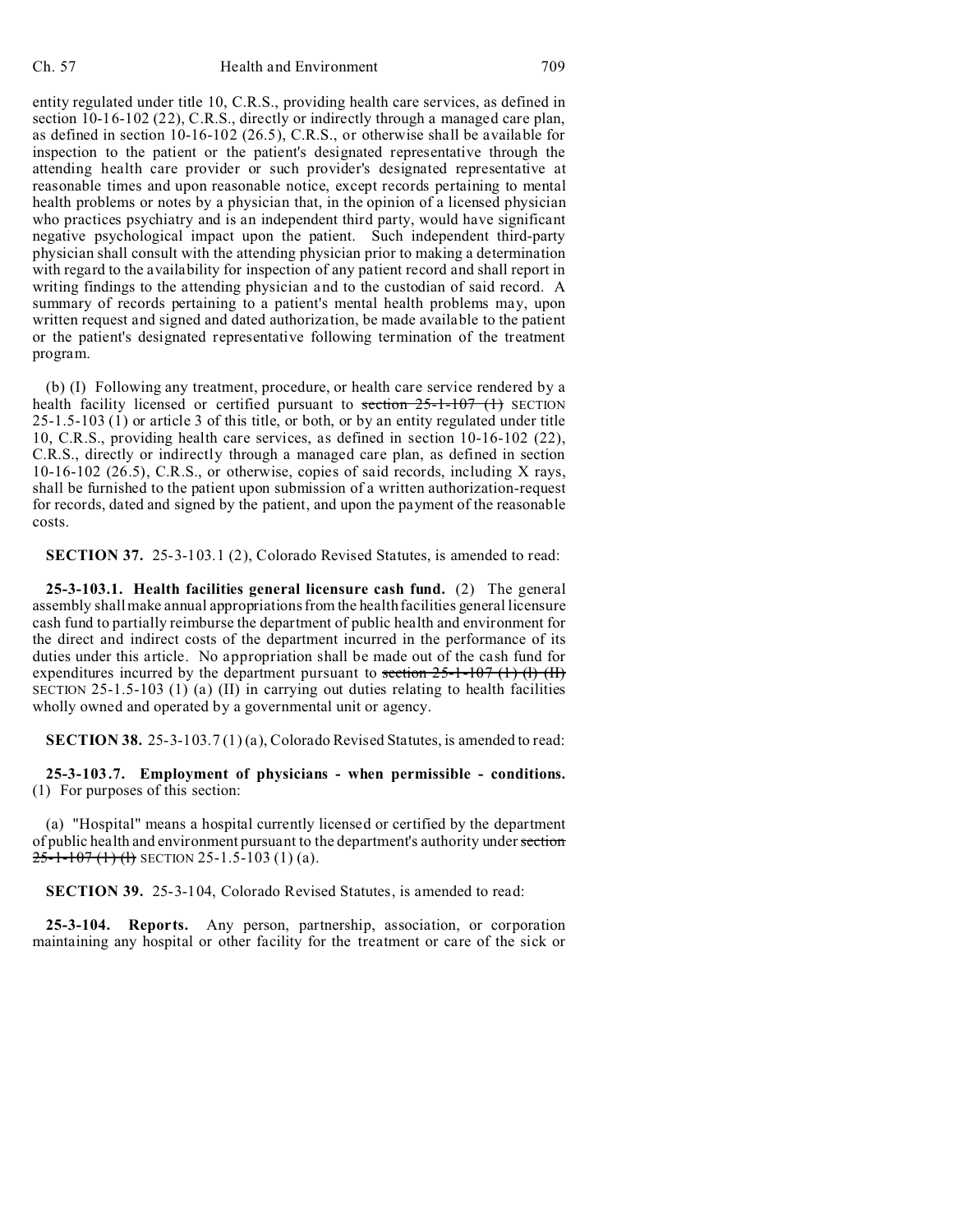entity regulated under title 10, C.R.S., providing health care services, as defined in section 10-16-102 (22), C.R.S., directly or indirectly through a managed care plan, as defined in section 10-16-102 (26.5), C.R.S., or otherwise shall be available for inspection to the patient or the patient's designated representative through the attending health care provider or such provider's designated representative at reasonable times and upon reasonable notice, except records pertaining to mental health problems or notes by a physician that, in the opinion of a licensed physician who practices psychiatry and is an independent third party, would have significant negative psychological impact upon the patient. Such independent third-party physician shall consult with the attending physician prior to making a determination with regard to the availability for inspection of any patient record and shall report in writing findings to the attending physician and to the custodian of said record. A summary of records pertaining to a patient's mental health problems may, upon written request and signed and dated authorization, be made available to the patient or the patient's designated representative following termination of the treatment program.

(b) (I) Following any treatment, procedure, or health care service rendered by a health facility licensed or certified pursuant to ~~section 25-1-107 (1)~~ SECTION 25-1.5-103 (1) or article 3 of this title, or both, or by an entity regulated under title 10, C.R.S., providing health care services, as defined in section 10-16-102 (22), C.R.S., directly or indirectly through a managed care plan, as defined in section 10-16-102 (26.5), C.R.S., or otherwise, copies of said records, including X rays, shall be furnished to the patient upon submission of a written authorization-request for records, dated and signed by the patient, and upon the payment of the reasonable costs.

**SECTION 37.** 25-3-103.1 (2), Colorado Revised Statutes, is amended to read:

**25-3-103.1. Health facilities general licensure cash fund.** (2) The general assembly shall make annual appropriations from the health facilities general licensure cash fund to partially reimburse the department of public health and environment for the direct and indirect costs of the department incurred in the performance of its duties under this article. No appropriation shall be made out of the cash fund for expenditures incurred by the department pursuant to ~~section 25-1-107 (1) (l) (II)~~ SECTION 25-1.5-103 (1) (a) (II) in carrying out duties relating to health facilities wholly owned and operated by a governmental unit or agency.

**SECTION 38.** 25-3-103.7 (1) (a), Colorado Revised Statutes, is amended to read:

**25-3-103.7. Employment of physicians - when permissible - conditions.** (1) For purposes of this section:

(a) "Hospital" means a hospital currently licensed or certified by the department of public health and environment pursuant to the department's authority under ~~section 25-1-107 (1) (l)~~ SECTION 25-1.5-103 (1) (a).

**SECTION 39.** 25-3-104, Colorado Revised Statutes, is amended to read:

**25-3-104. Reports.** Any person, partnership, association, or corporation maintaining any hospital or other facility for the treatment or care of the sick or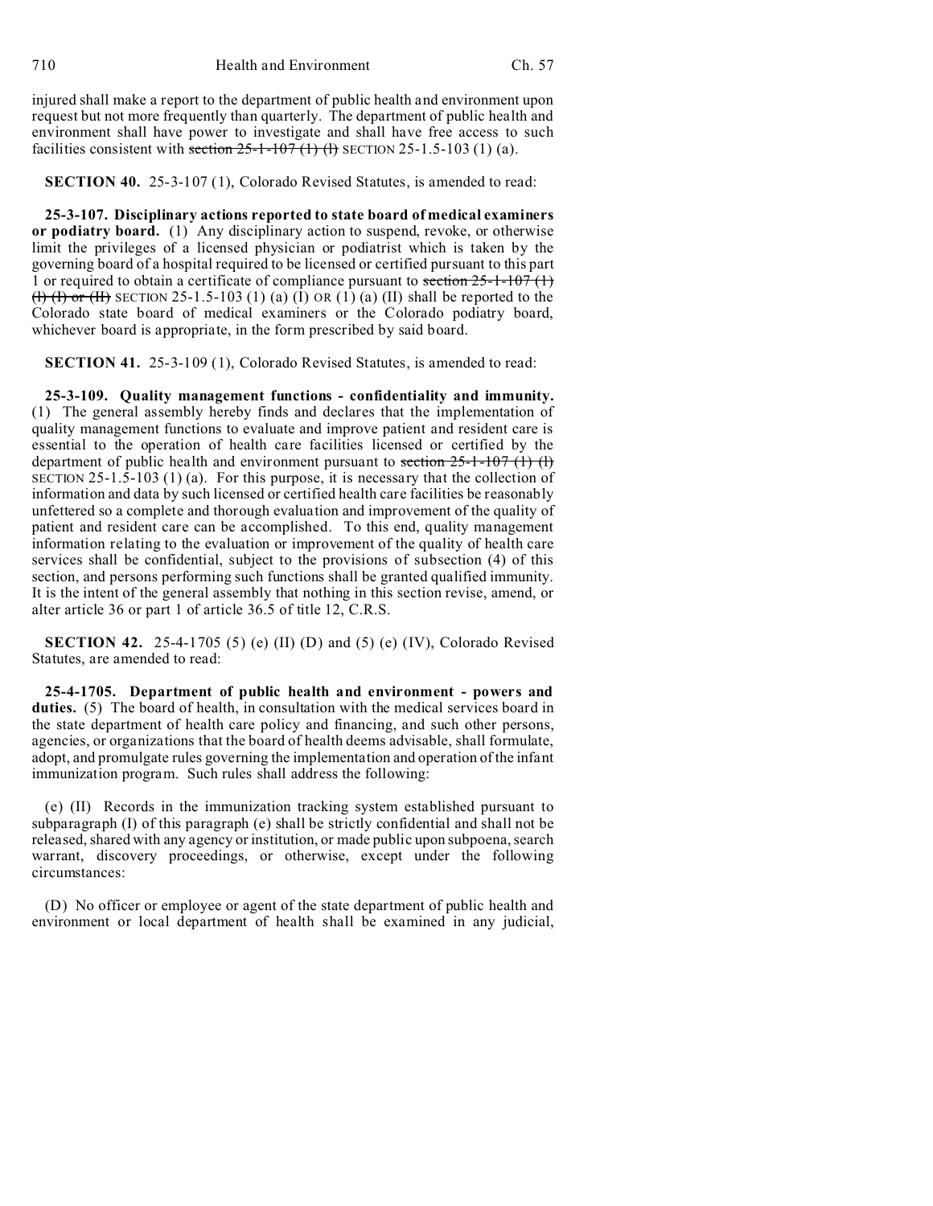injured shall make a report to the department of public health and environment upon request but not more frequently than quarterly. The department of public health and environment shall have power to investigate and shall have free access to such facilities consistent with ~~section 25-1-107 (1) (l)~~ SECTION 25-1.5-103 (1) (a).

**SECTION 40.** 25-3-107 (1), Colorado Revised Statutes, is amended to read:

**25-3-107. Disciplinary actions reported to state board of medical examiners or podiatry board.** (1) Any disciplinary action to suspend, revoke, or otherwise limit the privileges of a licensed physician or podiatrist which is taken by the governing board of a hospital required to be licensed or certified pursuant to this part 1 or required to obtain a certificate of compliance pursuant to ~~section 25-1-107 (1) (l) (I) or (II)~~ SECTION 25-1.5-103 (1) (a) (I) OR (1) (a) (II) shall be reported to the Colorado state board of medical examiners or the Colorado podiatry board, whichever board is appropriate, in the form prescribed by said board.

**SECTION 41.** 25-3-109 (1), Colorado Revised Statutes, is amended to read:

**25-3-109. Quality management functions - confidentiality and immunity.** (1) The general assembly hereby finds and declares that the implementation of quality management functions to evaluate and improve patient and resident care is essential to the operation of health care facilities licensed or certified by the department of public health and environment pursuant to ~~section 25-1-107 (1) (l)~~ SECTION 25-1.5-103 (1) (a). For this purpose, it is necessary that the collection of information and data by such licensed or certified health care facilities be reasonably unfettered so a complete and thorough evaluation and improvement of the quality of patient and resident care can be accomplished. To this end, quality management information relating to the evaluation or improvement of the quality of health care services shall be confidential, subject to the provisions of subsection (4) of this section, and persons performing such functions shall be granted qualified immunity. It is the intent of the general assembly that nothing in this section revise, amend, or alter article 36 or part 1 of article 36.5 of title 12, C.R.S.

**SECTION 42.** 25-4-1705 (5) (e) (II) (D) and (5) (e) (IV), Colorado Revised Statutes, are amended to read:

**25-4-1705. Department of public health and environment - powers and duties.** (5) The board of health, in consultation with the medical services board in the state department of health care policy and financing, and such other persons, agencies, or organizations that the board of health deems advisable, shall formulate, adopt, and promulgate rules governing the implementation and operation of the infant immunization program. Such rules shall address the following:

(e) (II) Records in the immunization tracking system established pursuant to subparagraph (I) of this paragraph (e) shall be strictly confidential and shall not be released, shared with any agency or institution, or made public upon subpoena, search warrant, discovery proceedings, or otherwise, except under the following circumstances:

(D) No officer or employee or agent of the state department of public health and environment or local department of health shall be examined in any judicial,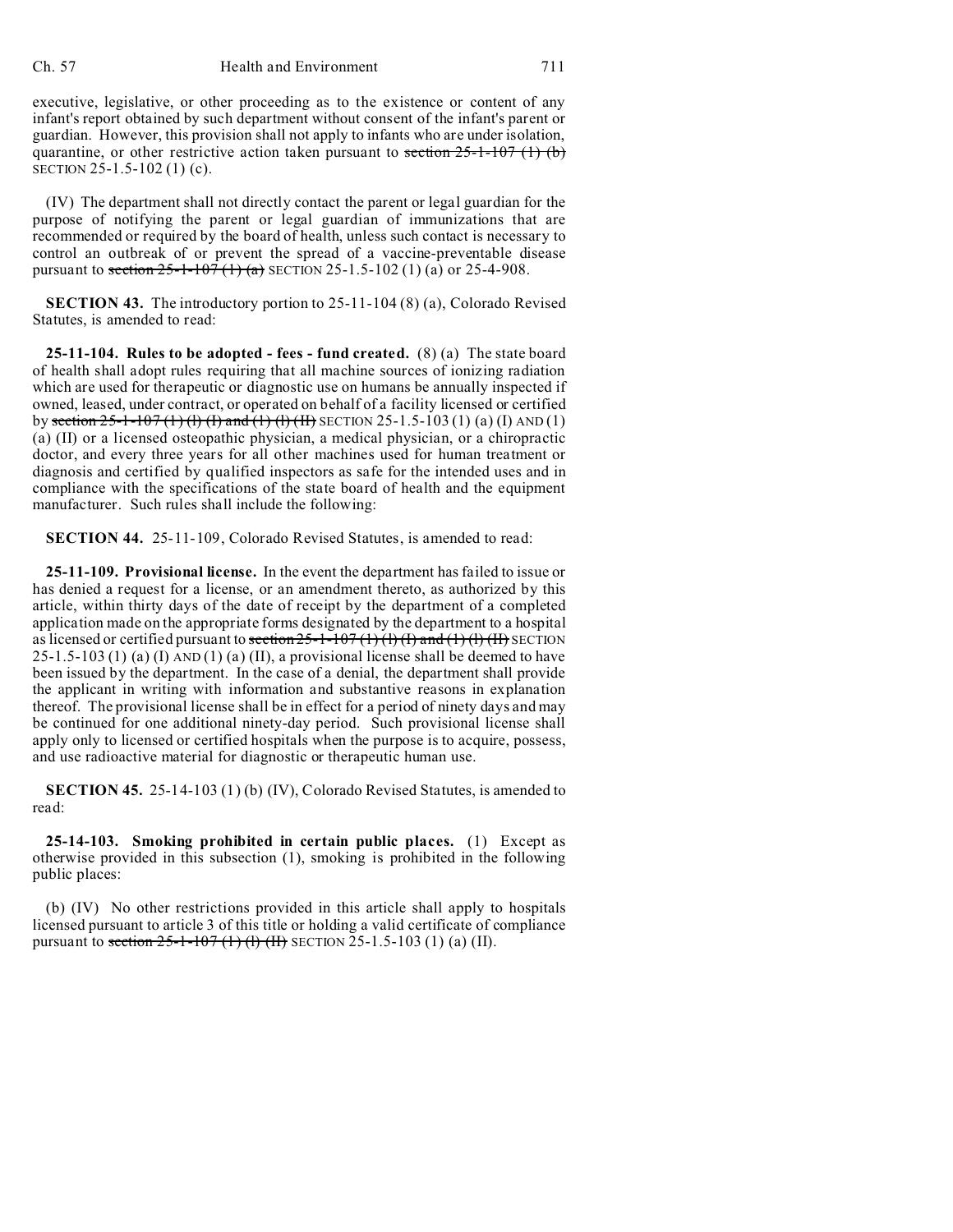executive, legislative, or other proceeding as to the existence or content of any infant's report obtained by such department without consent of the infant's parent or guardian. However, this provision shall not apply to infants who are under isolation, quarantine, or other restrictive action taken pursuant to ~~section 25-1-107 (1) (b)~~ SECTION 25-1.5-102 (1) (c).

(IV) The department shall not directly contact the parent or legal guardian for the purpose of notifying the parent or legal guardian of immunizations that are recommended or required by the board of health, unless such contact is necessary to control an outbreak of or prevent the spread of a vaccine-preventable disease pursuant to ~~section 25-1-107 (1) (a)~~ SECTION 25-1.5-102 (1) (a) or 25-4-908.

**SECTION 43.** The introductory portion to 25-11-104 (8) (a), Colorado Revised Statutes, is amended to read:

**25-11-104. Rules to be adopted - fees - fund created.** (8) (a) The state board of health shall adopt rules requiring that all machine sources of ionizing radiation which are used for therapeutic or diagnostic use on humans be annually inspected if owned, leased, under contract, or operated on behalf of a facility licensed or certified by ~~section 25-1-107 (1) (l) (I) and (1) (l) (II)~~ SECTION 25-1.5-103 (1) (a) (I) AND (1) (a) (II) or a licensed osteopathic physician, a medical physician, or a chiropractic doctor, and every three years for all other machines used for human treatment or diagnosis and certified by qualified inspectors as safe for the intended uses and in compliance with the specifications of the state board of health and the equipment manufacturer. Such rules shall include the following:

**SECTION 44.** 25-11-109, Colorado Revised Statutes, is amended to read:

**25-11-109. Provisional license.** In the event the department has failed to issue or has denied a request for a license, or an amendment thereto, as authorized by this article, within thirty days of the date of receipt by the department of a completed application made on the appropriate forms designated by the department to a hospital as licensed or certified pursuant to ~~section 25-1-107 (1) (l) (I) and (1) (l) (II)~~ SECTION 25-1.5-103 (1) (a) (I) AND (1) (a) (II), a provisional license shall be deemed to have been issued by the department. In the case of a denial, the department shall provide the applicant in writing with information and substantive reasons in explanation thereof. The provisional license shall be in effect for a period of ninety days and may be continued for one additional ninety-day period. Such provisional license shall apply only to licensed or certified hospitals when the purpose is to acquire, possess, and use radioactive material for diagnostic or therapeutic human use.

**SECTION 45.** 25-14-103 (1) (b) (IV), Colorado Revised Statutes, is amended to read:

**25-14-103. Smoking prohibited in certain public places.** (1) Except as otherwise provided in this subsection (1), smoking is prohibited in the following public places:

(b) (IV) No other restrictions provided in this article shall apply to hospitals licensed pursuant to article 3 of this title or holding a valid certificate of compliance pursuant to ~~section 25-1-107 (1) (l) (II)~~ SECTION 25-1.5-103 (1) (a) (II).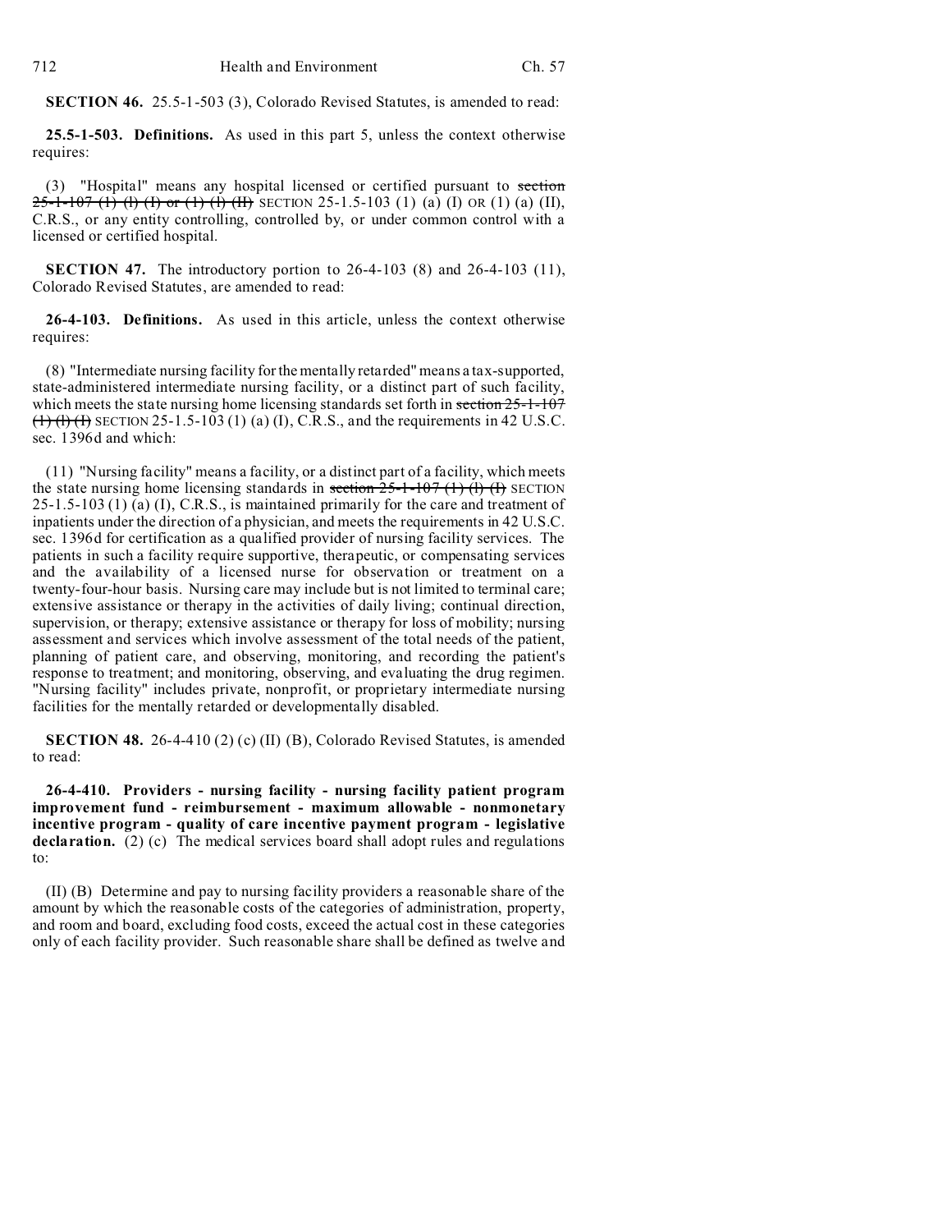**SECTION 46.** 25.5-1-503 (3), Colorado Revised Statutes, is amended to read:

**25.5-1-503. Definitions.** As used in this part 5, unless the context otherwise requires:

(3) "Hospital" means any hospital licensed or certified pursuant to ~~section 25-1-107 (1) (l) (I) or (1) (l) (II)~~ SECTION 25-1.5-103 (1) (a) (I) OR (1) (a) (II), C.R.S., or any entity controlling, controlled by, or under common control with a licensed or certified hospital.

**SECTION 47.** The introductory portion to 26-4-103 (8) and 26-4-103 (11), Colorado Revised Statutes, are amended to read:

**26-4-103. Definitions.** As used in this article, unless the context otherwise requires:

(8) "Intermediate nursing facility for the mentally retarded" means a tax-supported, state-administered intermediate nursing facility, or a distinct part of such facility, which meets the state nursing home licensing standards set forth in ~~section 25-1-107 (1) (l) (I)~~ SECTION 25-1.5-103 (1) (a) (I), C.R.S., and the requirements in 42 U.S.C. sec. 1396d and which:

(11) "Nursing facility" means a facility, or a distinct part of a facility, which meets the state nursing home licensing standards in ~~section 25-1-107 (1) (l) (I)~~ SECTION 25-1.5-103 (1) (a) (I), C.R.S., is maintained primarily for the care and treatment of inpatients under the direction of a physician, and meets the requirements in 42 U.S.C. sec. 1396d for certification as a qualified provider of nursing facility services. The patients in such a facility require supportive, therapeutic, or compensating services and the availability of a licensed nurse for observation or treatment on a twenty-four-hour basis. Nursing care may include but is not limited to terminal care; extensive assistance or therapy in the activities of daily living; continual direction, supervision, or therapy; extensive assistance or therapy for loss of mobility; nursing assessment and services which involve assessment of the total needs of the patient, planning of patient care, and observing, monitoring, and recording the patient's response to treatment; and monitoring, observing, and evaluating the drug regimen. "Nursing facility" includes private, nonprofit, or proprietary intermediate nursing facilities for the mentally retarded or developmentally disabled.

**SECTION 48.** 26-4-410 (2) (c) (II) (B), Colorado Revised Statutes, is amended to read:

**26-4-410. Providers - nursing facility - nursing facility patient program improvement fund - reimbursement - maximum allowable - nonmonetary incentive program - quality of care incentive payment program - legislative declaration.** (2) (c) The medical services board shall adopt rules and regulations to:

(II) (B) Determine and pay to nursing facility providers a reasonable share of the amount by which the reasonable costs of the categories of administration, property, and room and board, excluding food costs, exceed the actual cost in these categories only of each facility provider. Such reasonable share shall be defined as twelve and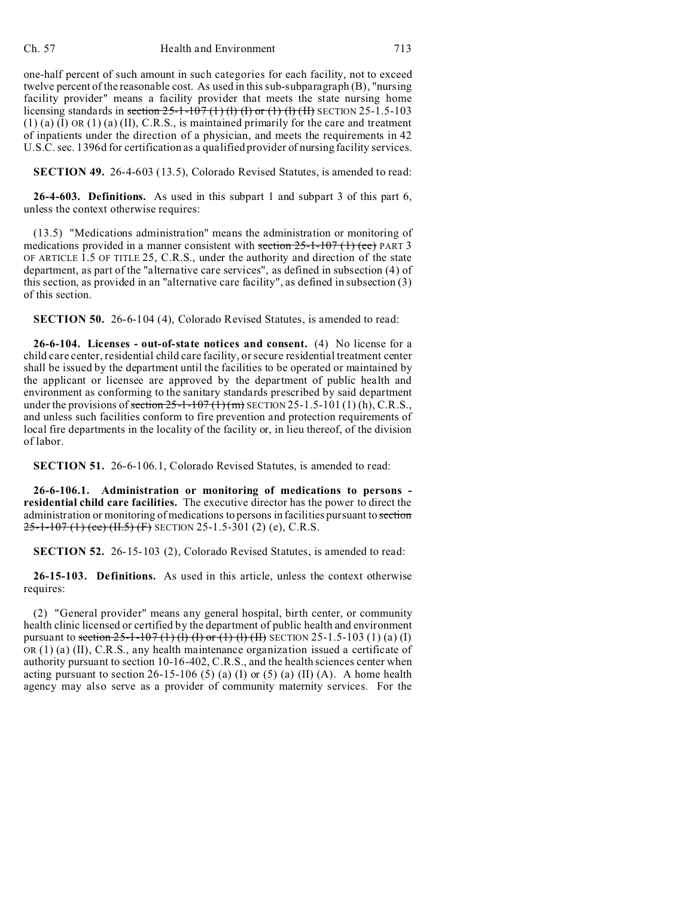one-half percent of such amount in such categories for each facility, not to exceed twelve percent of the reasonable cost. As used in this sub-subparagraph (B), "nursing facility provider" means a facility provider that meets the state nursing home licensing standards in ~~section 25-1-107 (1) (l) (I) or (1) (l) (II)~~ SECTION 25-1.5-103 (1) (a) (I) OR (1) (a) (II), C.R.S., is maintained primarily for the care and treatment of inpatients under the direction of a physician, and meets the requirements in 42 U.S.C. sec. 1396d for certification as a qualified provider of nursing facility services.

**SECTION 49.** 26-4-603 (13.5), Colorado Revised Statutes, is amended to read:

**26-4-603. Definitions.** As used in this subpart 1 and subpart 3 of this part 6, unless the context otherwise requires:

(13.5) "Medications administration" means the administration or monitoring of medications provided in a manner consistent with ~~section 25-1-107 (1) (ee)~~ PART 3 OF ARTICLE 1.5 OF TITLE 25, C.R.S., under the authority and direction of the state department, as part of the "alternative care services", as defined in subsection (4) of this section, as provided in an "alternative care facility", as defined in subsection (3) of this section.

**SECTION 50.** 26-6-104 (4), Colorado Revised Statutes, is amended to read:

**26-6-104. Licenses - out-of-state notices and consent.** (4) No license for a child care center, residential child care facility, or secure residential treatment center shall be issued by the department until the facilities to be operated or maintained by the applicant or licensee are approved by the department of public health and environment as conforming to the sanitary standards prescribed by said department under the provisions of ~~section 25-1-107 (1) (m)~~ SECTION 25-1.5-101 (1) (h), C.R.S., and unless such facilities conform to fire prevention and protection requirements of local fire departments in the locality of the facility or, in lieu thereof, of the division of labor.

**SECTION 51.** 26-6-106.1, Colorado Revised Statutes, is amended to read:

**26-6-106.1. Administration or monitoring of medications to persons - residential child care facilities.** The executive director has the power to direct the administration or monitoring of medications to persons in facilities pursuant to ~~section 25-1-107 (1) (ee) (II.5) (F)~~ SECTION 25-1.5-301 (2) (e), C.R.S.

**SECTION 52.** 26-15-103 (2), Colorado Revised Statutes, is amended to read:

**26-15-103. Definitions.** As used in this article, unless the context otherwise requires:

(2) "General provider" means any general hospital, birth center, or community health clinic licensed or certified by the department of public health and environment pursuant to ~~section 25-1-107 (1) (l) (I) or (1) (l) (II)~~ SECTION 25-1.5-103 (1) (a) (I) OR (1) (a) (II), C.R.S., any health maintenance organization issued a certificate of authority pursuant to section 10-16-402, C.R.S., and the health sciences center when acting pursuant to section 26-15-106 (5) (a) (I) or (5) (a) (II) (A). A home health agency may also serve as a provider of community maternity services. For the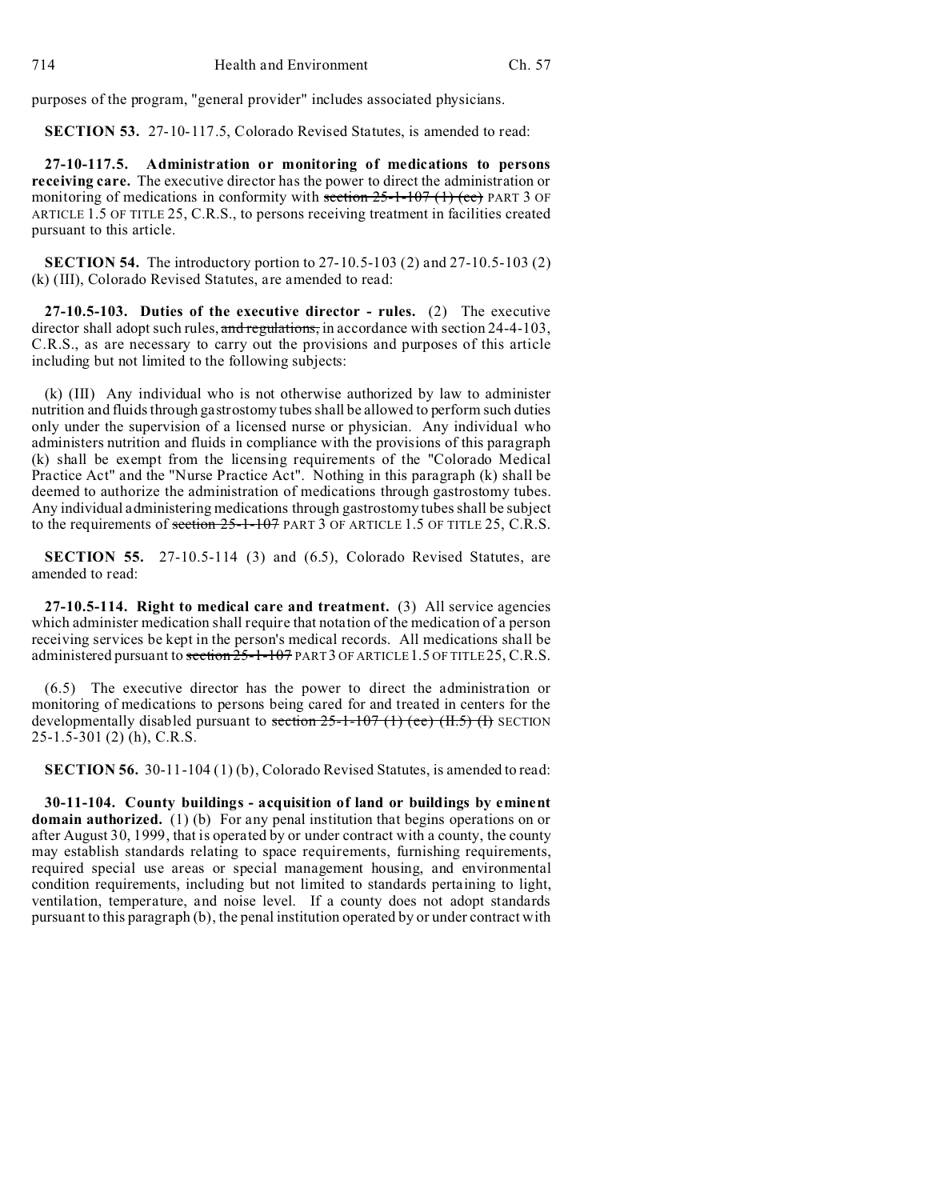purposes of the program, "general provider" includes associated physicians.

**SECTION 53.** 27-10-117.5, Colorado Revised Statutes, is amended to read:

**27-10-117.5. Administration or monitoring of medications to persons receiving care.** The executive director has the power to direct the administration or monitoring of medications in conformity with ~~section 25-1-107 (1) (ee)~~ PART 3 OF ARTICLE 1.5 OF TITLE 25, C.R.S., to persons receiving treatment in facilities created pursuant to this article.

**SECTION 54.** The introductory portion to 27-10.5-103 (2) and 27-10.5-103 (2) (k) (III), Colorado Revised Statutes, are amended to read:

**27-10.5-103. Duties of the executive director - rules.** (2) The executive director shall adopt such rules, ~~and regulations,~~ in accordance with section 24-4-103, C.R.S., as are necessary to carry out the provisions and purposes of this article including but not limited to the following subjects:

(k) (III) Any individual who is not otherwise authorized by law to administer nutrition and fluids through gastrostomy tubes shall be allowed to perform such duties only under the supervision of a licensed nurse or physician. Any individual who administers nutrition and fluids in compliance with the provisions of this paragraph (k) shall be exempt from the licensing requirements of the "Colorado Medical Practice Act" and the "Nurse Practice Act". Nothing in this paragraph (k) shall be deemed to authorize the administration of medications through gastrostomy tubes. Any individual administering medications through gastrostomy tubes shall be subject to the requirements of ~~section 25-1-107~~ PART 3 OF ARTICLE 1.5 OF TITLE 25, C.R.S.

**SECTION 55.** 27-10.5-114 (3) and (6.5), Colorado Revised Statutes, are amended to read:

**27-10.5-114. Right to medical care and treatment.** (3) All service agencies which administer medication shall require that notation of the medication of a person receiving services be kept in the person's medical records. All medications shall be administered pursuant to ~~section 25-1-107~~ PART 3 OF ARTICLE 1.5 OF TITLE 25, C.R.S.

(6.5) The executive director has the power to direct the administration or monitoring of medications to persons being cared for and treated in centers for the developmentally disabled pursuant to ~~section 25-1-107 (1) (ee) (II.5) (I)~~ SECTION 25-1.5-301 (2) (h), C.R.S.

**SECTION 56.** 30-11-104 (1) (b), Colorado Revised Statutes, is amended to read:

**30-11-104. County buildings - acquisition of land or buildings by eminent domain authorized.** (1) (b) For any penal institution that begins operations on or after August 30, 1999, that is operated by or under contract with a county, the county may establish standards relating to space requirements, furnishing requirements, required special use areas or special management housing, and environmental condition requirements, including but not limited to standards pertaining to light, ventilation, temperature, and noise level. If a county does not adopt standards pursuant to this paragraph (b), the penal institution operated by or under contract with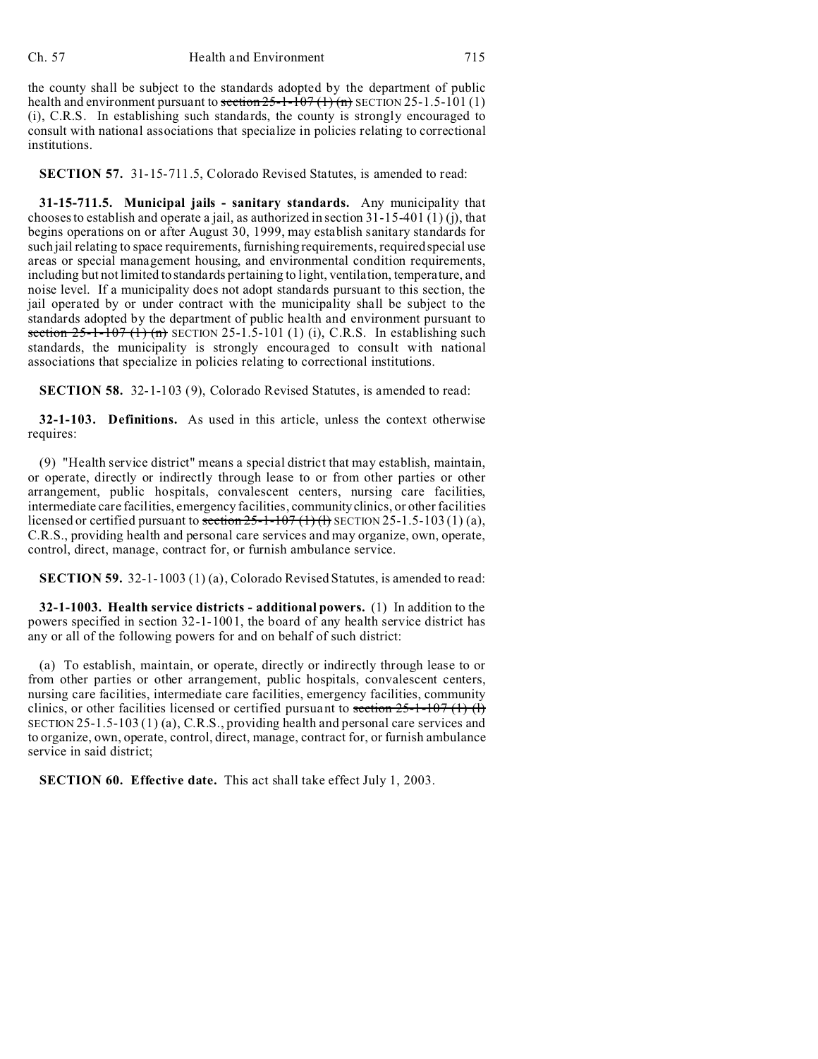the county shall be subject to the standards adopted by the department of public health and environment pursuant to ~~section 25-1-107 (1) (n)~~ SECTION 25-1.5-101 (1) (i), C.R.S. In establishing such standards, the county is strongly encouraged to consult with national associations that specialize in policies relating to correctional institutions.

**SECTION 57.** 31-15-711.5, Colorado Revised Statutes, is amended to read:

**31-15-711.5. Municipal jails - sanitary standards.** Any municipality that chooses to establish and operate a jail, as authorized in section 31-15-401 (1) (j), that begins operations on or after August 30, 1999, may establish sanitary standards for such jail relating to space requirements, furnishing requirements, required special use areas or special management housing, and environmental condition requirements, including but not limited to standards pertaining to light, ventilation, temperature, and noise level. If a municipality does not adopt standards pursuant to this section, the jail operated by or under contract with the municipality shall be subject to the standards adopted by the department of public health and environment pursuant to ~~section 25-1-107 (1) (n)~~ SECTION 25-1.5-101 (1) (i), C.R.S. In establishing such standards, the municipality is strongly encouraged to consult with national associations that specialize in policies relating to correctional institutions.

**SECTION 58.** 32-1-103 (9), Colorado Revised Statutes, is amended to read:

**32-1-103. Definitions.** As used in this article, unless the context otherwise requires:

(9) "Health service district" means a special district that may establish, maintain, or operate, directly or indirectly through lease to or from other parties or other arrangement, public hospitals, convalescent centers, nursing care facilities, intermediate care facilities, emergency facilities, community clinics, or other facilities licensed or certified pursuant to ~~section 25-1-107 (1) (l)~~ SECTION 25-1.5-103 (1) (a), C.R.S., providing health and personal care services and may organize, own, operate, control, direct, manage, contract for, or furnish ambulance service.

**SECTION 59.** 32-1-1003 (1) (a), Colorado Revised Statutes, is amended to read:

**32-1-1003. Health service districts - additional powers.** (1) In addition to the powers specified in section 32-1-1001, the board of any health service district has any or all of the following powers for and on behalf of such district:

(a) To establish, maintain, or operate, directly or indirectly through lease to or from other parties or other arrangement, public hospitals, convalescent centers, nursing care facilities, intermediate care facilities, emergency facilities, community clinics, or other facilities licensed or certified pursuant to ~~section 25-1-107 (1) (l)~~ SECTION 25-1.5-103 (1) (a), C.R.S., providing health and personal care services and to organize, own, operate, control, direct, manage, contract for, or furnish ambulance service in said district;

**SECTION 60. Effective date.** This act shall take effect July 1, 2003.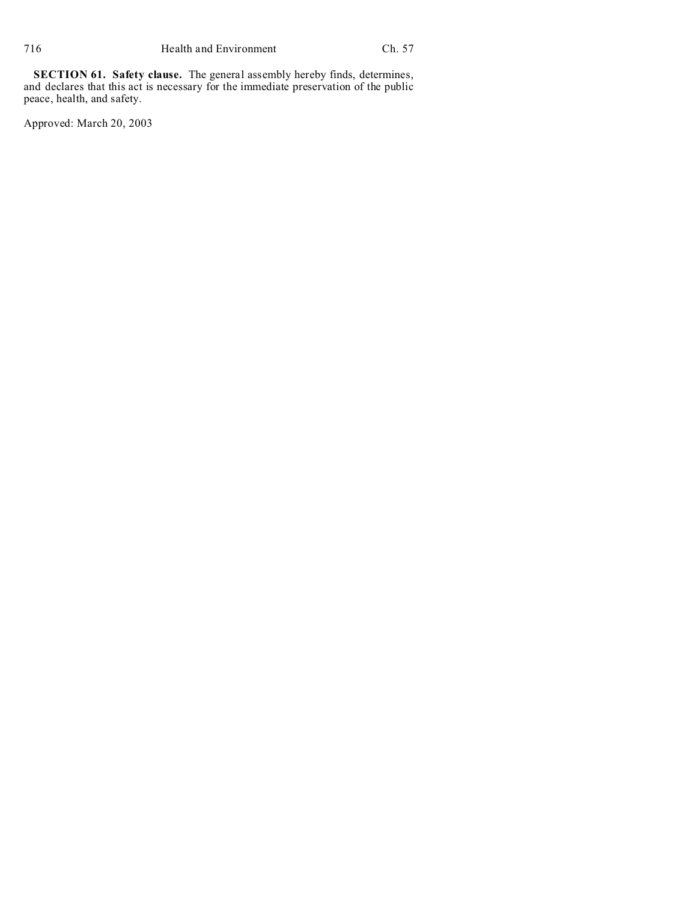**SECTION 61. Safety clause.** The general assembly hereby finds, determines, and declares that this act is necessary for the immediate preservation of the public peace, health, and safety.

Approved: March 20, 2003